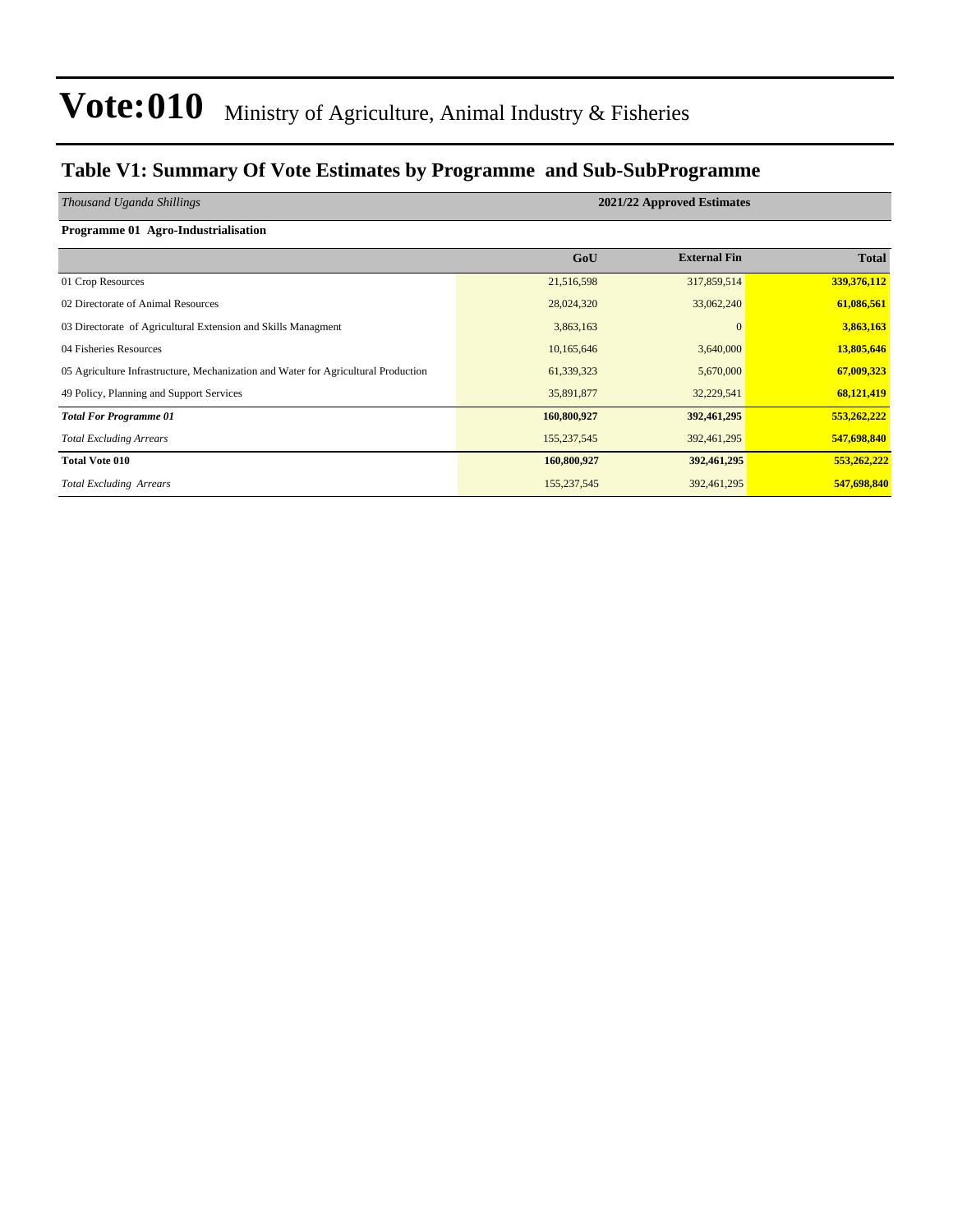# Vote:010 Ministry of Agriculture, Animal Industry & Fisheries

## Table V1: Summary Of Vote Estimates by Programme and Sub-SubProgramme

| *Thousand Uganda Shillings* | 2021/22 Approved Estimates | | |
|---|---|---|---|
| **Programme 01 Agro-Industrialisation** | | | |
| | **GoU** | **External Fin** | **Total** |
| 01 Crop Resources | 21,516,598 | 317,859,514 | **339,376,112** |
| 02 Directorate of Animal Resources | 28,024,320 | 33,062,240 | **61,086,561** |
| 03 Directorate of Agricultural Extension and Skills Managment | 3,863,163 | 0 | **3,863,163** |
| 04 Fisheries Resources | 10,165,646 | 3,640,000 | **13,805,646** |
| 05 Agriculture Infrastructure, Mechanization and Water for Agricultural Production | 61,339,323 | 5,670,000 | **67,009,323** |
| 49 Policy, Planning and Support Services | 35,891,877 | 32,229,541 | **68,121,419** |
| ***Total For Programme 01*** | **160,800,927** | **392,461,295** | **553,262,222** |
| *Total Excluding Arrears* | 155,237,545 | 392,461,295 | **547,698,840** |
| **Total Vote 010** | **160,800,927** | **392,461,295** | **553,262,222** |
| *Total Excluding Arrears* | 155,237,545 | 392,461,295 | **547,698,840** |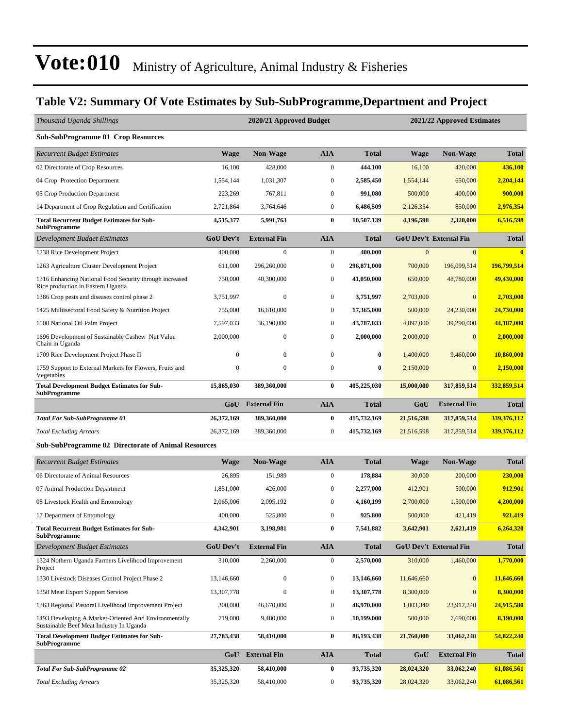# Vote:010 Ministry of Agriculture, Animal Industry & Fisheries

## Table V2: Summary Of Vote Estimates by Sub-SubProgramme,Department and Project

| *Thousand Uganda Shillings* | 2020/21 Approved Budget | | | | 2021/22 Approved Estimates | | |
|---|---|---|---|---|---|---|---|
| **Sub-SubProgramme 01 Crop Resources** | | | | | | | |
| *Recurrent Budget Estimates* | **Wage** | **Non-Wage** | **AIA** | **Total** | **Wage** | **Non-Wage** | **Total** |
| 02 Directorate of Crop Resources | 16,100 | 428,000 | 0 | **444,100** | 16,100 | 420,000 | **436,100** |
| 04 Crop Protection Department | 1,554,144 | 1,031,307 | 0 | **2,585,450** | 1,554,144 | 650,000 | **2,204,144** |
| 05 Crop Production Department | 223,269 | 767,811 | 0 | **991,080** | 500,000 | 400,000 | **900,000** |
| 14 Department of Crop Regulation and Certification | 2,721,864 | 3,764,646 | 0 | **6,486,509** | 2,126,354 | 850,000 | **2,976,354** |
| **Total Recurrent Budget Estimates for Sub-SubProgramme** | **4,515,377** | **5,991,763** | **0** | **10,507,139** | **4,196,598** | **2,320,000** | **6,516,598** |
| *Development Budget Estimates* | **GoU Dev't** | **External Fin** | **AIA** | **Total** | **GoU Dev't** | **External Fin** | **Total** |
| 1238 Rice Development Project | 400,000 | 0 | 0 | **400,000** | 0 | 0 | **0** |
| 1263 Agriculture Cluster Development Project | 611,000 | 296,260,000 | 0 | **296,871,000** | 700,000 | 196,099,514 | **196,799,514** |
| 1316 Enhancing National Food Security through increased Rice production in Eastern Uganda | 750,000 | 40,300,000 | 0 | **41,050,000** | 650,000 | 48,780,000 | **49,430,000** |
| 1386 Crop pests and diseases control phase 2 | 3,751,997 | 0 | 0 | **3,751,997** | 2,703,000 | 0 | **2,703,000** |
| 1425 Multisectoral Food Safety & Nutrition Project | 755,000 | 16,610,000 | 0 | **17,365,000** | 500,000 | 24,230,000 | **24,730,000** |
| 1508 National Oil Palm Project | 7,597,033 | 36,190,000 | 0 | **43,787,033** | 4,897,000 | 39,290,000 | **44,187,000** |
| 1696 Development of Sustainable Cashew Nut Value Chain in Uganda | 2,000,000 | 0 | 0 | **2,000,000** | 2,000,000 | 0 | **2,000,000** |
| 1709 Rice Development Project Phase II | 0 | 0 | 0 | **0** | 1,400,000 | 9,460,000 | **10,860,000** |
| 1759 Support to External Markets for Flowers, Fruits and Vegetables | 0 | 0 | 0 | **0** | 2,150,000 | 0 | **2,150,000** |
| **Total Development Budget Estimates for Sub-SubProgramme** | **15,865,030** | **389,360,000** | **0** | **405,225,030** | **15,000,000** | **317,859,514** | **332,859,514** |
| | **GoU** | **External Fin** | **AIA** | **Total** | **GoU** | **External Fin** | **Total** |
| ***Total For Sub-SubProgramme 01*** | **26,372,169** | **389,360,000** | **0** | **415,732,169** | **21,516,598** | **317,859,514** | **339,376,112** |
| *Total Excluding Arrears* | 26,372,169 | 389,360,000 | 0 | 415,732,169 | 21,516,598 | 317,859,514 | 339,376,112 |
| **Sub-SubProgramme 02 Directorate of Animal Resources** | | | | | | | |
| *Recurrent Budget Estimates* | **Wage** | **Non-Wage** | **AIA** | **Total** | **Wage** | **Non-Wage** | **Total** |
| 06 Directorate of Animal Resources | 26,895 | 151,989 | 0 | **178,884** | 30,000 | 200,000 | **230,000** |
| 07 Animal Production Department | 1,851,000 | 426,000 | 0 | **2,277,000** | 412,901 | 500,000 | **912,901** |
| 08 Livestock Health and Entomology | 2,065,006 | 2,095,192 | 0 | **4,160,199** | 2,700,000 | 1,500,000 | **4,200,000** |
| 17 Department of Entomology | 400,000 | 525,800 | 0 | **925,800** | 500,000 | 421,419 | **921,419** |
| **Total Recurrent Budget Estimates for Sub-SubProgramme** | **4,342,901** | **3,198,981** | **0** | **7,541,882** | **3,642,901** | **2,621,419** | **6,264,320** |
| *Development Budget Estimates* | **GoU Dev't** | **External Fin** | **AIA** | **Total** | **GoU Dev't** | **External Fin** | **Total** |
| 1324 Nothern Uganda Farmers Livelihood Improvement Project | 310,000 | 2,260,000 | 0 | **2,570,000** | 310,000 | 1,460,000 | **1,770,000** |
| 1330 Livestock Diseases Control Project Phase 2 | 13,146,660 | 0 | 0 | **13,146,660** | 11,646,660 | 0 | **11,646,660** |
| 1358 Meat Export Support Services | 13,307,778 | 0 | 0 | **13,307,778** | 8,300,000 | 0 | **8,300,000** |
| 1363 Regional Pastoral Livelihood Improvement Project | 300,000 | 46,670,000 | 0 | **46,970,000** | 1,003,340 | 23,912,240 | **24,915,580** |
| 1493 Developing A Market-Oriented And Environmentally Sustainable Beef Meat Industry In Uganda | 719,000 | 9,480,000 | 0 | **10,199,000** | 500,000 | 7,690,000 | **8,190,000** |
| **Total Development Budget Estimates for Sub-SubProgramme** | **27,783,438** | **58,410,000** | **0** | **86,193,438** | **21,760,000** | **33,062,240** | **54,822,240** |
| | **GoU** | **External Fin** | **AIA** | **Total** | **GoU** | **External Fin** | **Total** |
| ***Total For Sub-SubProgramme 02*** | **35,325,320** | **58,410,000** | **0** | **93,735,320** | **28,024,320** | **33,062,240** | **61,086,561** |
| *Total Excluding Arrears* | 35,325,320 | 58,410,000 | 0 | **93,735,320** | 28,024,320 | 33,062,240 | **61,086,561** |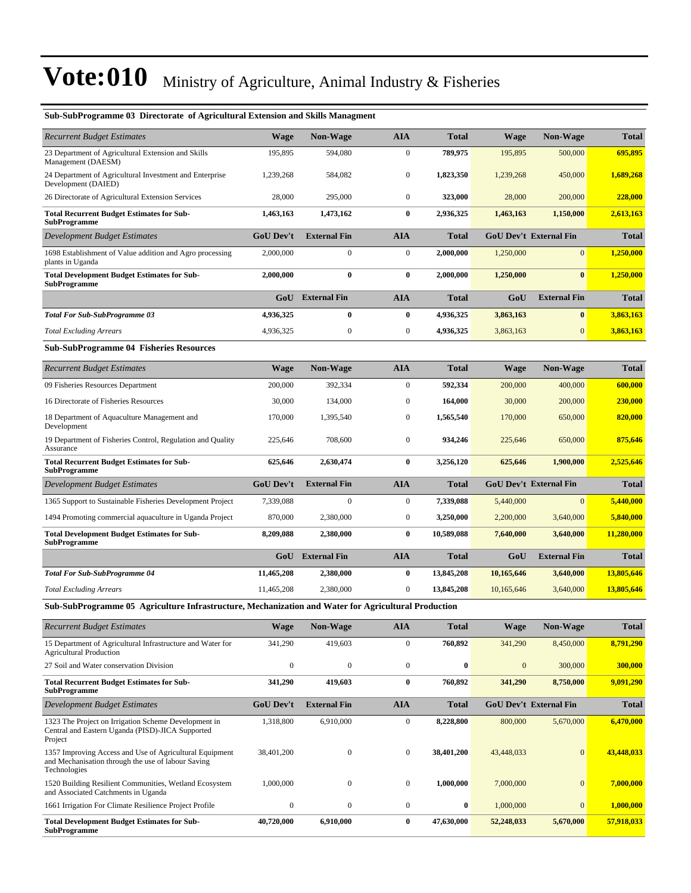# Vote:010 Ministry of Agriculture, Animal Industry & Fisheries

### Sub-SubProgramme 03 Directorate of Agricultural Extension and Skills Managment

| *Recurrent Budget Estimates* | Wage | Non-Wage | AIA | Total | Wage | Non-Wage | Total |
|---|---|---|---|---|---|---|---|
| 23 Department of Agricultural Extension and Skills Management (DAESM) | 195,895 | 594,080 | 0 | **789,975** | 195,895 | 500,000 | **695,895** |
| 24 Department of Agricultural Investment and Enterprise Development (DAIED) | 1,239,268 | 584,082 | 0 | **1,823,350** | 1,239,268 | 450,000 | **1,689,268** |
| 26 Directorate of Agricultural Extension Services | 28,000 | 295,000 | 0 | **323,000** | 28,000 | 200,000 | **228,000** |
| **Total Recurrent Budget Estimates for Sub-SubProgramme** | **1,463,163** | **1,473,162** | **0** | **2,936,325** | **1,463,163** | **1,150,000** | **2,613,163** |
| *Development Budget Estimates* | **GoU Dev't** | **External Fin** | **AIA** | **Total** | **GoU Dev't** | **External Fin** | **Total** |
| 1698 Establishment of Value addition and Agro processing plants in Uganda | 2,000,000 | 0 | 0 | **2,000,000** | 1,250,000 | 0 | **1,250,000** |
| **Total Development Budget Estimates for Sub-SubProgramme** | **2,000,000** | **0** | **0** | **2,000,000** | **1,250,000** | **0** | **1,250,000** |
| | **GoU** | **External Fin** | **AIA** | **Total** | **GoU** | **External Fin** | **Total** |
| ***Total For Sub-SubProgramme 03*** | **4,936,325** | **0** | **0** | **4,936,325** | **3,863,163** | **0** | **3,863,163** |
| *Total Excluding Arrears* | 4,936,325 | 0 | 0 | **4,936,325** | 3,863,163 | 0 | **3,863,163** |

### Sub-SubProgramme 04 Fisheries Resources

| *Recurrent Budget Estimates* | Wage | Non-Wage | AIA | Total | Wage | Non-Wage | Total |
|---|---|---|---|---|---|---|---|
| 09 Fisheries Resources Department | 200,000 | 392,334 | 0 | **592,334** | 200,000 | 400,000 | **600,000** |
| 16 Directorate of Fisheries Resources | 30,000 | 134,000 | 0 | **164,000** | 30,000 | 200,000 | **230,000** |
| 18 Department of Aquaculture Management and Development | 170,000 | 1,395,540 | 0 | **1,565,540** | 170,000 | 650,000 | **820,000** |
| 19 Department of Fisheries Control, Regulation and Quality Assurance | 225,646 | 708,600 | 0 | **934,246** | 225,646 | 650,000 | **875,646** |
| **Total Recurrent Budget Estimates for Sub-SubProgramme** | **625,646** | **2,630,474** | **0** | **3,256,120** | **625,646** | **1,900,000** | **2,525,646** |
| *Development Budget Estimates* | **GoU Dev't** | **External Fin** | **AIA** | **Total** | **GoU Dev't** | **External Fin** | **Total** |
| 1365 Support to Sustainable Fisheries Development Project | 7,339,088 | 0 | 0 | **7,339,088** | 5,440,000 | 0 | **5,440,000** |
| 1494 Promoting commercial aquaculture in Uganda Project | 870,000 | 2,380,000 | 0 | **3,250,000** | 2,200,000 | 3,640,000 | **5,840,000** |
| **Total Development Budget Estimates for Sub-SubProgramme** | **8,209,088** | **2,380,000** | **0** | **10,589,088** | **7,640,000** | **3,640,000** | **11,280,000** |
| | **GoU** | **External Fin** | **AIA** | **Total** | **GoU** | **External Fin** | **Total** |
| ***Total For Sub-SubProgramme 04*** | **11,465,208** | **2,380,000** | **0** | **13,845,208** | **10,165,646** | **3,640,000** | **13,805,646** |
| *Total Excluding Arrears* | 11,465,208 | 2,380,000 | 0 | **13,845,208** | 10,165,646 | 3,640,000 | **13,805,646** |

### Sub-SubProgramme 05 Agriculture Infrastructure, Mechanization and Water for Agricultural Production

| *Recurrent Budget Estimates* | Wage | Non-Wage | AIA | Total | Wage | Non-Wage | Total |
|---|---|---|---|---|---|---|---|
| 15 Department of Agricultural Infrastructure and Water for Agricultural Production | 341,290 | 419,603 | 0 | **760,892** | 341,290 | 8,450,000 | **8,791,290** |
| 27 Soil and Water conservation Division | 0 | 0 | 0 | **0** | 0 | 300,000 | **300,000** |
| **Total Recurrent Budget Estimates for Sub-SubProgramme** | **341,290** | **419,603** | **0** | **760,892** | **341,290** | **8,750,000** | **9,091,290** |
| *Development Budget Estimates* | **GoU Dev't** | **External Fin** | **AIA** | **Total** | **GoU Dev't** | **External Fin** | **Total** |
| 1323 The Project on Irrigation Scheme Development in Central and Eastern Uganda (PISD)-JICA Supported Project | 1,318,800 | 6,910,000 | 0 | **8,228,800** | 800,000 | 5,670,000 | **6,470,000** |
| 1357 Improving Access and Use of Agricultural Equipment and Mechanisation through the use of labour Saving Technologies | 38,401,200 | 0 | 0 | **38,401,200** | 43,448,033 | 0 | **43,448,033** |
| 1520 Building Resilient Communities, Wetland Ecosystem and Associated Catchments in Uganda | 1,000,000 | 0 | 0 | **1,000,000** | 7,000,000 | 0 | **7,000,000** |
| 1661 Irrigation For Climate Resilience Project Profile | 0 | 0 | 0 | **0** | 1,000,000 | 0 | **1,000,000** |
| **Total Development Budget Estimates for Sub-SubProgramme** | **40,720,000** | **6,910,000** | **0** | **47,630,000** | **52,248,033** | **5,670,000** | **57,918,033** |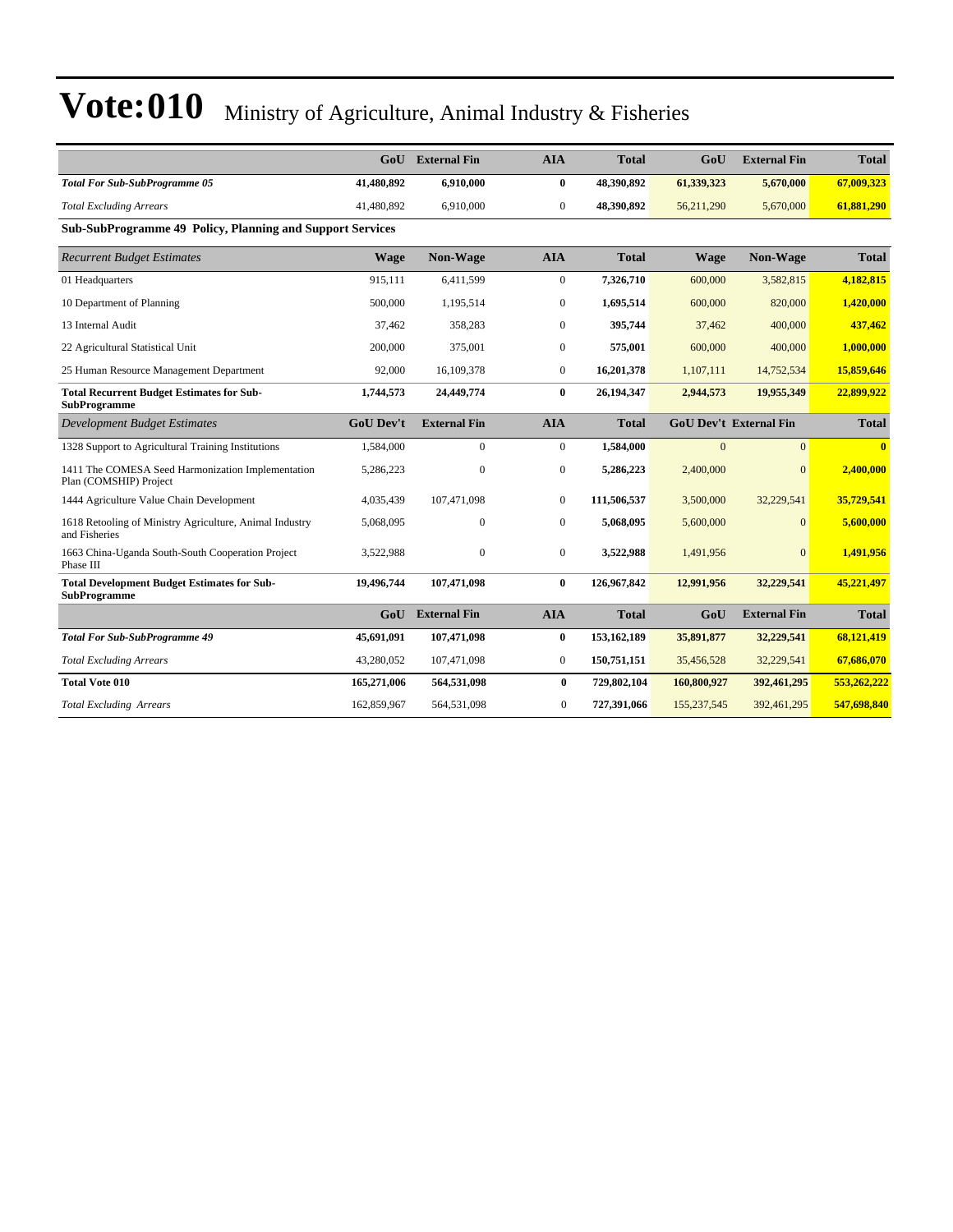# Vote:010 Ministry of Agriculture, Animal Industry & Fisheries

| | GoU | External Fin | AIA | Total | GoU | External Fin | Total |
|---|---|---|---|---|---|---|---|
| ***Total For Sub-SubProgramme 05*** | **41,480,892** | **6,910,000** | **0** | **48,390,892** | **61,339,323** | **5,670,000** | **67,009,323** |
| *Total Excluding Arrears* | 41,480,892 | 6,910,000 | 0 | 48,390,892 | 56,211,290 | 5,670,000 | 61,881,290 |

**Sub-SubProgramme 49 Policy, Planning and Support Services**

| *Recurrent Budget Estimates* | Wage | Non-Wage | AIA | Total | Wage | Non-Wage | Total |
|---|---|---|---|---|---|---|---|
| 01 Headquarters | 915,111 | 6,411,599 | 0 | **7,326,710** | 600,000 | 3,582,815 | **4,182,815** |
| 10 Department of Planning | 500,000 | 1,195,514 | 0 | **1,695,514** | 600,000 | 820,000 | **1,420,000** |
| 13 Internal Audit | 37,462 | 358,283 | 0 | **395,744** | 37,462 | 400,000 | **437,462** |
| 22 Agricultural Statistical Unit | 200,000 | 375,001 | 0 | **575,001** | 600,000 | 400,000 | **1,000,000** |
| 25 Human Resource Management Department | 92,000 | 16,109,378 | 0 | **16,201,378** | 1,107,111 | 14,752,534 | **15,859,646** |
| **Total Recurrent Budget Estimates for Sub-SubProgramme** | **1,744,573** | **24,449,774** | **0** | **26,194,347** | **2,944,573** | **19,955,349** | **22,899,922** |
| *Development Budget Estimates* | **GoU Dev't** | **External Fin** | **AIA** | **Total** | **GoU Dev't** | **External Fin** | **Total** |
| 1328 Support to Agricultural Training Institutions | 1,584,000 | 0 | 0 | **1,584,000** | 0 | 0 | **0** |
| 1411 The COMESA Seed Harmonization Implementation Plan (COMSHIP) Project | 5,286,223 | 0 | 0 | **5,286,223** | 2,400,000 | 0 | **2,400,000** |
| 1444 Agriculture Value Chain Development | 4,035,439 | 107,471,098 | 0 | **111,506,537** | 3,500,000 | 32,229,541 | **35,729,541** |
| 1618 Retooling of Ministry Agriculture, Animal Industry and Fisheries | 5,068,095 | 0 | 0 | **5,068,095** | 5,600,000 | 0 | **5,600,000** |
| 1663 China-Uganda South-South Cooperation Project Phase III | 3,522,988 | 0 | 0 | **3,522,988** | 1,491,956 | 0 | **1,491,956** |
| **Total Development Budget Estimates for Sub-SubProgramme** | **19,496,744** | **107,471,098** | **0** | **126,967,842** | **12,991,956** | **32,229,541** | **45,221,497** |
| | **GoU** | **External Fin** | **AIA** | **Total** | **GoU** | **External Fin** | **Total** |
| ***Total For Sub-SubProgramme 49*** | **45,691,091** | **107,471,098** | **0** | **153,162,189** | **35,891,877** | **32,229,541** | **68,121,419** |
| *Total Excluding Arrears* | 43,280,052 | 107,471,098 | 0 | **150,751,151** | 35,456,528 | 32,229,541 | **67,686,070** |
| **Total Vote 010** | **165,271,006** | **564,531,098** | **0** | **729,802,104** | **160,800,927** | **392,461,295** | **553,262,222** |
| *Total Excluding Arrears* | 162,859,967 | 564,531,098 | 0 | **727,391,066** | 155,237,545 | 392,461,295 | **547,698,840** |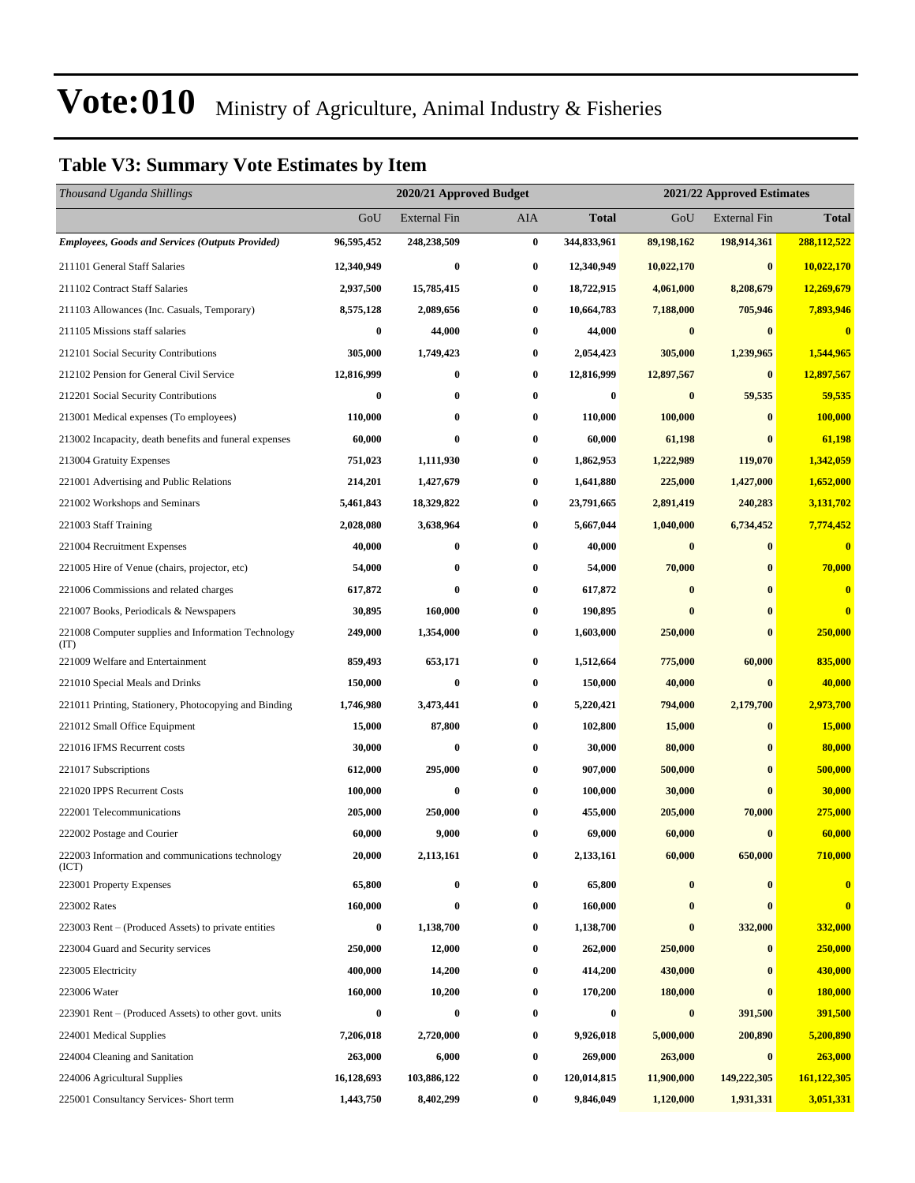# Vote:010 Ministry of Agriculture, Animal Industry & Fisheries

## Table V3: Summary Vote Estimates by Item

| *Thousand Uganda Shillings* | 2020/21 Approved Budget | | | | 2021/22 Approved Estimates | | |
|---|---|---|---|---|---|---|---|
| | GoU | External Fin | AIA | **Total** | GoU | External Fin | **Total** |
| ***Employees, Goods and Services (Outputs Provided)*** | **96,595,452** | **248,238,509** | **0** | **344,833,961** | **89,198,162** | **198,914,361** | **288,112,522** |
| 211101 General Staff Salaries | **12,340,949** | **0** | **0** | **12,340,949** | **10,022,170** | **0** | **10,022,170** |
| 211102 Contract Staff Salaries | **2,937,500** | **15,785,415** | **0** | **18,722,915** | **4,061,000** | **8,208,679** | **12,269,679** |
| 211103 Allowances (Inc. Casuals, Temporary) | **8,575,128** | **2,089,656** | **0** | **10,664,783** | **7,188,000** | **705,946** | **7,893,946** |
| 211105 Missions staff salaries | **0** | **44,000** | **0** | **44,000** | **0** | **0** | **0** |
| 212101 Social Security Contributions | **305,000** | **1,749,423** | **0** | **2,054,423** | **305,000** | **1,239,965** | **1,544,965** |
| 212102 Pension for General Civil Service | **12,816,999** | **0** | **0** | **12,816,999** | **12,897,567** | **0** | **12,897,567** |
| 212201 Social Security Contributions | **0** | **0** | **0** | **0** | **0** | **59,535** | **59,535** |
| 213001 Medical expenses (To employees) | **110,000** | **0** | **0** | **110,000** | **100,000** | **0** | **100,000** |
| 213002 Incapacity, death benefits and funeral expenses | **60,000** | **0** | **0** | **60,000** | **61,198** | **0** | **61,198** |
| 213004 Gratuity Expenses | **751,023** | **1,111,930** | **0** | **1,862,953** | **1,222,989** | **119,070** | **1,342,059** |
| 221001 Advertising and Public Relations | **214,201** | **1,427,679** | **0** | **1,641,880** | **225,000** | **1,427,000** | **1,652,000** |
| 221002 Workshops and Seminars | **5,461,843** | **18,329,822** | **0** | **23,791,665** | **2,891,419** | **240,283** | **3,131,702** |
| 221003 Staff Training | **2,028,080** | **3,638,964** | **0** | **5,667,044** | **1,040,000** | **6,734,452** | **7,774,452** |
| 221004 Recruitment Expenses | **40,000** | **0** | **0** | **40,000** | **0** | **0** | **0** |
| 221005 Hire of Venue (chairs, projector, etc) | **54,000** | **0** | **0** | **54,000** | **70,000** | **0** | **70,000** |
| 221006 Commissions and related charges | **617,872** | **0** | **0** | **617,872** | **0** | **0** | **0** |
| 221007 Books, Periodicals & Newspapers | **30,895** | **160,000** | **0** | **190,895** | **0** | **0** | **0** |
| 221008 Computer supplies and Information Technology (IT) | **249,000** | **1,354,000** | **0** | **1,603,000** | **250,000** | **0** | **250,000** |
| 221009 Welfare and Entertainment | **859,493** | **653,171** | **0** | **1,512,664** | **775,000** | **60,000** | **835,000** |
| 221010 Special Meals and Drinks | **150,000** | **0** | **0** | **150,000** | **40,000** | **0** | **40,000** |
| 221011 Printing, Stationery, Photocopying and Binding | **1,746,980** | **3,473,441** | **0** | **5,220,421** | **794,000** | **2,179,700** | **2,973,700** |
| 221012 Small Office Equipment | **15,000** | **87,800** | **0** | **102,800** | **15,000** | **0** | **15,000** |
| 221016 IFMS Recurrent costs | **30,000** | **0** | **0** | **30,000** | **80,000** | **0** | **80,000** |
| 221017 Subscriptions | **612,000** | **295,000** | **0** | **907,000** | **500,000** | **0** | **500,000** |
| 221020 IPPS Recurrent Costs | **100,000** | **0** | **0** | **100,000** | **30,000** | **0** | **30,000** |
| 222001 Telecommunications | **205,000** | **250,000** | **0** | **455,000** | **205,000** | **70,000** | **275,000** |
| 222002 Postage and Courier | **60,000** | **9,000** | **0** | **69,000** | **60,000** | **0** | **60,000** |
| 222003 Information and communications technology (ICT) | **20,000** | **2,113,161** | **0** | **2,133,161** | **60,000** | **650,000** | **710,000** |
| 223001 Property Expenses | **65,800** | **0** | **0** | **65,800** | **0** | **0** | **0** |
| 223002 Rates | **160,000** | **0** | **0** | **160,000** | **0** | **0** | **0** |
| 223003 Rent – (Produced Assets) to private entities | **0** | **1,138,700** | **0** | **1,138,700** | **0** | **332,000** | **332,000** |
| 223004 Guard and Security services | **250,000** | **12,000** | **0** | **262,000** | **250,000** | **0** | **250,000** |
| 223005 Electricity | **400,000** | **14,200** | **0** | **414,200** | **430,000** | **0** | **430,000** |
| 223006 Water | **160,000** | **10,200** | **0** | **170,200** | **180,000** | **0** | **180,000** |
| 223901 Rent – (Produced Assets) to other govt. units | **0** | **0** | **0** | **0** | **0** | **391,500** | **391,500** |
| 224001 Medical Supplies | **7,206,018** | **2,720,000** | **0** | **9,926,018** | **5,000,000** | **200,890** | **5,200,890** |
| 224004 Cleaning and Sanitation | **263,000** | **6,000** | **0** | **269,000** | **263,000** | **0** | **263,000** |
| 224006 Agricultural Supplies | **16,128,693** | **103,886,122** | **0** | **120,014,815** | **11,900,000** | **149,222,305** | **161,122,305** |
| 225001 Consultancy Services- Short term | **1,443,750** | **8,402,299** | **0** | **9,846,049** | **1,120,000** | **1,931,331** | **3,051,331** |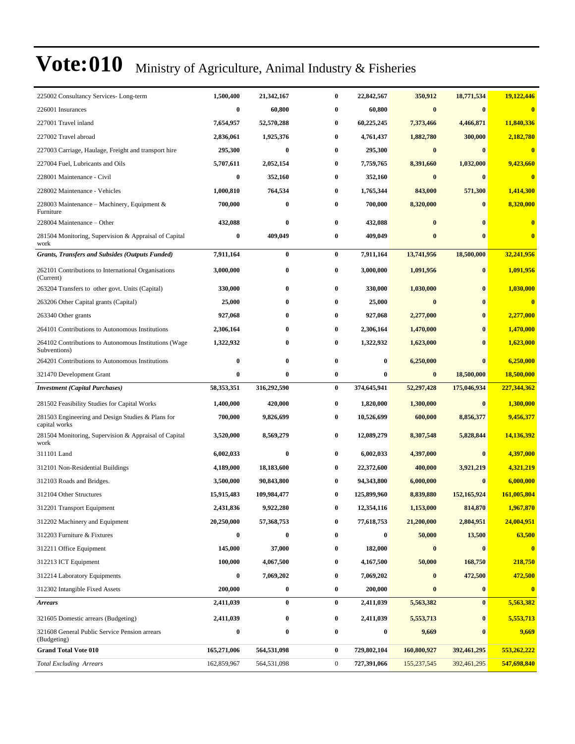# Vote:010 Ministry of Agriculture, Animal Industry & Fisheries

| | | | | | | | |
|---|---|---|---|---|---|---|---|
| 225002 Consultancy Services- Long-term | **1,500,400** | **21,342,167** | **0** | **22,842,567** | **350,912** | **18,771,534** | **19,122,446** |
| 226001 Insurances | **0** | **60,800** | **0** | **60,800** | **0** | **0** | **0** |
| 227001 Travel inland | **7,654,957** | **52,570,288** | **0** | **60,225,245** | **7,373,466** | **4,466,871** | **11,840,336** |
| 227002 Travel abroad | **2,836,061** | **1,925,376** | **0** | **4,761,437** | **1,882,780** | **300,000** | **2,182,780** |
| 227003 Carriage, Haulage, Freight and transport hire | **295,300** | **0** | **0** | **295,300** | **0** | **0** | **0** |
| 227004 Fuel, Lubricants and Oils | **5,707,611** | **2,052,154** | **0** | **7,759,765** | **8,391,660** | **1,032,000** | **9,423,660** |
| 228001 Maintenance - Civil | **0** | **352,160** | **0** | **352,160** | **0** | **0** | **0** |
| 228002 Maintenance - Vehicles | **1,000,810** | **764,534** | **0** | **1,765,344** | **843,000** | **571,300** | **1,414,300** |
| 228003 Maintenance – Machinery, Equipment & Furniture | **700,000** | **0** | **0** | **700,000** | **8,320,000** | **0** | **8,320,000** |
| 228004 Maintenance – Other | **432,088** | **0** | **0** | **432,088** | **0** | **0** | **0** |
| 281504 Monitoring, Supervision & Appraisal of Capital work | **0** | **409,049** | **0** | **409,049** | **0** | **0** | **0** |
| ***Grants, Transfers and Subsides (Outputs Funded)*** | **7,911,164** | **0** | **0** | **7,911,164** | **13,741,956** | **18,500,000** | **32,241,956** |
| 262101 Contributions to International Organisations (Current) | **3,000,000** | **0** | **0** | **3,000,000** | **1,091,956** | **0** | **1,091,956** |
| 263204 Transfers to other govt. Units (Capital) | **330,000** | **0** | **0** | **330,000** | **1,030,000** | **0** | **1,030,000** |
| 263206 Other Capital grants (Capital) | **25,000** | **0** | **0** | **25,000** | **0** | **0** | **0** |
| 263340 Other grants | **927,068** | **0** | **0** | **927,068** | **2,277,000** | **0** | **2,277,000** |
| 264101 Contributions to Autonomous Institutions | **2,306,164** | **0** | **0** | **2,306,164** | **1,470,000** | **0** | **1,470,000** |
| 264102 Contributions to Autonomous Institutions (Wage Subventions) | **1,322,932** | **0** | **0** | **1,322,932** | **1,623,000** | **0** | **1,623,000** |
| 264201 Contributions to Autonomous Institutions | **0** | **0** | **0** | **0** | **6,250,000** | **0** | **6,250,000** |
| 321470 Development Grant | **0** | **0** | **0** | **0** | **0** | **18,500,000** | **18,500,000** |
| ***Investment (Capital Purchases)*** | **58,353,351** | **316,292,590** | **0** | **374,645,941** | **52,297,428** | **175,046,934** | **227,344,362** |
| 281502 Feasibility Studies for Capital Works | **1,400,000** | **420,000** | **0** | **1,820,000** | **1,300,000** | **0** | **1,300,000** |
| 281503 Engineering and Design Studies & Plans for capital works | **700,000** | **9,826,699** | **0** | **10,526,699** | **600,000** | **8,856,377** | **9,456,377** |
| 281504 Monitoring, Supervision & Appraisal of Capital work | **3,520,000** | **8,569,279** | **0** | **12,089,279** | **8,307,548** | **5,828,844** | **14,136,392** |
| 311101 Land | **6,002,033** | **0** | **0** | **6,002,033** | **4,397,000** | **0** | **4,397,000** |
| 312101 Non-Residential Buildings | **4,189,000** | **18,183,600** | **0** | **22,372,600** | **400,000** | **3,921,219** | **4,321,219** |
| 312103 Roads and Bridges. | **3,500,000** | **90,843,800** | **0** | **94,343,800** | **6,000,000** | **0** | **6,000,000** |
| 312104 Other Structures | **15,915,483** | **109,984,477** | **0** | **125,899,960** | **8,839,880** | **152,165,924** | **161,005,804** |
| 312201 Transport Equipment | **2,431,836** | **9,922,280** | **0** | **12,354,116** | **1,153,000** | **814,870** | **1,967,870** |
| 312202 Machinery and Equipment | **20,250,000** | **57,368,753** | **0** | **77,618,753** | **21,200,000** | **2,804,951** | **24,004,951** |
| 312203 Furniture & Fixtures | **0** | **0** | **0** | **0** | **50,000** | **13,500** | **63,500** |
| 312211 Office Equipment | **145,000** | **37,000** | **0** | **182,000** | **0** | **0** | **0** |
| 312213 ICT Equipment | **100,000** | **4,067,500** | **0** | **4,167,500** | **50,000** | **168,750** | **218,750** |
| 312214 Laboratory Equipments | **0** | **7,069,202** | **0** | **7,069,202** | **0** | **472,500** | **472,500** |
| 312302 Intangible Fixed Assets | **200,000** | **0** | **0** | **200,000** | **0** | **0** | **0** |
| ***Arrears*** | **2,411,039** | **0** | **0** | **2,411,039** | **5,563,382** | **0** | **5,563,382** |
| 321605 Domestic arrears (Budgeting) | **2,411,039** | **0** | **0** | **2,411,039** | **5,553,713** | **0** | **5,553,713** |
| 321608 General Public Service Pension arrears (Budgeting) | **0** | **0** | **0** | **0** | **9,669** | **0** | **9,669** |
| **Grand Total Vote 010** | **165,271,006** | **564,531,098** | **0** | **729,802,104** | **160,800,927** | **392,461,295** | **553,262,222** |
| *Total Excluding Arrears* | 162,859,967 | 564,531,098 | 0 | **727,391,066** | 155,237,545 | 392,461,295 | **547,698,840** |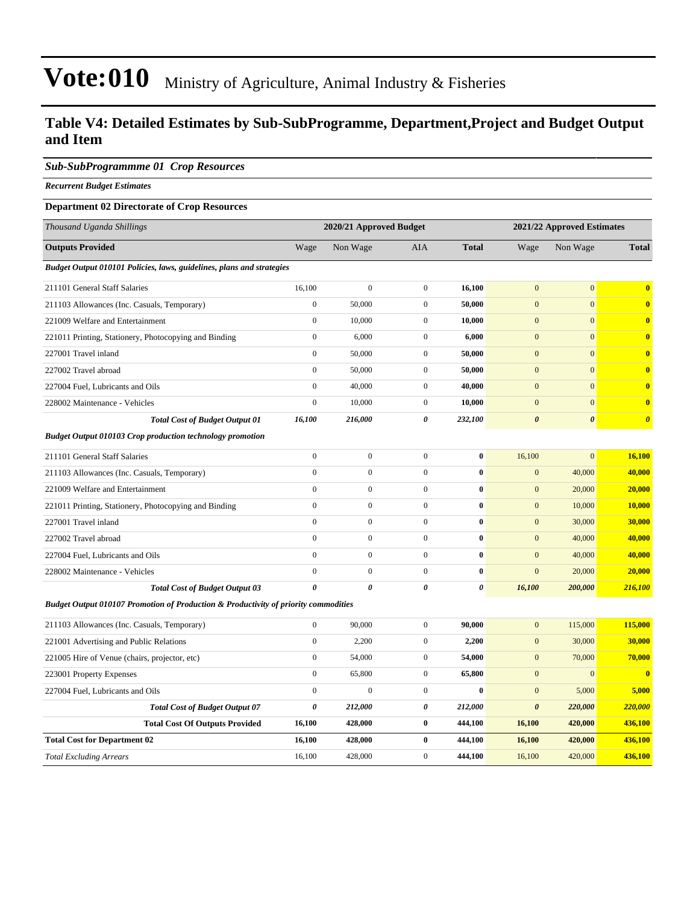# Vote:010 Ministry of Agriculture, Animal Industry & Fisheries

## Table V4: Detailed Estimates by Sub-SubProgramme, Department,Project and Budget Output and Item

### *Sub-SubProgrammme 01 Crop Resources*

***Recurrent Budget Estimates***

**Department 02 Directorate of Crop Resources**

| *Thousand Uganda Shillings* | 2020/21 Approved Budget | | | | 2021/22 Approved Estimates | | |
|---|---|---|---|---|---|---|---|
| **Outputs Provided** | Wage | Non Wage | AIA | **Total** | Wage | Non Wage | **Total** |
| ***Budget Output 010101 Policies, laws, guidelines, plans and strategies*** | | | | | | | |
| 211101 General Staff Salaries | 16,100 | 0 | 0 | **16,100** | 0 | 0 | **0** |
| 211103 Allowances (Inc. Casuals, Temporary) | 0 | 50,000 | 0 | **50,000** | 0 | 0 | **0** |
| 221009 Welfare and Entertainment | 0 | 10,000 | 0 | **10,000** | 0 | 0 | **0** |
| 221011 Printing, Stationery, Photocopying and Binding | 0 | 6,000 | 0 | **6,000** | 0 | 0 | **0** |
| 227001 Travel inland | 0 | 50,000 | 0 | **50,000** | 0 | 0 | **0** |
| 227002 Travel abroad | 0 | 50,000 | 0 | **50,000** | 0 | 0 | **0** |
| 227004 Fuel, Lubricants and Oils | 0 | 40,000 | 0 | **40,000** | 0 | 0 | **0** |
| 228002 Maintenance - Vehicles | 0 | 10,000 | 0 | **10,000** | 0 | 0 | **0** |
| ***Total Cost of Budget Output 01*** | ***16,100*** | ***216,000*** | ***0*** | ***232,100*** | ***0*** | ***0*** | ***0*** |
| ***Budget Output 010103 Crop production technology promotion*** | | | | | | | |
| 211101 General Staff Salaries | 0 | 0 | 0 | **0** | 16,100 | 0 | **16,100** |
| 211103 Allowances (Inc. Casuals, Temporary) | 0 | 0 | 0 | **0** | 0 | 40,000 | **40,000** |
| 221009 Welfare and Entertainment | 0 | 0 | 0 | **0** | 0 | 20,000 | **20,000** |
| 221011 Printing, Stationery, Photocopying and Binding | 0 | 0 | 0 | **0** | 0 | 10,000 | **10,000** |
| 227001 Travel inland | 0 | 0 | 0 | **0** | 0 | 30,000 | **30,000** |
| 227002 Travel abroad | 0 | 0 | 0 | **0** | 0 | 40,000 | **40,000** |
| 227004 Fuel, Lubricants and Oils | 0 | 0 | 0 | **0** | 0 | 40,000 | **40,000** |
| 228002 Maintenance - Vehicles | 0 | 0 | 0 | **0** | 0 | 20,000 | **20,000** |
| ***Total Cost of Budget Output 03*** | ***0*** | ***0*** | ***0*** | ***0*** | ***16,100*** | ***200,000*** | ***216,100*** |
| ***Budget Output 010107 Promotion of Production & Productivity of priority commodities*** | | | | | | | |
| 211103 Allowances (Inc. Casuals, Temporary) | 0 | 90,000 | 0 | **90,000** | 0 | 115,000 | **115,000** |
| 221001 Advertising and Public Relations | 0 | 2,200 | 0 | **2,200** | 0 | 30,000 | **30,000** |
| 221005 Hire of Venue (chairs, projector, etc) | 0 | 54,000 | 0 | **54,000** | 0 | 70,000 | **70,000** |
| 223001 Property Expenses | 0 | 65,800 | 0 | **65,800** | 0 | 0 | **0** |
| 227004 Fuel, Lubricants and Oils | 0 | 0 | 0 | **0** | 0 | 5,000 | **5,000** |
| ***Total Cost of Budget Output 07*** | ***0*** | ***212,000*** | ***0*** | ***212,000*** | ***0*** | ***220,000*** | ***220,000*** |
| **Total Cost Of Outputs Provided** | **16,100** | **428,000** | **0** | **444,100** | **16,100** | **420,000** | **436,100** |
| **Total Cost for Department 02** | **16,100** | **428,000** | **0** | **444,100** | **16,100** | **420,000** | **436,100** |
| *Total Excluding Arrears* | 16,100 | 428,000 | 0 | **444,100** | 16,100 | 420,000 | **436,100** |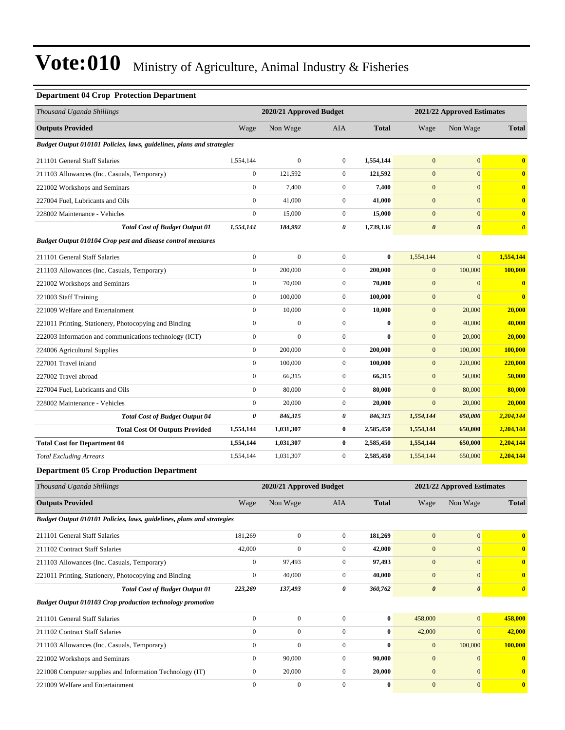# Vote:010 Ministry of Agriculture, Animal Industry & Fisheries

### Department 04 Crop Protection Department

| Thousand Uganda Shillings | 2020/21 Approved Budget | | | | 2021/22 Approved Estimates | | |
|---|---|---|---|---|---|---|---|
| **Outputs Provided** | Wage | Non Wage | AIA | **Total** | Wage | Non Wage | **Total** |
| ***Budget Output 010101 Policies, laws, guidelines, plans and strategies*** | | | | | | | |
| 211101 General Staff Salaries | 1,554,144 | 0 | 0 | **1,554,144** | 0 | 0 | **0** |
| 211103 Allowances (Inc. Casuals, Temporary) | 0 | 121,592 | 0 | **121,592** | 0 | 0 | **0** |
| 221002 Workshops and Seminars | 0 | 7,400 | 0 | **7,400** | 0 | 0 | **0** |
| 227004 Fuel, Lubricants and Oils | 0 | 41,000 | 0 | **41,000** | 0 | 0 | **0** |
| 228002 Maintenance - Vehicles | 0 | 15,000 | 0 | **15,000** | 0 | 0 | **0** |
| ***Total Cost of Budget Output 01*** | ***1,554,144*** | ***184,992*** | ***0*** | ***1,739,136*** | ***0*** | ***0*** | ***0*** |
| ***Budget Output 010104 Crop pest and disease control measures*** | | | | | | | |
| 211101 General Staff Salaries | 0 | 0 | 0 | **0** | 1,554,144 | 0 | **1,554,144** |
| 211103 Allowances (Inc. Casuals, Temporary) | 0 | 200,000 | 0 | **200,000** | 0 | 100,000 | **100,000** |
| 221002 Workshops and Seminars | 0 | 70,000 | 0 | **70,000** | 0 | 0 | **0** |
| 221003 Staff Training | 0 | 100,000 | 0 | **100,000** | 0 | 0 | **0** |
| 221009 Welfare and Entertainment | 0 | 10,000 | 0 | **10,000** | 0 | 20,000 | **20,000** |
| 221011 Printing, Stationery, Photocopying and Binding | 0 | 0 | 0 | **0** | 0 | 40,000 | **40,000** |
| 222003 Information and communications technology (ICT) | 0 | 0 | 0 | **0** | 0 | 20,000 | **20,000** |
| 224006 Agricultural Supplies | 0 | 200,000 | 0 | **200,000** | 0 | 100,000 | **100,000** |
| 227001 Travel inland | 0 | 100,000 | 0 | **100,000** | 0 | 220,000 | **220,000** |
| 227002 Travel abroad | 0 | 66,315 | 0 | **66,315** | 0 | 50,000 | **50,000** |
| 227004 Fuel, Lubricants and Oils | 0 | 80,000 | 0 | **80,000** | 0 | 80,000 | **80,000** |
| 228002 Maintenance - Vehicles | 0 | 20,000 | 0 | **20,000** | 0 | 20,000 | **20,000** |
| ***Total Cost of Budget Output 04*** | ***0*** | ***846,315*** | ***0*** | ***846,315*** | ***1,554,144*** | ***650,000*** | ***2,204,144*** |
| **Total Cost Of Outputs Provided** | **1,554,144** | **1,031,307** | **0** | **2,585,450** | **1,554,144** | **650,000** | **2,204,144** |
| **Total Cost for Department 04** | **1,554,144** | **1,031,307** | **0** | **2,585,450** | **1,554,144** | **650,000** | **2,204,144** |
| *Total Excluding Arrears* | 1,554,144 | 1,031,307 | 0 | **2,585,450** | 1,554,144 | 650,000 | **2,204,144** |

### Department 05 Crop Production Department

| Thousand Uganda Shillings | 2020/21 Approved Budget | | | | 2021/22 Approved Estimates | | |
|---|---|---|---|---|---|---|---|
| **Outputs Provided** | Wage | Non Wage | AIA | **Total** | Wage | Non Wage | **Total** |
| ***Budget Output 010101 Policies, laws, guidelines, plans and strategies*** | | | | | | | |
| 211101 General Staff Salaries | 181,269 | 0 | 0 | **181,269** | 0 | 0 | **0** |
| 211102 Contract Staff Salaries | 42,000 | 0 | 0 | **42,000** | 0 | 0 | **0** |
| 211103 Allowances (Inc. Casuals, Temporary) | 0 | 97,493 | 0 | **97,493** | 0 | 0 | **0** |
| 221011 Printing, Stationery, Photocopying and Binding | 0 | 40,000 | 0 | **40,000** | 0 | 0 | **0** |
| ***Total Cost of Budget Output 01*** | ***223,269*** | ***137,493*** | ***0*** | ***360,762*** | ***0*** | ***0*** | ***0*** |
| ***Budget Output 010103 Crop production technology promotion*** | | | | | | | |
| 211101 General Staff Salaries | 0 | 0 | 0 | **0** | 458,000 | 0 | **458,000** |
| 211102 Contract Staff Salaries | 0 | 0 | 0 | **0** | 42,000 | 0 | **42,000** |
| 211103 Allowances (Inc. Casuals, Temporary) | 0 | 0 | 0 | **0** | 0 | 100,000 | **100,000** |
| 221002 Workshops and Seminars | 0 | 90,000 | 0 | **90,000** | 0 | 0 | **0** |
| 221008 Computer supplies and Information Technology (IT) | 0 | 20,000 | 0 | **20,000** | 0 | 0 | **0** |
| 221009 Welfare and Entertainment | 0 | 0 | 0 | **0** | 0 | 0 | **0** |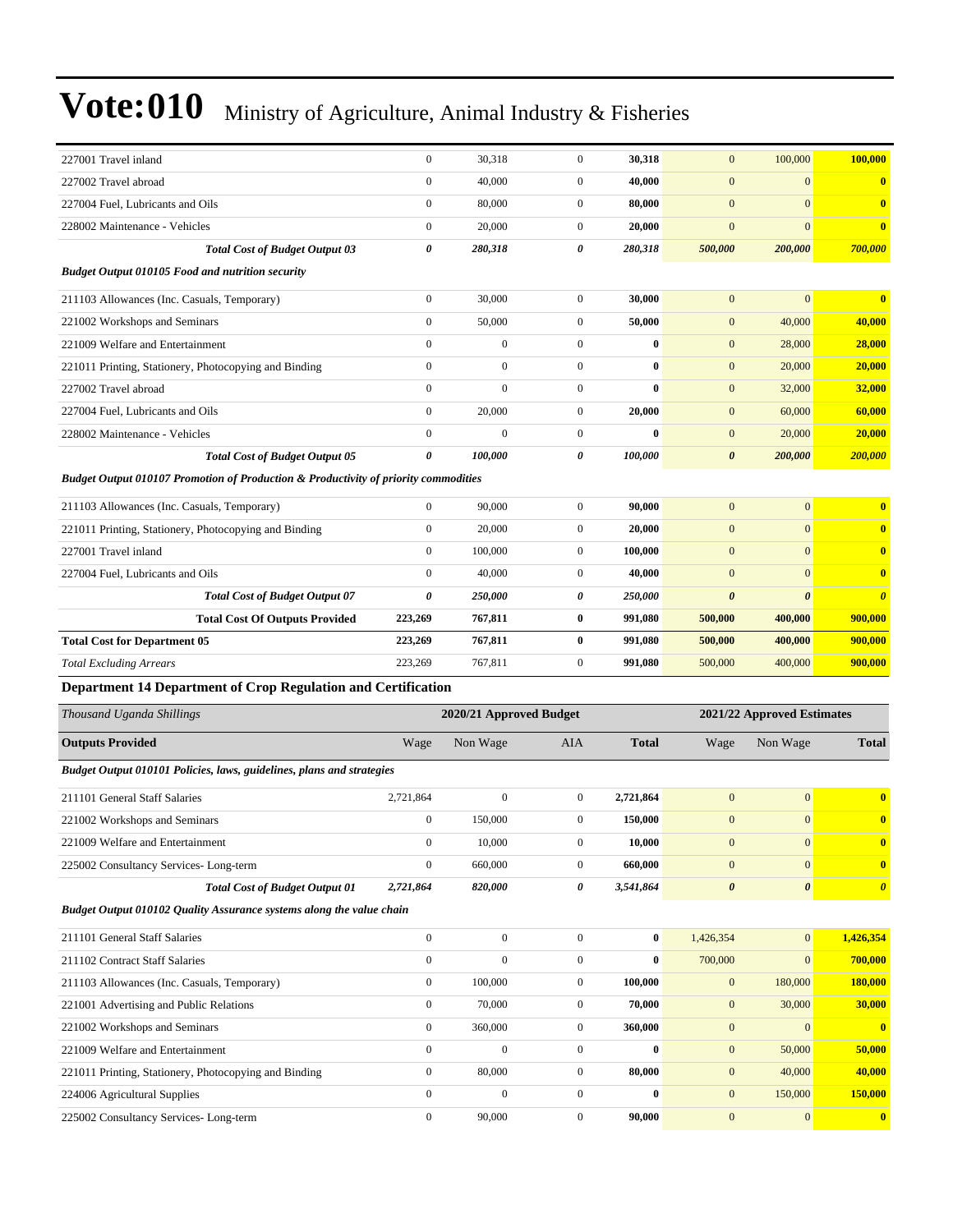# Vote:010 Ministry of Agriculture, Animal Industry & Fisheries

| | | | | | | | |
|---|---|---|---|---|---|---|---|
| 227001 Travel inland | 0 | 30,318 | 0 | **30,318** | 0 | 100,000 | **100,000** |
| 227002 Travel abroad | 0 | 40,000 | 0 | **40,000** | 0 | 0 | **0** |
| 227004 Fuel, Lubricants and Oils | 0 | 80,000 | 0 | **80,000** | 0 | 0 | **0** |
| 228002 Maintenance - Vehicles | 0 | 20,000 | 0 | **20,000** | 0 | 0 | **0** |
| ***Total Cost of Budget Output 03*** | ***0*** | ***280,318*** | ***0*** | ***280,318*** | ***500,000*** | ***200,000*** | ***700,000*** |
| ***Budget Output 010105 Food and nutrition security*** | | | | | | | |
| 211103 Allowances (Inc. Casuals, Temporary) | 0 | 30,000 | 0 | **30,000** | 0 | 0 | **0** |
| 221002 Workshops and Seminars | 0 | 50,000 | 0 | **50,000** | 0 | 40,000 | **40,000** |
| 221009 Welfare and Entertainment | 0 | 0 | 0 | **0** | 0 | 28,000 | **28,000** |
| 221011 Printing, Stationery, Photocopying and Binding | 0 | 0 | 0 | **0** | 0 | 20,000 | **20,000** |
| 227002 Travel abroad | 0 | 0 | 0 | **0** | 0 | 32,000 | **32,000** |
| 227004 Fuel, Lubricants and Oils | 0 | 20,000 | 0 | **20,000** | 0 | 60,000 | **60,000** |
| 228002 Maintenance - Vehicles | 0 | 0 | 0 | **0** | 0 | 20,000 | **20,000** |
| ***Total Cost of Budget Output 05*** | ***0*** | ***100,000*** | ***0*** | ***100,000*** | ***0*** | ***200,000*** | ***200,000*** |
| ***Budget Output 010107 Promotion of Production & Productivity of priority commodities*** | | | | | | | |
| 211103 Allowances (Inc. Casuals, Temporary) | 0 | 90,000 | 0 | **90,000** | 0 | 0 | **0** |
| 221011 Printing, Stationery, Photocopying and Binding | 0 | 20,000 | 0 | **20,000** | 0 | 0 | **0** |
| 227001 Travel inland | 0 | 100,000 | 0 | **100,000** | 0 | 0 | **0** |
| 227004 Fuel, Lubricants and Oils | 0 | 40,000 | 0 | **40,000** | 0 | 0 | **0** |
| ***Total Cost of Budget Output 07*** | ***0*** | ***250,000*** | ***0*** | ***250,000*** | ***0*** | ***0*** | ***0*** |
| **Total Cost Of Outputs Provided** | **223,269** | **767,811** | **0** | **991,080** | **500,000** | **400,000** | **900,000** |
| **Total Cost for Department 05** | **223,269** | **767,811** | **0** | **991,080** | **500,000** | **400,000** | **900,000** |
| *Total Excluding Arrears* | 223,269 | 767,811 | 0 | **991,080** | 500,000 | 400,000 | **900,000** |

### Department 14 Department of Crop Regulation and Certification

| *Thousand Uganda Shillings* | 2020/21 Approved Budget | | | | 2021/22 Approved Estimates | | |
|---|---|---|---|---|---|---|---|
| **Outputs Provided** | Wage | Non Wage | AIA | **Total** | Wage | Non Wage | **Total** |
| ***Budget Output 010101 Policies, laws, guidelines, plans and strategies*** | | | | | | | |
| 211101 General Staff Salaries | 2,721,864 | 0 | 0 | **2,721,864** | 0 | 0 | **0** |
| 221002 Workshops and Seminars | 0 | 150,000 | 0 | **150,000** | 0 | 0 | **0** |
| 221009 Welfare and Entertainment | 0 | 10,000 | 0 | **10,000** | 0 | 0 | **0** |
| 225002 Consultancy Services- Long-term | 0 | 660,000 | 0 | **660,000** | 0 | 0 | **0** |
| ***Total Cost of Budget Output 01*** | ***2,721,864*** | ***820,000*** | ***0*** | ***3,541,864*** | ***0*** | ***0*** | ***0*** |
| ***Budget Output 010102 Quality Assurance systems along the value chain*** | | | | | | | |
| 211101 General Staff Salaries | 0 | 0 | 0 | **0** | 1,426,354 | 0 | **1,426,354** |
| 211102 Contract Staff Salaries | 0 | 0 | 0 | **0** | 700,000 | 0 | **700,000** |
| 211103 Allowances (Inc. Casuals, Temporary) | 0 | 100,000 | 0 | **100,000** | 0 | 180,000 | **180,000** |
| 221001 Advertising and Public Relations | 0 | 70,000 | 0 | **70,000** | 0 | 30,000 | **30,000** |
| 221002 Workshops and Seminars | 0 | 360,000 | 0 | **360,000** | 0 | 0 | **0** |
| 221009 Welfare and Entertainment | 0 | 0 | 0 | **0** | 0 | 50,000 | **50,000** |
| 221011 Printing, Stationery, Photocopying and Binding | 0 | 80,000 | 0 | **80,000** | 0 | 40,000 | **40,000** |
| 224006 Agricultural Supplies | 0 | 0 | 0 | **0** | 0 | 150,000 | **150,000** |
| 225002 Consultancy Services- Long-term | 0 | 90,000 | 0 | **90,000** | 0 | 0 | **0** |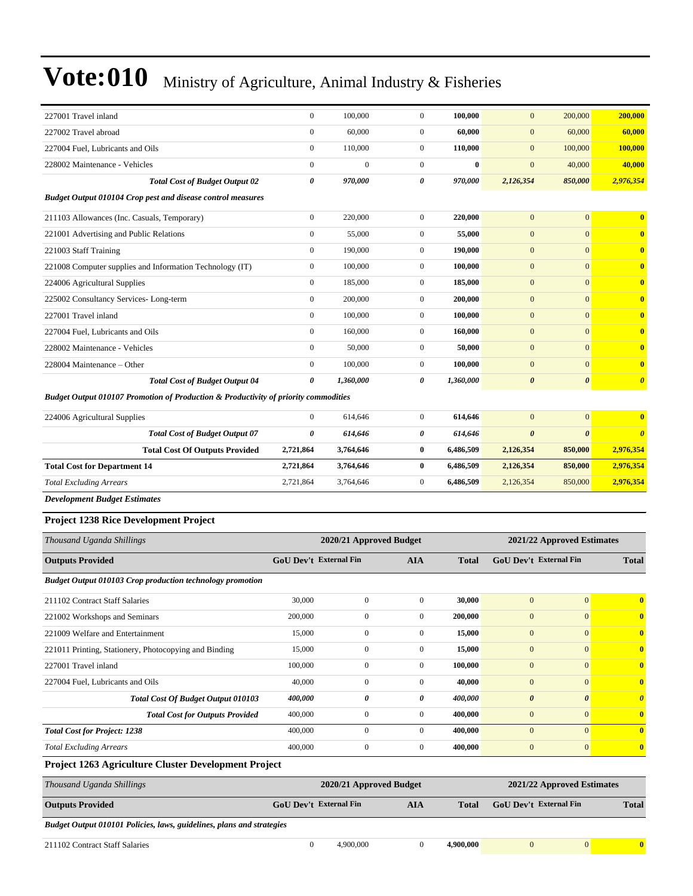# Vote:010 Ministry of Agriculture, Animal Industry & Fisheries

| | | | | | | | |
|---|---|---|---|---|---|---|---|
| 227001 Travel inland | 0 | 100,000 | 0 | **100,000** | 0 | 200,000 | **200,000** |
| 227002 Travel abroad | 0 | 60,000 | 0 | **60,000** | 0 | 60,000 | **60,000** |
| 227004 Fuel, Lubricants and Oils | 0 | 110,000 | 0 | **110,000** | 0 | 100,000 | **100,000** |
| 228002 Maintenance - Vehicles | 0 | 0 | 0 | **0** | 0 | 40,000 | **40,000** |
| ***Total Cost of Budget Output 02*** | ***0*** | ***970,000*** | ***0*** | ***970,000*** | ***2,126,354*** | ***850,000*** | ***2,976,354*** |
| ***Budget Output 010104 Crop pest and disease control measures*** | | | | | | | |
| 211103 Allowances (Inc. Casuals, Temporary) | 0 | 220,000 | 0 | **220,000** | 0 | 0 | **0** |
| 221001 Advertising and Public Relations | 0 | 55,000 | 0 | **55,000** | 0 | 0 | **0** |
| 221003 Staff Training | 0 | 190,000 | 0 | **190,000** | 0 | 0 | **0** |
| 221008 Computer supplies and Information Technology (IT) | 0 | 100,000 | 0 | **100,000** | 0 | 0 | **0** |
| 224006 Agricultural Supplies | 0 | 185,000 | 0 | **185,000** | 0 | 0 | **0** |
| 225002 Consultancy Services- Long-term | 0 | 200,000 | 0 | **200,000** | 0 | 0 | **0** |
| 227001 Travel inland | 0 | 100,000 | 0 | **100,000** | 0 | 0 | **0** |
| 227004 Fuel, Lubricants and Oils | 0 | 160,000 | 0 | **160,000** | 0 | 0 | **0** |
| 228002 Maintenance - Vehicles | 0 | 50,000 | 0 | **50,000** | 0 | 0 | **0** |
| 228004 Maintenance – Other | 0 | 100,000 | 0 | **100,000** | 0 | 0 | **0** |
| ***Total Cost of Budget Output 04*** | ***0*** | ***1,360,000*** | ***0*** | ***1,360,000*** | ***0*** | ***0*** | ***0*** |
| ***Budget Output 010107 Promotion of Production & Productivity of priority commodities*** | | | | | | | |
| 224006 Agricultural Supplies | 0 | 614,646 | 0 | **614,646** | 0 | 0 | **0** |
| ***Total Cost of Budget Output 07*** | ***0*** | ***614,646*** | ***0*** | ***614,646*** | ***0*** | ***0*** | ***0*** |
| **Total Cost Of Outputs Provided** | **2,721,864** | **3,764,646** | **0** | **6,486,509** | **2,126,354** | **850,000** | **2,976,354** |
| **Total Cost for Department 14** | **2,721,864** | **3,764,646** | **0** | **6,486,509** | **2,126,354** | **850,000** | **2,976,354** |
| *Total Excluding Arrears* | 2,721,864 | 3,764,646 | 0 | **6,486,509** | 2,126,354 | 850,000 | **2,976,354** |

***Development Budget Estimates***

### Project 1238 Rice Development Project

| *Thousand Uganda Shillings* | 2020/21 Approved Budget | | | | 2021/22 Approved Estimates | | |
|---|---|---|---|---|---|---|---|
| **Outputs Provided** | **GoU Dev't** | **External Fin** | **AIA** | **Total** | **GoU Dev't** | **External Fin** | **Total** |
| ***Budget Output 010103 Crop production technology promotion*** | | | | | | | |
| 211102 Contract Staff Salaries | 30,000 | 0 | 0 | **30,000** | 0 | 0 | **0** |
| 221002 Workshops and Seminars | 200,000 | 0 | 0 | **200,000** | 0 | 0 | **0** |
| 221009 Welfare and Entertainment | 15,000 | 0 | 0 | **15,000** | 0 | 0 | **0** |
| 221011 Printing, Stationery, Photocopying and Binding | 15,000 | 0 | 0 | **15,000** | 0 | 0 | **0** |
| 227001 Travel inland | 100,000 | 0 | 0 | **100,000** | 0 | 0 | **0** |
| 227004 Fuel, Lubricants and Oils | 40,000 | 0 | 0 | **40,000** | 0 | 0 | **0** |
| ***Total Cost Of Budget Output 010103*** | ***400,000*** | ***0*** | ***0*** | ***400,000*** | ***0*** | ***0*** | ***0*** |
| ***Total Cost for Outputs Provided*** | 400,000 | 0 | 0 | **400,000** | 0 | 0 | **0** |
| ***Total Cost for Project: 1238*** | 400,000 | 0 | 0 | **400,000** | 0 | 0 | **0** |
| *Total Excluding Arrears* | 400,000 | 0 | 0 | **400,000** | 0 | 0 | **0** |

### Project 1263 Agriculture Cluster Development Project

| *Thousand Uganda Shillings* | 2020/21 Approved Budget | | | | 2021/22 Approved Estimates | | |
|---|---|---|---|---|---|---|---|
| **Outputs Provided** | **GoU Dev't** | **External Fin** | **AIA** | **Total** | **GoU Dev't** | **External Fin** | **Total** |
| ***Budget Output 010101 Policies, laws, guidelines, plans and strategies*** | | | | | | | |
| 211102 Contract Staff Salaries | 0 | 4,900,000 | 0 | **4,900,000** | 0 | 0 | **0** |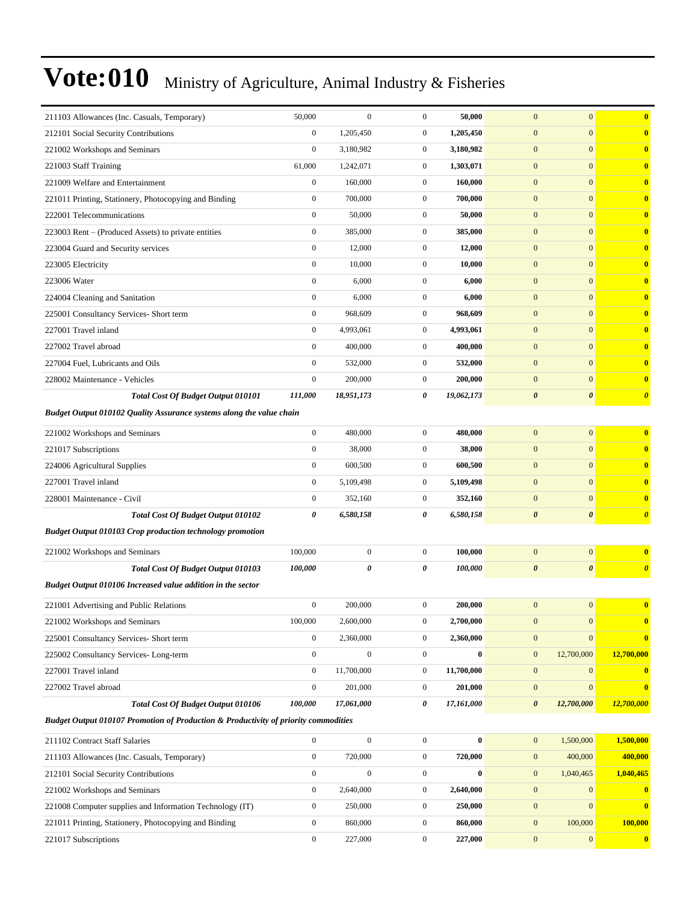# Vote:010 Ministry of Agriculture, Animal Industry & Fisheries

| | | | | | | | |
|---|---|---|---|---|---|---|---|
| 211103 Allowances (Inc. Casuals, Temporary) | 50,000 | 0 | 0 | **50,000** | 0 | 0 | **0** |
| 212101 Social Security Contributions | 0 | 1,205,450 | 0 | **1,205,450** | 0 | 0 | **0** |
| 221002 Workshops and Seminars | 0 | 3,180,982 | 0 | **3,180,982** | 0 | 0 | **0** |
| 221003 Staff Training | 61,000 | 1,242,071 | 0 | **1,303,071** | 0 | 0 | **0** |
| 221009 Welfare and Entertainment | 0 | 160,000 | 0 | **160,000** | 0 | 0 | **0** |
| 221011 Printing, Stationery, Photocopying and Binding | 0 | 700,000 | 0 | **700,000** | 0 | 0 | **0** |
| 222001 Telecommunications | 0 | 50,000 | 0 | **50,000** | 0 | 0 | **0** |
| 223003 Rent – (Produced Assets) to private entities | 0 | 385,000 | 0 | **385,000** | 0 | 0 | **0** |
| 223004 Guard and Security services | 0 | 12,000 | 0 | **12,000** | 0 | 0 | **0** |
| 223005 Electricity | 0 | 10,000 | 0 | **10,000** | 0 | 0 | **0** |
| 223006 Water | 0 | 6,000 | 0 | **6,000** | 0 | 0 | **0** |
| 224004 Cleaning and Sanitation | 0 | 6,000 | 0 | **6,000** | 0 | 0 | **0** |
| 225001 Consultancy Services- Short term | 0 | 968,609 | 0 | **968,609** | 0 | 0 | **0** |
| 227001 Travel inland | 0 | 4,993,061 | 0 | **4,993,061** | 0 | 0 | **0** |
| 227002 Travel abroad | 0 | 400,000 | 0 | **400,000** | 0 | 0 | **0** |
| 227004 Fuel, Lubricants and Oils | 0 | 532,000 | 0 | **532,000** | 0 | 0 | **0** |
| 228002 Maintenance - Vehicles | 0 | 200,000 | 0 | **200,000** | 0 | 0 | **0** |
| ***Total Cost Of Budget Output 010101*** | ***111,000*** | ***18,951,173*** | ***0*** | ***19,062,173*** | ***0*** | ***0*** | ***0*** |
| ***Budget Output 010102 Quality Assurance systems along the value chain*** | | | | | | | |
| 221002 Workshops and Seminars | 0 | 480,000 | 0 | **480,000** | 0 | 0 | **0** |
| 221017 Subscriptions | 0 | 38,000 | 0 | **38,000** | 0 | 0 | **0** |
| 224006 Agricultural Supplies | 0 | 600,500 | 0 | **600,500** | 0 | 0 | **0** |
| 227001 Travel inland | 0 | 5,109,498 | 0 | **5,109,498** | 0 | 0 | **0** |
| 228001 Maintenance - Civil | 0 | 352,160 | 0 | **352,160** | 0 | 0 | **0** |
| ***Total Cost Of Budget Output 010102*** | ***0*** | ***6,580,158*** | ***0*** | ***6,580,158*** | ***0*** | ***0*** | ***0*** |
| ***Budget Output 010103 Crop production technology promotion*** | | | | | | | |
| 221002 Workshops and Seminars | 100,000 | 0 | 0 | **100,000** | 0 | 0 | **0** |
| ***Total Cost Of Budget Output 010103*** | ***100,000*** | ***0*** | ***0*** | ***100,000*** | ***0*** | ***0*** | ***0*** |
| ***Budget Output 010106 Increased value addition in the sector*** | | | | | | | |
| 221001 Advertising and Public Relations | 0 | 200,000 | 0 | **200,000** | 0 | 0 | **0** |
| 221002 Workshops and Seminars | 100,000 | 2,600,000 | 0 | **2,700,000** | 0 | 0 | **0** |
| 225001 Consultancy Services- Short term | 0 | 2,360,000 | 0 | **2,360,000** | 0 | 0 | **0** |
| 225002 Consultancy Services- Long-term | 0 | 0 | 0 | **0** | 0 | 12,700,000 | **12,700,000** |
| 227001 Travel inland | 0 | 11,700,000 | 0 | **11,700,000** | 0 | 0 | **0** |
| 227002 Travel abroad | 0 | 201,000 | 0 | **201,000** | 0 | 0 | **0** |
| ***Total Cost Of Budget Output 010106*** | ***100,000*** | ***17,061,000*** | ***0*** | ***17,161,000*** | ***0*** | ***12,700,000*** | ***12,700,000*** |
| ***Budget Output 010107 Promotion of Production & Productivity of priority commodities*** | | | | | | | |
| 211102 Contract Staff Salaries | 0 | 0 | 0 | **0** | 0 | 1,500,000 | **1,500,000** |
| 211103 Allowances (Inc. Casuals, Temporary) | 0 | 720,000 | 0 | **720,000** | 0 | 400,000 | **400,000** |
| 212101 Social Security Contributions | 0 | 0 | 0 | **0** | 0 | 1,040,465 | **1,040,465** |
| 221002 Workshops and Seminars | 0 | 2,640,000 | 0 | **2,640,000** | 0 | 0 | **0** |
| 221008 Computer supplies and Information Technology (IT) | 0 | 250,000 | 0 | **250,000** | 0 | 0 | **0** |
| 221011 Printing, Stationery, Photocopying and Binding | 0 | 860,000 | 0 | **860,000** | 0 | 100,000 | **100,000** |
| 221017 Subscriptions | 0 | 227,000 | 0 | **227,000** | 0 | 0 | **0** |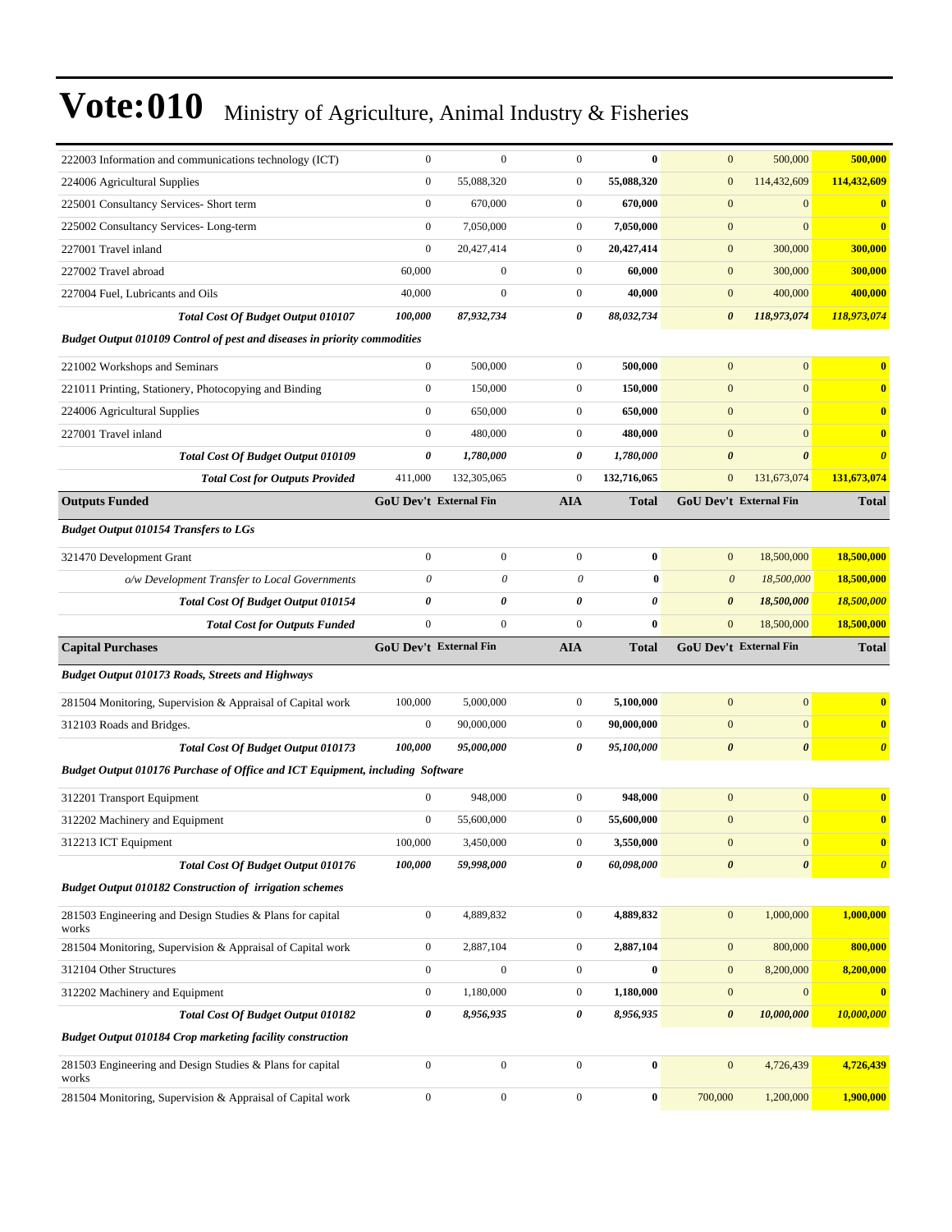# Vote:010 Ministry of Agriculture, Animal Industry & Fisheries

| | | | | | | | |
|---|---|---|---|---|---|---|---|
| 222003 Information and communications technology (ICT) | 0 | 0 | 0 | **0** | 0 | 500,000 | **500,000** |
| 224006 Agricultural Supplies | 0 | 55,088,320 | 0 | **55,088,320** | 0 | 114,432,609 | **114,432,609** |
| 225001 Consultancy Services- Short term | 0 | 670,000 | 0 | **670,000** | 0 | 0 | **0** |
| 225002 Consultancy Services- Long-term | 0 | 7,050,000 | 0 | **7,050,000** | 0 | 0 | **0** |
| 227001 Travel inland | 0 | 20,427,414 | 0 | **20,427,414** | 0 | 300,000 | **300,000** |
| 227002 Travel abroad | 60,000 | 0 | 0 | **60,000** | 0 | 300,000 | **300,000** |
| 227004 Fuel, Lubricants and Oils | 40,000 | 0 | 0 | **40,000** | 0 | 400,000 | **400,000** |
| ***Total Cost Of Budget Output 010107*** | ***100,000*** | ***87,932,734*** | ***0*** | ***88,032,734*** | ***0*** | ***118,973,074*** | ***118,973,074*** |
| ***Budget Output 010109 Control of pest and diseases in priority commodities*** | | | | | | | |
| 221002 Workshops and Seminars | 0 | 500,000 | 0 | **500,000** | 0 | 0 | **0** |
| 221011 Printing, Stationery, Photocopying and Binding | 0 | 150,000 | 0 | **150,000** | 0 | 0 | **0** |
| 224006 Agricultural Supplies | 0 | 650,000 | 0 | **650,000** | 0 | 0 | **0** |
| 227001 Travel inland | 0 | 480,000 | 0 | **480,000** | 0 | 0 | **0** |
| ***Total Cost Of Budget Output 010109*** | ***0*** | ***1,780,000*** | ***0*** | ***1,780,000*** | ***0*** | ***0*** | ***0*** |
| ***Total Cost for Outputs Provided*** | 411,000 | 132,305,065 | 0 | **132,716,065** | 0 | 131,673,074 | **131,673,074** |
| **Outputs Funded** | **GoU Dev't** | **External Fin** | **AIA** | **Total** | **GoU Dev't** | **External Fin** | **Total** |
| ***Budget Output 010154 Transfers to LGs*** | | | | | | | |
| 321470 Development Grant | 0 | 0 | 0 | **0** | 0 | 18,500,000 | **18,500,000** |
| *o/w Development Transfer to Local Governments* | *0* | *0* | *0* | **0** | *0* | *18,500,000* | **18,500,000** |
| ***Total Cost Of Budget Output 010154*** | ***0*** | ***0*** | ***0*** | ***0*** | ***0*** | ***18,500,000*** | ***18,500,000*** |
| ***Total Cost for Outputs Funded*** | 0 | 0 | 0 | **0** | 0 | 18,500,000 | **18,500,000** |
| **Capital Purchases** | **GoU Dev't** | **External Fin** | **AIA** | **Total** | **GoU Dev't** | **External Fin** | **Total** |
| ***Budget Output 010173 Roads, Streets and Highways*** | | | | | | | |
| 281504 Monitoring, Supervision & Appraisal of Capital work | 100,000 | 5,000,000 | 0 | **5,100,000** | 0 | 0 | **0** |
| 312103 Roads and Bridges. | 0 | 90,000,000 | 0 | **90,000,000** | 0 | 0 | **0** |
| ***Total Cost Of Budget Output 010173*** | ***100,000*** | ***95,000,000*** | ***0*** | ***95,100,000*** | ***0*** | ***0*** | ***0*** |
| ***Budget Output 010176 Purchase of Office and ICT Equipment, including Software*** | | | | | | | |
| 312201 Transport Equipment | 0 | 948,000 | 0 | **948,000** | 0 | 0 | **0** |
| 312202 Machinery and Equipment | 0 | 55,600,000 | 0 | **55,600,000** | 0 | 0 | **0** |
| 312213 ICT Equipment | 100,000 | 3,450,000 | 0 | **3,550,000** | 0 | 0 | **0** |
| ***Total Cost Of Budget Output 010176*** | ***100,000*** | ***59,998,000*** | ***0*** | ***60,098,000*** | ***0*** | ***0*** | ***0*** |
| ***Budget Output 010182 Construction of irrigation schemes*** | | | | | | | |
| 281503 Engineering and Design Studies & Plans for capital works | 0 | 4,889,832 | 0 | **4,889,832** | 0 | 1,000,000 | **1,000,000** |
| 281504 Monitoring, Supervision & Appraisal of Capital work | 0 | 2,887,104 | 0 | **2,887,104** | 0 | 800,000 | **800,000** |
| 312104 Other Structures | 0 | 0 | 0 | **0** | 0 | 8,200,000 | **8,200,000** |
| 312202 Machinery and Equipment | 0 | 1,180,000 | 0 | **1,180,000** | 0 | 0 | **0** |
| ***Total Cost Of Budget Output 010182*** | ***0*** | ***8,956,935*** | ***0*** | ***8,956,935*** | ***0*** | ***10,000,000*** | ***10,000,000*** |
| ***Budget Output 010184 Crop marketing facility construction*** | | | | | | | |
| 281503 Engineering and Design Studies & Plans for capital works | 0 | 0 | 0 | **0** | 0 | 4,726,439 | **4,726,439** |
| 281504 Monitoring, Supervision & Appraisal of Capital work | 0 | 0 | 0 | **0** | 700,000 | 1,200,000 | **1,900,000** |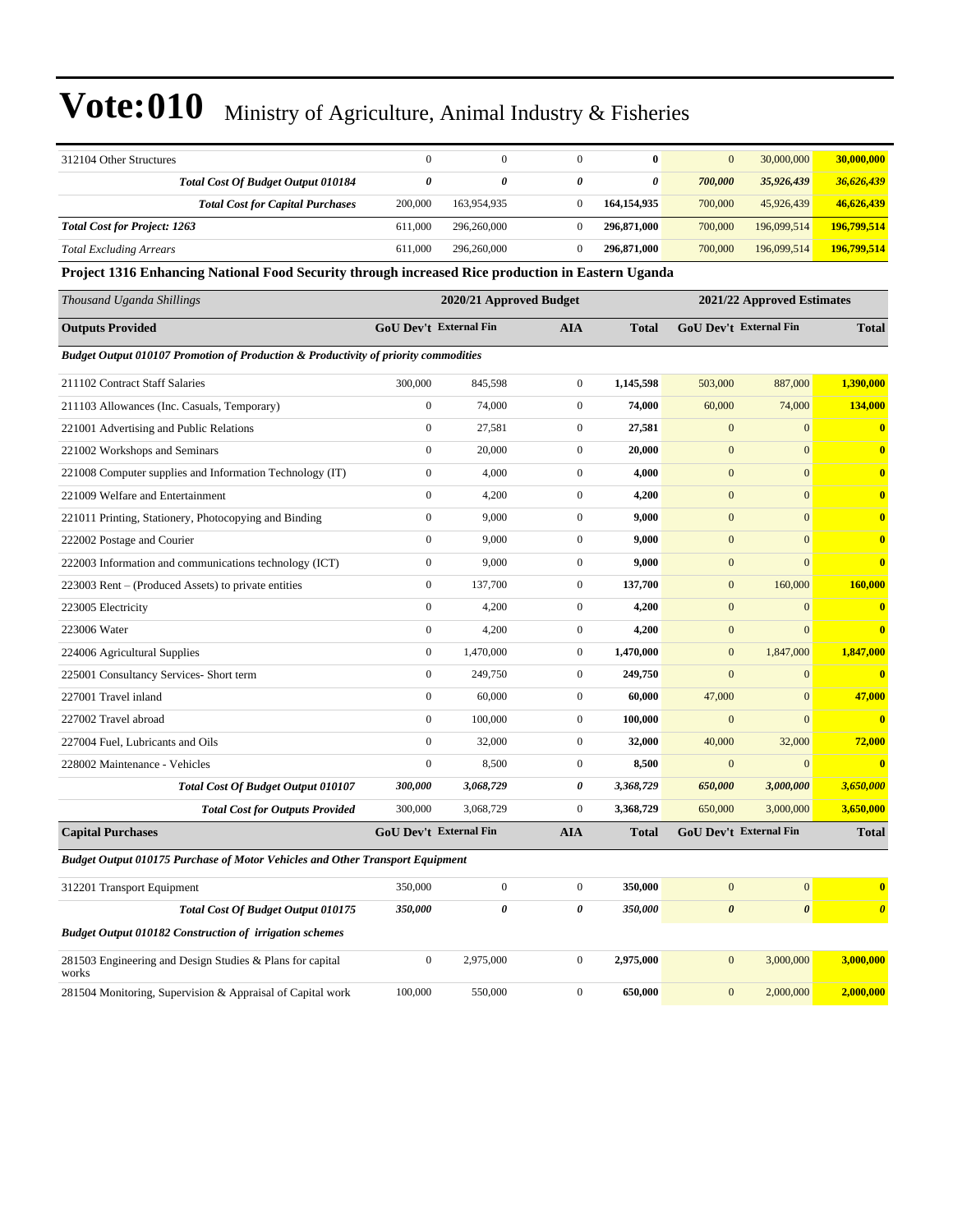# Vote:010 Ministry of Agriculture, Animal Industry & Fisheries

| | | | | | | | |
|---|---|---|---|---|---|---|---|
| 312104 Other Structures | 0 | 0 | 0 | **0** | 0 | 30,000,000 | **30,000,000** |
| ***Total Cost Of Budget Output 010184*** | ***0*** | ***0*** | ***0*** | ***0*** | ***700,000*** | ***35,926,439*** | ***36,626,439*** |
| ***Total Cost for Capital Purchases*** | 200,000 | 163,954,935 | 0 | **164,154,935** | 700,000 | 45,926,439 | **46,626,439** |
| ***Total Cost for Project: 1263*** | 611,000 | 296,260,000 | 0 | **296,871,000** | 700,000 | 196,099,514 | **196,799,514** |
| *Total Excluding Arrears* | 611,000 | 296,260,000 | 0 | **296,871,000** | 700,000 | 196,099,514 | **196,799,514** |

**Project 1316 Enhancing National Food Security through increased Rice production in Eastern Uganda**

| *Thousand Uganda Shillings* | 2020/21 Approved Budget | | | | 2021/22 Approved Estimates | | |
|---|---|---|---|---|---|---|---|
| **Outputs Provided** | **GoU Dev't** | **External Fin** | **AIA** | **Total** | **GoU Dev't** | **External Fin** | **Total** |
| ***Budget Output 010107 Promotion of Production & Productivity of priority commodities*** | | | | | | | |
| 211102 Contract Staff Salaries | 300,000 | 845,598 | 0 | **1,145,598** | 503,000 | 887,000 | **1,390,000** |
| 211103 Allowances (Inc. Casuals, Temporary) | 0 | 74,000 | 0 | **74,000** | 60,000 | 74,000 | **134,000** |
| 221001 Advertising and Public Relations | 0 | 27,581 | 0 | **27,581** | 0 | 0 | **0** |
| 221002 Workshops and Seminars | 0 | 20,000 | 0 | **20,000** | 0 | 0 | **0** |
| 221008 Computer supplies and Information Technology (IT) | 0 | 4,000 | 0 | **4,000** | 0 | 0 | **0** |
| 221009 Welfare and Entertainment | 0 | 4,200 | 0 | **4,200** | 0 | 0 | **0** |
| 221011 Printing, Stationery, Photocopying and Binding | 0 | 9,000 | 0 | **9,000** | 0 | 0 | **0** |
| 222002 Postage and Courier | 0 | 9,000 | 0 | **9,000** | 0 | 0 | **0** |
| 222003 Information and communications technology (ICT) | 0 | 9,000 | 0 | **9,000** | 0 | 0 | **0** |
| 223003 Rent – (Produced Assets) to private entities | 0 | 137,700 | 0 | **137,700** | 0 | 160,000 | **160,000** |
| 223005 Electricity | 0 | 4,200 | 0 | **4,200** | 0 | 0 | **0** |
| 223006 Water | 0 | 4,200 | 0 | **4,200** | 0 | 0 | **0** |
| 224006 Agricultural Supplies | 0 | 1,470,000 | 0 | **1,470,000** | 0 | 1,847,000 | **1,847,000** |
| 225001 Consultancy Services- Short term | 0 | 249,750 | 0 | **249,750** | 0 | 0 | **0** |
| 227001 Travel inland | 0 | 60,000 | 0 | **60,000** | 47,000 | 0 | **47,000** |
| 227002 Travel abroad | 0 | 100,000 | 0 | **100,000** | 0 | 0 | **0** |
| 227004 Fuel, Lubricants and Oils | 0 | 32,000 | 0 | **32,000** | 40,000 | 32,000 | **72,000** |
| 228002 Maintenance - Vehicles | 0 | 8,500 | 0 | **8,500** | 0 | 0 | **0** |
| ***Total Cost Of Budget Output 010107*** | ***300,000*** | ***3,068,729*** | ***0*** | ***3,368,729*** | ***650,000*** | ***3,000,000*** | ***3,650,000*** |
| ***Total Cost for Outputs Provided*** | 300,000 | 3,068,729 | 0 | **3,368,729** | 650,000 | 3,000,000 | **3,650,000** |
| **Capital Purchases** | **GoU Dev't** | **External Fin** | **AIA** | **Total** | **GoU Dev't** | **External Fin** | **Total** |
| ***Budget Output 010175 Purchase of Motor Vehicles and Other Transport Equipment*** | | | | | | | |
| 312201 Transport Equipment | 350,000 | 0 | 0 | **350,000** | 0 | 0 | **0** |
| ***Total Cost Of Budget Output 010175*** | ***350,000*** | ***0*** | ***0*** | ***350,000*** | ***0*** | ***0*** | ***0*** |
| ***Budget Output 010182 Construction of irrigation schemes*** | | | | | | | |
| 281503 Engineering and Design Studies & Plans for capital works | 0 | 2,975,000 | 0 | **2,975,000** | 0 | 3,000,000 | **3,000,000** |
| 281504 Monitoring, Supervision & Appraisal of Capital work | 100,000 | 550,000 | 0 | **650,000** | 0 | 2,000,000 | **2,000,000** |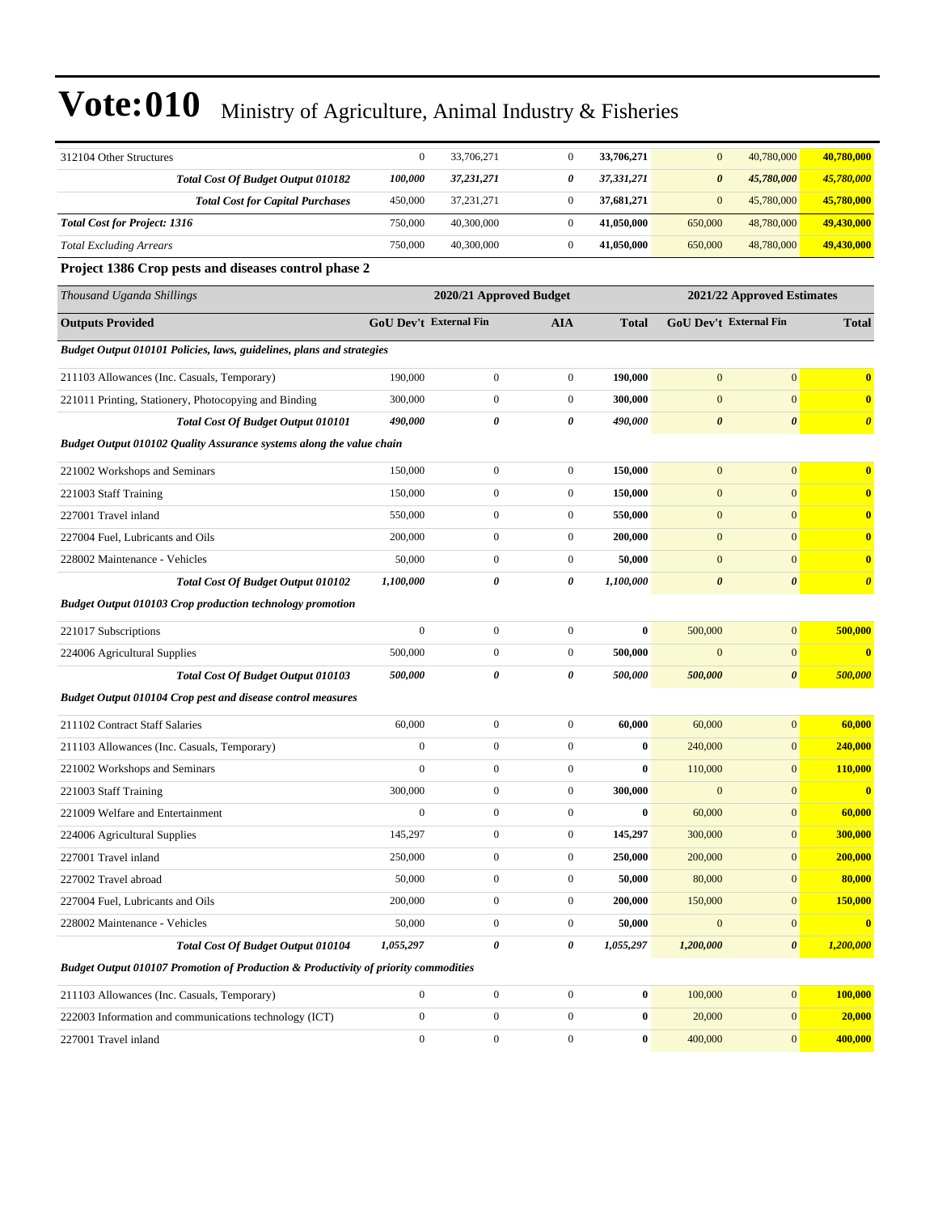| | | | | | | | |
|---|---|---|---|---|---|---|---|
| 312104 Other Structures | 0 | 33,706,271 | 0 | **33,706,271** | 0 | 40,780,000 | **40,780,000** |
| ***Total Cost Of Budget Output 010182*** | ***100,000*** | ***37,231,271*** | ***0*** | ***37,331,271*** | ***0*** | ***45,780,000*** | ***45,780,000*** |
| ***Total Cost for Capital Purchases*** | 450,000 | 37,231,271 | 0 | **37,681,271** | 0 | 45,780,000 | **45,780,000** |
| ***Total Cost for Project: 1316*** | 750,000 | 40,300,000 | 0 | **41,050,000** | 650,000 | 48,780,000 | **49,430,000** |
| *Total Excluding Arrears* | 750,000 | 40,300,000 | 0 | **41,050,000** | 650,000 | 48,780,000 | **49,430,000** |

### Project 1386 Crop pests and diseases control phase 2

| *Thousand Uganda Shillings* | 2020/21 Approved Budget | | | | 2021/22 Approved Estimates | | |
|---|---|---|---|---|---|---|---|
| **Outputs Provided** | **GoU Dev't** | **External Fin** | **AIA** | **Total** | **GoU Dev't** | **External Fin** | **Total** |
| ***Budget Output 010101 Policies, laws, guidelines, plans and strategies*** | | | | | | | |
| 211103 Allowances (Inc. Casuals, Temporary) | 190,000 | 0 | 0 | **190,000** | 0 | 0 | **0** |
| 221011 Printing, Stationery, Photocopying and Binding | 300,000 | 0 | 0 | **300,000** | 0 | 0 | **0** |
| ***Total Cost Of Budget Output 010101*** | ***490,000*** | ***0*** | ***0*** | ***490,000*** | ***0*** | ***0*** | ***0*** |
| ***Budget Output 010102 Quality Assurance systems along the value chain*** | | | | | | | |
| 221002 Workshops and Seminars | 150,000 | 0 | 0 | **150,000** | 0 | 0 | **0** |
| 221003 Staff Training | 150,000 | 0 | 0 | **150,000** | 0 | 0 | **0** |
| 227001 Travel inland | 550,000 | 0 | 0 | **550,000** | 0 | 0 | **0** |
| 227004 Fuel, Lubricants and Oils | 200,000 | 0 | 0 | **200,000** | 0 | 0 | **0** |
| 228002 Maintenance - Vehicles | 50,000 | 0 | 0 | **50,000** | 0 | 0 | **0** |
| ***Total Cost Of Budget Output 010102*** | ***1,100,000*** | ***0*** | ***0*** | ***1,100,000*** | ***0*** | ***0*** | ***0*** |
| ***Budget Output 010103 Crop production technology promotion*** | | | | | | | |
| 221017 Subscriptions | 0 | 0 | 0 | **0** | 500,000 | 0 | **500,000** |
| 224006 Agricultural Supplies | 500,000 | 0 | 0 | **500,000** | 0 | 0 | **0** |
| ***Total Cost Of Budget Output 010103*** | ***500,000*** | ***0*** | ***0*** | ***500,000*** | ***500,000*** | ***0*** | ***500,000*** |
| ***Budget Output 010104 Crop pest and disease control measures*** | | | | | | | |
| 211102 Contract Staff Salaries | 60,000 | 0 | 0 | **60,000** | 60,000 | 0 | **60,000** |
| 211103 Allowances (Inc. Casuals, Temporary) | 0 | 0 | 0 | **0** | 240,000 | 0 | **240,000** |
| 221002 Workshops and Seminars | 0 | 0 | 0 | **0** | 110,000 | 0 | **110,000** |
| 221003 Staff Training | 300,000 | 0 | 0 | **300,000** | 0 | 0 | **0** |
| 221009 Welfare and Entertainment | 0 | 0 | 0 | **0** | 60,000 | 0 | **60,000** |
| 224006 Agricultural Supplies | 145,297 | 0 | 0 | **145,297** | 300,000 | 0 | **300,000** |
| 227001 Travel inland | 250,000 | 0 | 0 | **250,000** | 200,000 | 0 | **200,000** |
| 227002 Travel abroad | 50,000 | 0 | 0 | **50,000** | 80,000 | 0 | **80,000** |
| 227004 Fuel, Lubricants and Oils | 200,000 | 0 | 0 | **200,000** | 150,000 | 0 | **150,000** |
| 228002 Maintenance - Vehicles | 50,000 | 0 | 0 | **50,000** | 0 | 0 | **0** |
| ***Total Cost Of Budget Output 010104*** | ***1,055,297*** | ***0*** | ***0*** | ***1,055,297*** | ***1,200,000*** | ***0*** | ***1,200,000*** |
| ***Budget Output 010107 Promotion of Production & Productivity of priority commodities*** | | | | | | | |
| 211103 Allowances (Inc. Casuals, Temporary) | 0 | 0 | 0 | **0** | 100,000 | 0 | **100,000** |
| 222003 Information and communications technology (ICT) | 0 | 0 | 0 | **0** | 20,000 | 0 | **20,000** |
| 227001 Travel inland | 0 | 0 | 0 | **0** | 400,000 | 0 | **400,000** |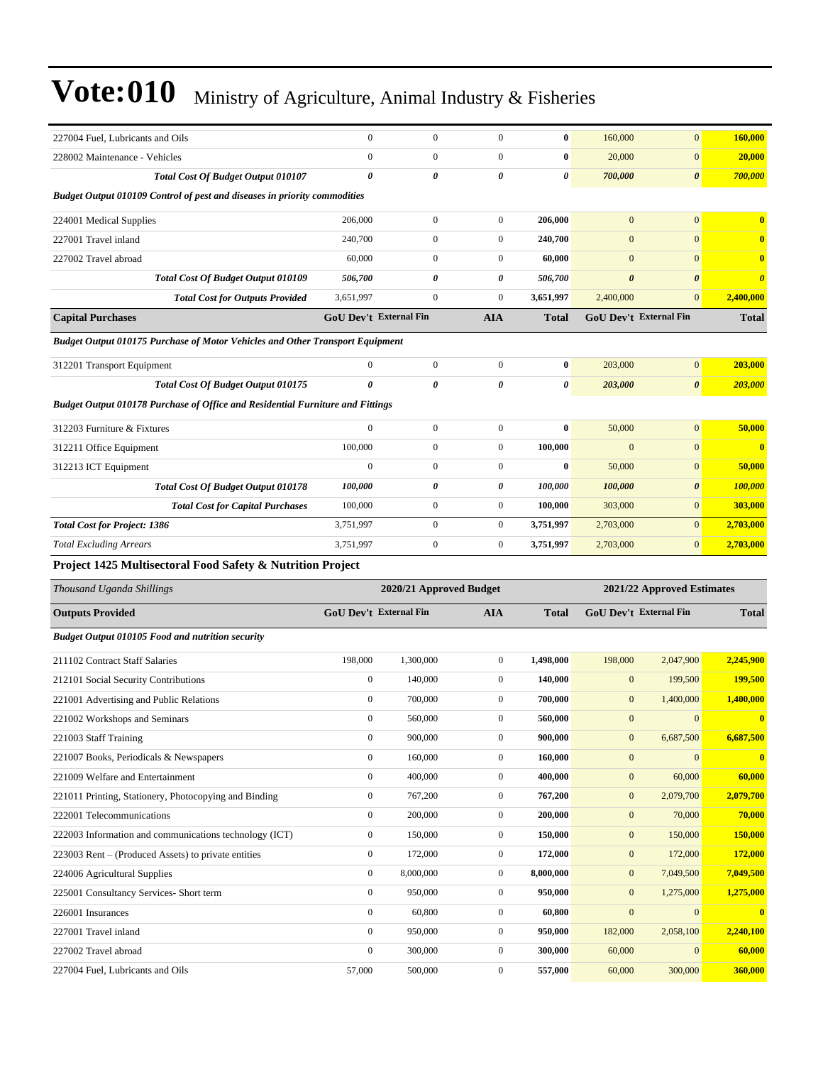# Vote:010 Ministry of Agriculture, Animal Industry & Fisheries

| | | | | | | | |
|---|---|---|---|---|---|---|---|
| 227004 Fuel, Lubricants and Oils | 0 | 0 | 0 | **0** | 160,000 | 0 | **160,000** |
| 228002 Maintenance - Vehicles | 0 | 0 | 0 | **0** | 20,000 | 0 | **20,000** |
| ***Total Cost Of Budget Output 010107*** | ***0*** | ***0*** | ***0*** | ***0*** | ***700,000*** | ***0*** | ***700,000*** |
| ***Budget Output 010109 Control of pest and diseases in priority commodities*** | | | | | | | |
| 224001 Medical Supplies | 206,000 | 0 | 0 | **206,000** | 0 | 0 | **0** |
| 227001 Travel inland | 240,700 | 0 | 0 | **240,700** | 0 | 0 | **0** |
| 227002 Travel abroad | 60,000 | 0 | 0 | **60,000** | 0 | 0 | **0** |
| ***Total Cost Of Budget Output 010109*** | ***506,700*** | ***0*** | ***0*** | ***506,700*** | ***0*** | ***0*** | ***0*** |
| ***Total Cost for Outputs Provided*** | 3,651,997 | 0 | 0 | **3,651,997** | 2,400,000 | 0 | **2,400,000** |
| **Capital Purchases** | **GoU Dev't** | **External Fin** | **AIA** | **Total** | **GoU Dev't** | **External Fin** | **Total** |
| ***Budget Output 010175 Purchase of Motor Vehicles and Other Transport Equipment*** | | | | | | | |
| 312201 Transport Equipment | 0 | 0 | 0 | **0** | 203,000 | 0 | **203,000** |
| ***Total Cost Of Budget Output 010175*** | ***0*** | ***0*** | ***0*** | ***0*** | ***203,000*** | ***0*** | ***203,000*** |
| ***Budget Output 010178 Purchase of Office and Residential Furniture and Fittings*** | | | | | | | |
| 312203 Furniture & Fixtures | 0 | 0 | 0 | **0** | 50,000 | 0 | **50,000** |
| 312211 Office Equipment | 100,000 | 0 | 0 | **100,000** | 0 | 0 | **0** |
| 312213 ICT Equipment | 0 | 0 | 0 | **0** | 50,000 | 0 | **50,000** |
| ***Total Cost Of Budget Output 010178*** | ***100,000*** | ***0*** | ***0*** | ***100,000*** | ***100,000*** | ***0*** | ***100,000*** |
| ***Total Cost for Capital Purchases*** | 100,000 | 0 | 0 | **100,000** | 303,000 | 0 | **303,000** |
| ***Total Cost for Project: 1386*** | 3,751,997 | 0 | 0 | **3,751,997** | 2,703,000 | 0 | **2,703,000** |
| *Total Excluding Arrears* | 3,751,997 | 0 | 0 | **3,751,997** | 2,703,000 | 0 | **2,703,000** |

### Project 1425 Multisectoral Food Safety & Nutrition Project

| *Thousand Uganda Shillings* | 2020/21 Approved Budget | | | | 2021/22 Approved Estimates | | |
|---|---|---|---|---|---|---|---|
| **Outputs Provided** | **GoU Dev't** | **External Fin** | **AIA** | **Total** | **GoU Dev't** | **External Fin** | **Total** |
| ***Budget Output 010105 Food and nutrition security*** | | | | | | | |
| 211102 Contract Staff Salaries | 198,000 | 1,300,000 | 0 | **1,498,000** | 198,000 | 2,047,900 | **2,245,900** |
| 212101 Social Security Contributions | 0 | 140,000 | 0 | **140,000** | 0 | 199,500 | **199,500** |
| 221001 Advertising and Public Relations | 0 | 700,000 | 0 | **700,000** | 0 | 1,400,000 | **1,400,000** |
| 221002 Workshops and Seminars | 0 | 560,000 | 0 | **560,000** | 0 | 0 | **0** |
| 221003 Staff Training | 0 | 900,000 | 0 | **900,000** | 0 | 6,687,500 | **6,687,500** |
| 221007 Books, Periodicals & Newspapers | 0 | 160,000 | 0 | **160,000** | 0 | 0 | **0** |
| 221009 Welfare and Entertainment | 0 | 400,000 | 0 | **400,000** | 0 | 60,000 | **60,000** |
| 221011 Printing, Stationery, Photocopying and Binding | 0 | 767,200 | 0 | **767,200** | 0 | 2,079,700 | **2,079,700** |
| 222001 Telecommunications | 0 | 200,000 | 0 | **200,000** | 0 | 70,000 | **70,000** |
| 222003 Information and communications technology (ICT) | 0 | 150,000 | 0 | **150,000** | 0 | 150,000 | **150,000** |
| 223003 Rent – (Produced Assets) to private entities | 0 | 172,000 | 0 | **172,000** | 0 | 172,000 | **172,000** |
| 224006 Agricultural Supplies | 0 | 8,000,000 | 0 | **8,000,000** | 0 | 7,049,500 | **7,049,500** |
| 225001 Consultancy Services- Short term | 0 | 950,000 | 0 | **950,000** | 0 | 1,275,000 | **1,275,000** |
| 226001 Insurances | 0 | 60,800 | 0 | **60,800** | 0 | 0 | **0** |
| 227001 Travel inland | 0 | 950,000 | 0 | **950,000** | 182,000 | 2,058,100 | **2,240,100** |
| 227002 Travel abroad | 0 | 300,000 | 0 | **300,000** | 60,000 | 0 | **60,000** |
| 227004 Fuel, Lubricants and Oils | 57,000 | 500,000 | 0 | **557,000** | 60,000 | 300,000 | **360,000** |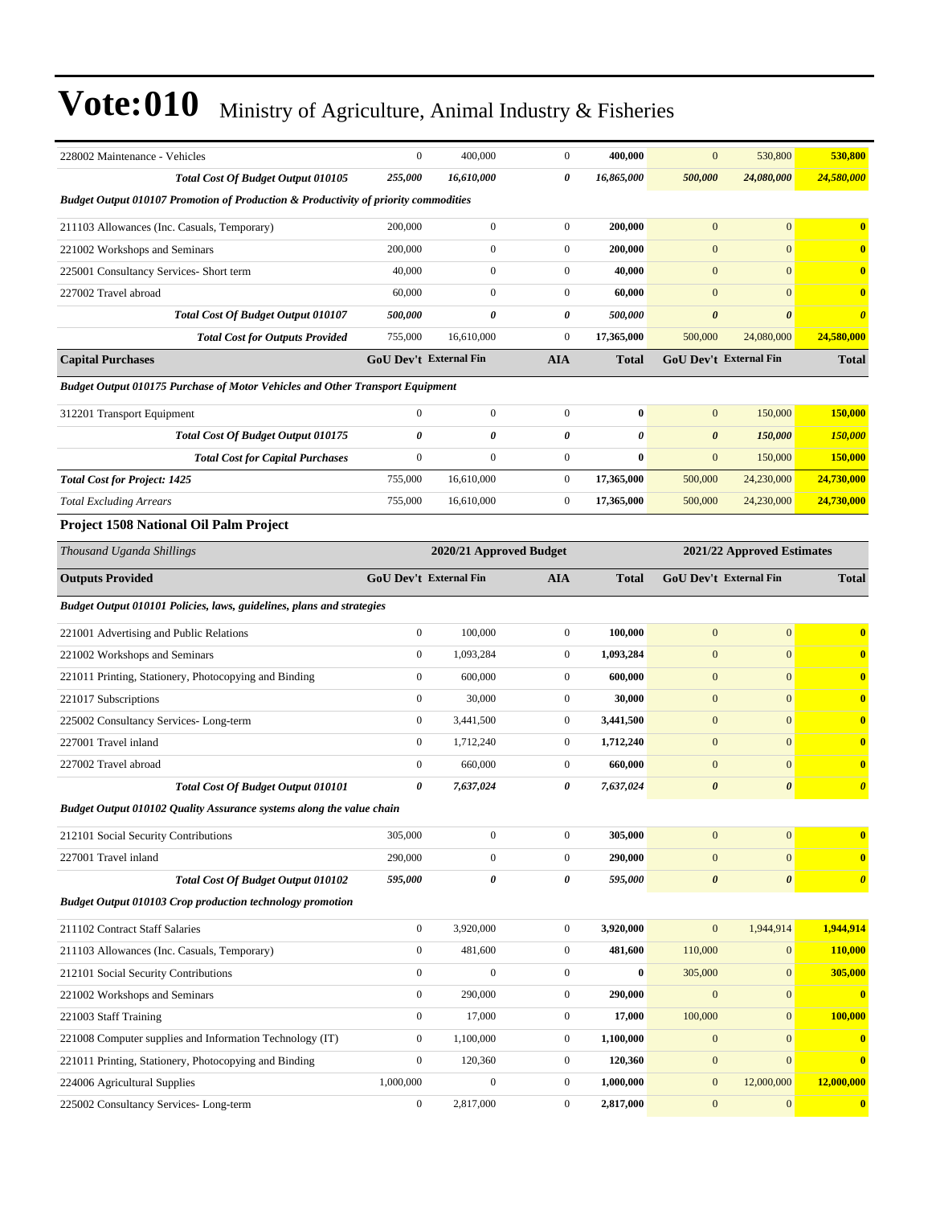# Vote:010 Ministry of Agriculture, Animal Industry & Fisheries

| | | | | | | | |
|---|---|---|---|---|---|---|---|
| 228002 Maintenance - Vehicles | 0 | 400,000 | 0 | **400,000** | 0 | 530,800 | **530,800** |
| ***Total Cost Of Budget Output 010105*** | ***255,000*** | ***16,610,000*** | ***0*** | ***16,865,000*** | ***500,000*** | ***24,080,000*** | ***24,580,000*** |
| ***Budget Output 010107 Promotion of Production & Productivity of priority commodities*** | | | | | | | |
| 211103 Allowances (Inc. Casuals, Temporary) | 200,000 | 0 | 0 | **200,000** | 0 | 0 | **0** |
| 221002 Workshops and Seminars | 200,000 | 0 | 0 | **200,000** | 0 | 0 | **0** |
| 225001 Consultancy Services- Short term | 40,000 | 0 | 0 | **40,000** | 0 | 0 | **0** |
| 227002 Travel abroad | 60,000 | 0 | 0 | **60,000** | 0 | 0 | **0** |
| ***Total Cost Of Budget Output 010107*** | ***500,000*** | ***0*** | ***0*** | ***500,000*** | ***0*** | ***0*** | ***0*** |
| ***Total Cost for Outputs Provided*** | 755,000 | 16,610,000 | 0 | **17,365,000** | 500,000 | 24,080,000 | **24,580,000** |
| **Capital Purchases** | **GoU Dev't** | **External Fin** | **AIA** | **Total** | **GoU Dev't** | **External Fin** | **Total** |
| ***Budget Output 010175 Purchase of Motor Vehicles and Other Transport Equipment*** | | | | | | | |
| 312201 Transport Equipment | 0 | 0 | 0 | **0** | 0 | 150,000 | **150,000** |
| ***Total Cost Of Budget Output 010175*** | ***0*** | ***0*** | ***0*** | ***0*** | ***0*** | ***150,000*** | ***150,000*** |
| ***Total Cost for Capital Purchases*** | 0 | 0 | 0 | **0** | 0 | 150,000 | **150,000** |
| ***Total Cost for Project: 1425*** | 755,000 | 16,610,000 | 0 | **17,365,000** | 500,000 | 24,230,000 | **24,730,000** |
| *Total Excluding Arrears* | 755,000 | 16,610,000 | 0 | **17,365,000** | 500,000 | 24,230,000 | **24,730,000** |

### Project 1508 National Oil Palm Project

| *Thousand Uganda Shillings* | 2020/21 Approved Budget | | | | 2021/22 Approved Estimates | | |
|---|---|---|---|---|---|---|---|
| **Outputs Provided** | **GoU Dev't** | **External Fin** | **AIA** | **Total** | **GoU Dev't** | **External Fin** | **Total** |
| ***Budget Output 010101 Policies, laws, guidelines, plans and strategies*** | | | | | | | |
| 221001 Advertising and Public Relations | 0 | 100,000 | 0 | **100,000** | 0 | 0 | **0** |
| 221002 Workshops and Seminars | 0 | 1,093,284 | 0 | **1,093,284** | 0 | 0 | **0** |
| 221011 Printing, Stationery, Photocopying and Binding | 0 | 600,000 | 0 | **600,000** | 0 | 0 | **0** |
| 221017 Subscriptions | 0 | 30,000 | 0 | **30,000** | 0 | 0 | **0** |
| 225002 Consultancy Services- Long-term | 0 | 3,441,500 | 0 | **3,441,500** | 0 | 0 | **0** |
| 227001 Travel inland | 0 | 1,712,240 | 0 | **1,712,240** | 0 | 0 | **0** |
| 227002 Travel abroad | 0 | 660,000 | 0 | **660,000** | 0 | 0 | **0** |
| ***Total Cost Of Budget Output 010101*** | ***0*** | ***7,637,024*** | ***0*** | ***7,637,024*** | ***0*** | ***0*** | ***0*** |
| ***Budget Output 010102 Quality Assurance systems along the value chain*** | | | | | | | |
| 212101 Social Security Contributions | 305,000 | 0 | 0 | **305,000** | 0 | 0 | **0** |
| 227001 Travel inland | 290,000 | 0 | 0 | **290,000** | 0 | 0 | **0** |
| ***Total Cost Of Budget Output 010102*** | ***595,000*** | ***0*** | ***0*** | ***595,000*** | ***0*** | ***0*** | ***0*** |
| ***Budget Output 010103 Crop production technology promotion*** | | | | | | | |
| 211102 Contract Staff Salaries | 0 | 3,920,000 | 0 | **3,920,000** | 0 | 1,944,914 | **1,944,914** |
| 211103 Allowances (Inc. Casuals, Temporary) | 0 | 481,600 | 0 | **481,600** | 110,000 | 0 | **110,000** |
| 212101 Social Security Contributions | 0 | 0 | 0 | **0** | 305,000 | 0 | **305,000** |
| 221002 Workshops and Seminars | 0 | 290,000 | 0 | **290,000** | 0 | 0 | **0** |
| 221003 Staff Training | 0 | 17,000 | 0 | **17,000** | 100,000 | 0 | **100,000** |
| 221008 Computer supplies and Information Technology (IT) | 0 | 1,100,000 | 0 | **1,100,000** | 0 | 0 | **0** |
| 221011 Printing, Stationery, Photocopying and Binding | 0 | 120,360 | 0 | **120,360** | 0 | 0 | **0** |
| 224006 Agricultural Supplies | 1,000,000 | 0 | 0 | **1,000,000** | 0 | 12,000,000 | **12,000,000** |
| 225002 Consultancy Services- Long-term | 0 | 2,817,000 | 0 | **2,817,000** | 0 | 0 | **0** |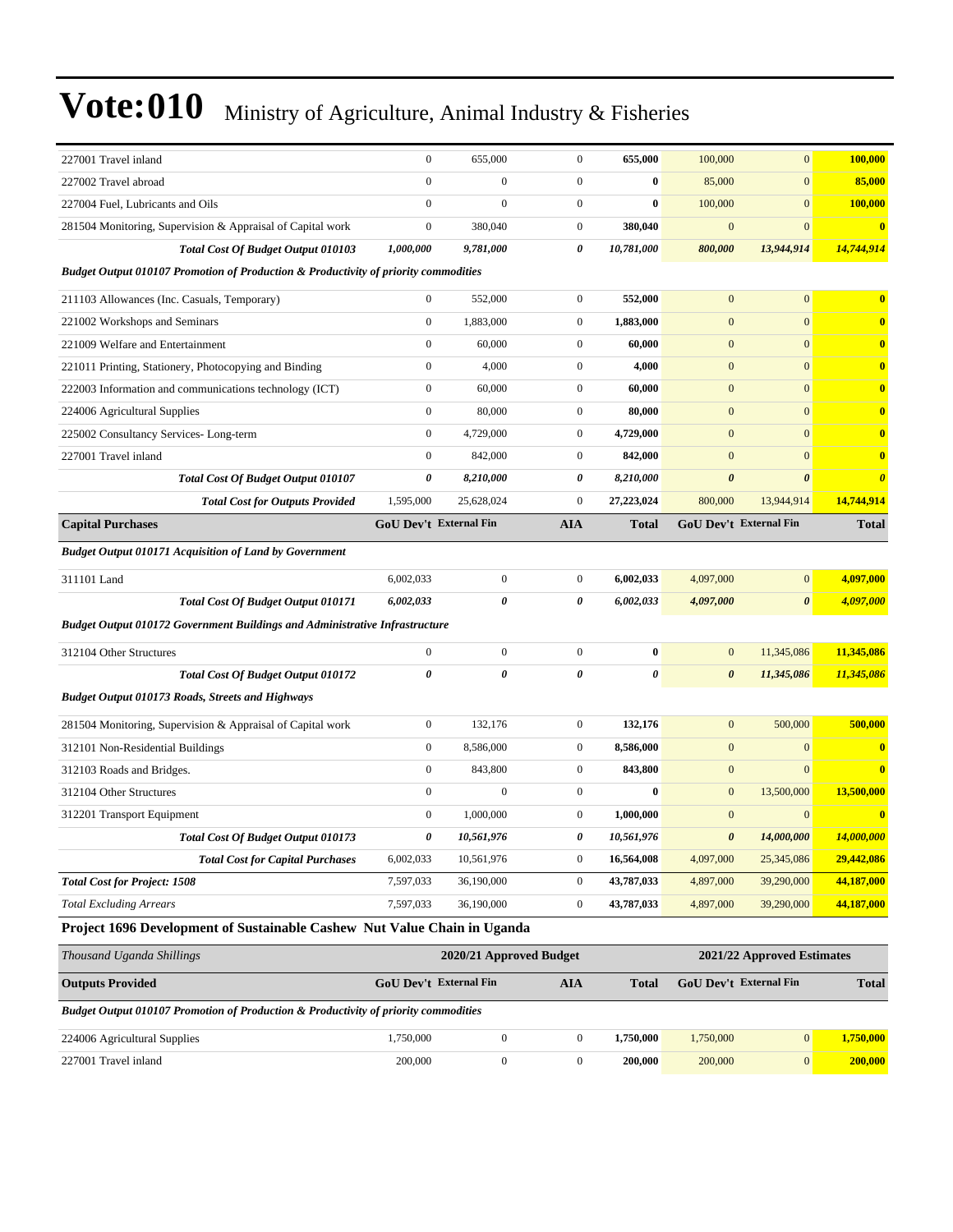# Vote:010 Ministry of Agriculture, Animal Industry & Fisheries

| | | | | | | | |
|---|---|---|---|---|---|---|---|
| 227001 Travel inland | 0 | 655,000 | 0 | **655,000** | 100,000 | 0 | **100,000** |
| 227002 Travel abroad | 0 | 0 | 0 | **0** | 85,000 | 0 | **85,000** |
| 227004 Fuel, Lubricants and Oils | 0 | 0 | 0 | **0** | 100,000 | 0 | **100,000** |
| 281504 Monitoring, Supervision & Appraisal of Capital work | 0 | 380,040 | 0 | **380,040** | 0 | 0 | **0** |
| ***Total Cost Of Budget Output 010103*** | ***1,000,000*** | ***9,781,000*** | ***0*** | ***10,781,000*** | ***800,000*** | ***13,944,914*** | ***14,744,914*** |
| ***Budget Output 010107 Promotion of Production & Productivity of priority commodities*** | | | | | | | |
| 211103 Allowances (Inc. Casuals, Temporary) | 0 | 552,000 | 0 | **552,000** | 0 | 0 | **0** |
| 221002 Workshops and Seminars | 0 | 1,883,000 | 0 | **1,883,000** | 0 | 0 | **0** |
| 221009 Welfare and Entertainment | 0 | 60,000 | 0 | **60,000** | 0 | 0 | **0** |
| 221011 Printing, Stationery, Photocopying and Binding | 0 | 4,000 | 0 | **4,000** | 0 | 0 | **0** |
| 222003 Information and communications technology (ICT) | 0 | 60,000 | 0 | **60,000** | 0 | 0 | **0** |
| 224006 Agricultural Supplies | 0 | 80,000 | 0 | **80,000** | 0 | 0 | **0** |
| 225002 Consultancy Services- Long-term | 0 | 4,729,000 | 0 | **4,729,000** | 0 | 0 | **0** |
| 227001 Travel inland | 0 | 842,000 | 0 | **842,000** | 0 | 0 | **0** |
| ***Total Cost Of Budget Output 010107*** | ***0*** | ***8,210,000*** | ***0*** | ***8,210,000*** | ***0*** | ***0*** | ***0*** |
| ***Total Cost for Outputs Provided*** | 1,595,000 | 25,628,024 | 0 | 27,223,024 | 800,000 | 13,944,914 | **14,744,914** |
| **Capital Purchases** | **GoU Dev't** | **External Fin** | **AIA** | **Total** | **GoU Dev't** | **External Fin** | **Total** |
| ***Budget Output 010171 Acquisition of Land by Government*** | | | | | | | |
| 311101 Land | 6,002,033 | 0 | 0 | **6,002,033** | 4,097,000 | 0 | **4,097,000** |
| ***Total Cost Of Budget Output 010171*** | ***6,002,033*** | ***0*** | ***0*** | ***6,002,033*** | ***4,097,000*** | ***0*** | ***4,097,000*** |
| ***Budget Output 010172 Government Buildings and Administrative Infrastructure*** | | | | | | | |
| 312104 Other Structures | 0 | 0 | 0 | **0** | 0 | 11,345,086 | **11,345,086** |
| ***Total Cost Of Budget Output 010172*** | ***0*** | ***0*** | ***0*** | ***0*** | ***0*** | ***11,345,086*** | ***11,345,086*** |
| ***Budget Output 010173 Roads, Streets and Highways*** | | | | | | | |
| 281504 Monitoring, Supervision & Appraisal of Capital work | 0 | 132,176 | 0 | **132,176** | 0 | 500,000 | **500,000** |
| 312101 Non-Residential Buildings | 0 | 8,586,000 | 0 | **8,586,000** | 0 | 0 | **0** |
| 312103 Roads and Bridges. | 0 | 843,800 | 0 | **843,800** | 0 | 0 | **0** |
| 312104 Other Structures | 0 | 0 | 0 | **0** | 0 | 13,500,000 | **13,500,000** |
| 312201 Transport Equipment | 0 | 1,000,000 | 0 | **1,000,000** | 0 | 0 | **0** |
| ***Total Cost Of Budget Output 010173*** | ***0*** | ***10,561,976*** | ***0*** | ***10,561,976*** | ***0*** | ***14,000,000*** | ***14,000,000*** |
| ***Total Cost for Capital Purchases*** | 6,002,033 | 10,561,976 | 0 | 16,564,008 | 4,097,000 | 25,345,086 | **29,442,086** |
| ***Total Cost for Project: 1508*** | 7,597,033 | 36,190,000 | 0 | 43,787,033 | 4,897,000 | 39,290,000 | **44,187,000** |
| *Total Excluding Arrears* | 7,597,033 | 36,190,000 | 0 | 43,787,033 | 4,897,000 | 39,290,000 | **44,187,000** |

**Project 1696 Development of Sustainable Cashew Nut Value Chain in Uganda**

| *Thousand Uganda Shillings* | **2020/21 Approved Budget** | | | | **2021/22 Approved Estimates** | | |
|---|---|---|---|---|---|---|---|
| **Outputs Provided** | **GoU Dev't** | **External Fin** | **AIA** | **Total** | **GoU Dev't** | **External Fin** | **Total** |
| ***Budget Output 010107 Promotion of Production & Productivity of priority commodities*** | | | | | | | |
| 224006 Agricultural Supplies | 1,750,000 | 0 | 0 | **1,750,000** | 1,750,000 | 0 | **1,750,000** |
| 227001 Travel inland | 200,000 | 0 | 0 | **200,000** | 200,000 | 0 | **200,000** |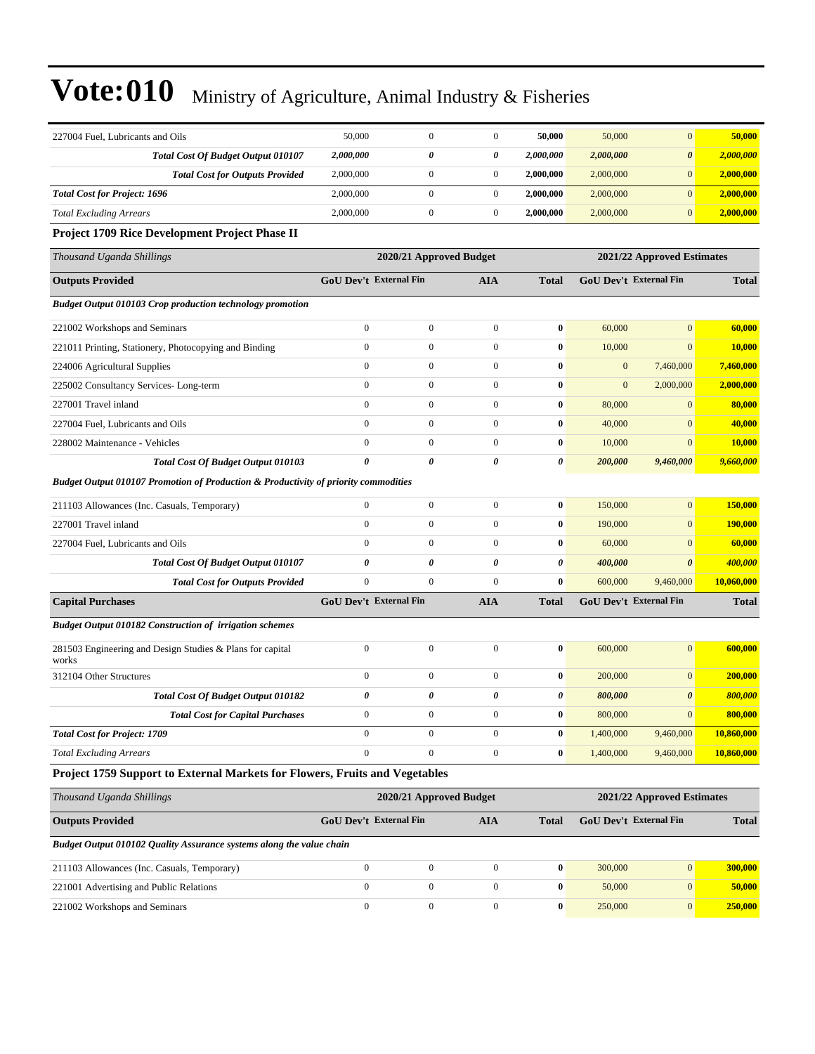# Vote:010 Ministry of Agriculture, Animal Industry & Fisheries

| | | | | | | | |
|---|---|---|---|---|---|---|---|
| 227004 Fuel, Lubricants and Oils | 50,000 | 0 | 0 | **50,000** | 50,000 | 0 | **50,000** |
| ***Total Cost Of Budget Output 010107*** | ***2,000,000*** | ***0*** | ***0*** | ***2,000,000*** | ***2,000,000*** | ***0*** | ***2,000,000*** |
| ***Total Cost for Outputs Provided*** | 2,000,000 | 0 | 0 | **2,000,000** | 2,000,000 | 0 | **2,000,000** |
| ***Total Cost for Project: 1696*** | 2,000,000 | 0 | 0 | **2,000,000** | 2,000,000 | 0 | **2,000,000** |
| *Total Excluding Arrears* | 2,000,000 | 0 | 0 | **2,000,000** | 2,000,000 | 0 | **2,000,000** |

### Project 1709 Rice Development Project Phase II

| *Thousand Uganda Shillings* | 2020/21 Approved Budget | | | | 2021/22 Approved Estimates | | |
|---|---|---|---|---|---|---|---|
| **Outputs Provided** | **GoU Dev't** | **External Fin** | **AIA** | **Total** | **GoU Dev't** | **External Fin** | **Total** |
| ***Budget Output 010103 Crop production technology promotion*** | | | | | | | |
| 221002 Workshops and Seminars | 0 | 0 | 0 | **0** | 60,000 | 0 | **60,000** |
| 221011 Printing, Stationery, Photocopying and Binding | 0 | 0 | 0 | **0** | 10,000 | 0 | **10,000** |
| 224006 Agricultural Supplies | 0 | 0 | 0 | **0** | 0 | 7,460,000 | **7,460,000** |
| 225002 Consultancy Services- Long-term | 0 | 0 | 0 | **0** | 0 | 2,000,000 | **2,000,000** |
| 227001 Travel inland | 0 | 0 | 0 | **0** | 80,000 | 0 | **80,000** |
| 227004 Fuel, Lubricants and Oils | 0 | 0 | 0 | **0** | 40,000 | 0 | **40,000** |
| 228002 Maintenance - Vehicles | 0 | 0 | 0 | **0** | 10,000 | 0 | **10,000** |
| ***Total Cost Of Budget Output 010103*** | ***0*** | ***0*** | ***0*** | ***0*** | ***200,000*** | ***9,460,000*** | ***9,660,000*** |
| ***Budget Output 010107 Promotion of Production & Productivity of priority commodities*** | | | | | | | |
| 211103 Allowances (Inc. Casuals, Temporary) | 0 | 0 | 0 | **0** | 150,000 | 0 | **150,000** |
| 227001 Travel inland | 0 | 0 | 0 | **0** | 190,000 | 0 | **190,000** |
| 227004 Fuel, Lubricants and Oils | 0 | 0 | 0 | **0** | 60,000 | 0 | **60,000** |
| ***Total Cost Of Budget Output 010107*** | ***0*** | ***0*** | ***0*** | ***0*** | ***400,000*** | ***0*** | ***400,000*** |
| ***Total Cost for Outputs Provided*** | 0 | 0 | 0 | **0** | 600,000 | 9,460,000 | **10,060,000** |
| **Capital Purchases** | **GoU Dev't** | **External Fin** | **AIA** | **Total** | **GoU Dev't** | **External Fin** | **Total** |
| ***Budget Output 010182 Construction of irrigation schemes*** | | | | | | | |
| 281503 Engineering and Design Studies & Plans for capital works | 0 | 0 | 0 | **0** | 600,000 | 0 | **600,000** |
| 312104 Other Structures | 0 | 0 | 0 | **0** | 200,000 | 0 | **200,000** |
| ***Total Cost Of Budget Output 010182*** | ***0*** | ***0*** | ***0*** | ***0*** | ***800,000*** | ***0*** | ***800,000*** |
| ***Total Cost for Capital Purchases*** | 0 | 0 | 0 | **0** | 800,000 | 0 | **800,000** |
| ***Total Cost for Project: 1709*** | 0 | 0 | 0 | **0** | 1,400,000 | 9,460,000 | **10,860,000** |
| *Total Excluding Arrears* | 0 | 0 | 0 | **0** | 1,400,000 | 9,460,000 | **10,860,000** |

### Project 1759 Support to External Markets for Flowers, Fruits and Vegetables

| *Thousand Uganda Shillings* | 2020/21 Approved Budget | | | | 2021/22 Approved Estimates | | |
|---|---|---|---|---|---|---|---|
| **Outputs Provided** | **GoU Dev't** | **External Fin** | **AIA** | **Total** | **GoU Dev't** | **External Fin** | **Total** |
| ***Budget Output 010102 Quality Assurance systems along the value chain*** | | | | | | | |
| 211103 Allowances (Inc. Casuals, Temporary) | 0 | 0 | 0 | **0** | 300,000 | 0 | **300,000** |
| 221001 Advertising and Public Relations | 0 | 0 | 0 | **0** | 50,000 | 0 | **50,000** |
| 221002 Workshops and Seminars | 0 | 0 | 0 | **0** | 250,000 | 0 | **250,000** |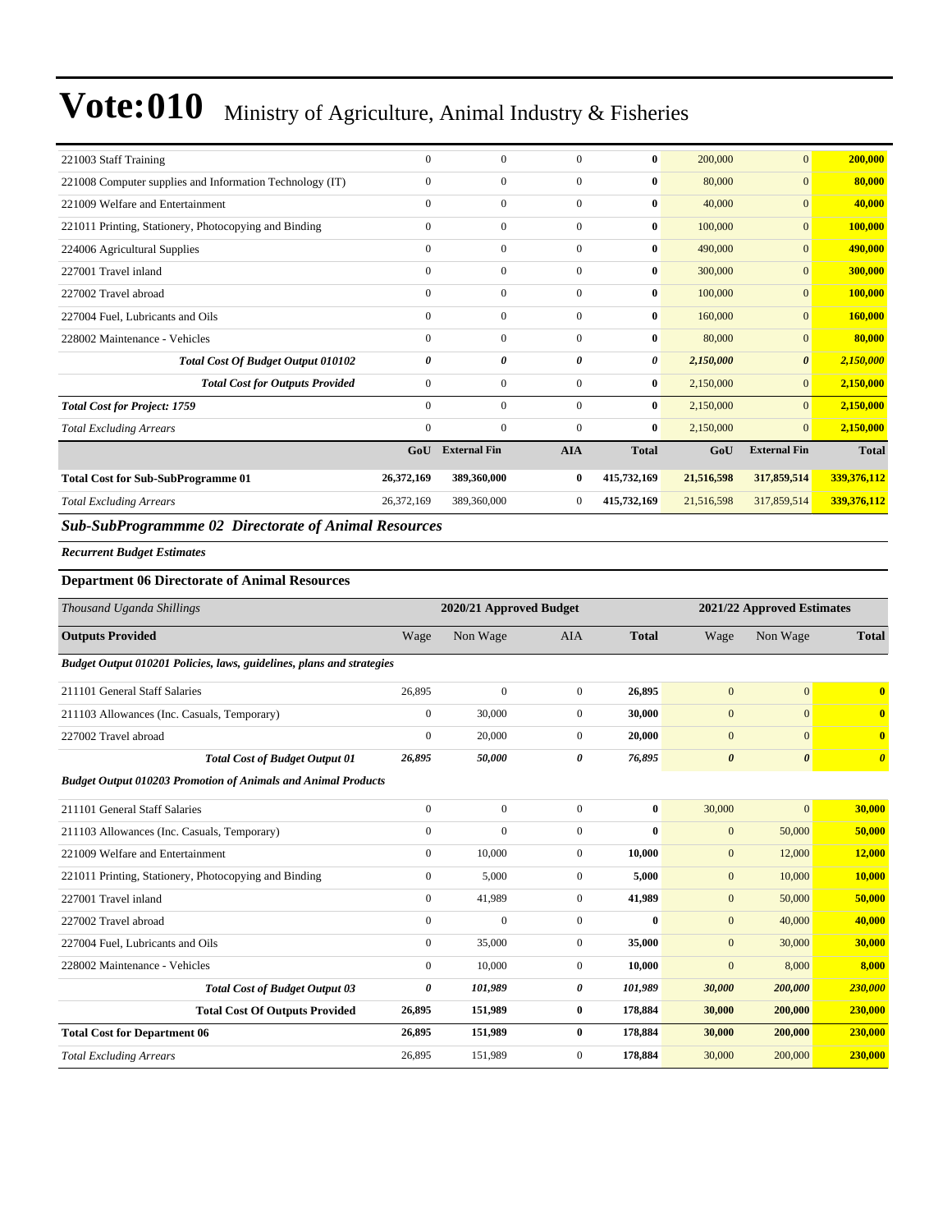| | | | | | | | |
|---|---|---|---|---|---|---|---|
| 221003 Staff Training | 0 | 0 | 0 | **0** | 200,000 | 0 | **200,000** |
| 221008 Computer supplies and Information Technology (IT) | 0 | 0 | 0 | **0** | 80,000 | 0 | **80,000** |
| 221009 Welfare and Entertainment | 0 | 0 | 0 | **0** | 40,000 | 0 | **40,000** |
| 221011 Printing, Stationery, Photocopying and Binding | 0 | 0 | 0 | **0** | 100,000 | 0 | **100,000** |
| 224006 Agricultural Supplies | 0 | 0 | 0 | **0** | 490,000 | 0 | **490,000** |
| 227001 Travel inland | 0 | 0 | 0 | **0** | 300,000 | 0 | **300,000** |
| 227002 Travel abroad | 0 | 0 | 0 | **0** | 100,000 | 0 | **100,000** |
| 227004 Fuel, Lubricants and Oils | 0 | 0 | 0 | **0** | 160,000 | 0 | **160,000** |
| 228002 Maintenance - Vehicles | 0 | 0 | 0 | **0** | 80,000 | 0 | **80,000** |
| ***Total Cost Of Budget Output 010102*** | ***0*** | ***0*** | ***0*** | ***0*** | ***2,150,000*** | ***0*** | ***2,150,000*** |
| ***Total Cost for Outputs Provided*** | 0 | 0 | 0 | **0** | 2,150,000 | 0 | **2,150,000** |
| ***Total Cost for Project: 1759*** | 0 | 0 | 0 | **0** | 2,150,000 | 0 | **2,150,000** |
| *Total Excluding Arrears* | 0 | 0 | 0 | **0** | 2,150,000 | 0 | **2,150,000** |
| | **GoU** | **External Fin** | **AIA** | **Total** | **GoU** | **External Fin** | **Total** |
| **Total Cost for Sub-SubProgramme 01** | **26,372,169** | **389,360,000** | **0** | **415,732,169** | **21,516,598** | **317,859,514** | **339,376,112** |
| *Total Excluding Arrears* | 26,372,169 | 389,360,000 | 0 | **415,732,169** | 21,516,598 | 317,859,514 | **339,376,112** |

## *Sub-SubProgrammme 02 Directorate of Animal Resources*

***Recurrent Budget Estimates***

### Department 06 Directorate of Animal Resources

| *Thousand Uganda Shillings* | 2020/21 Approved Budget | | | | 2021/22 Approved Estimates | | |
|---|---|---|---|---|---|---|---|
| **Outputs Provided** | Wage | Non Wage | AIA | **Total** | Wage | Non Wage | **Total** |
| ***Budget Output 010201 Policies, laws, guidelines, plans and strategies*** | | | | | | | |
| 211101 General Staff Salaries | 26,895 | 0 | 0 | **26,895** | 0 | 0 | **0** |
| 211103 Allowances (Inc. Casuals, Temporary) | 0 | 30,000 | 0 | **30,000** | 0 | 0 | **0** |
| 227002 Travel abroad | 0 | 20,000 | 0 | **20,000** | 0 | 0 | **0** |
| ***Total Cost of Budget Output 01*** | ***26,895*** | ***50,000*** | ***0*** | ***76,895*** | ***0*** | ***0*** | ***0*** |
| ***Budget Output 010203 Promotion of Animals and Animal Products*** | | | | | | | |
| 211101 General Staff Salaries | 0 | 0 | 0 | **0** | 30,000 | 0 | **30,000** |
| 211103 Allowances (Inc. Casuals, Temporary) | 0 | 0 | 0 | **0** | 0 | 50,000 | **50,000** |
| 221009 Welfare and Entertainment | 0 | 10,000 | 0 | **10,000** | 0 | 12,000 | **12,000** |
| 221011 Printing, Stationery, Photocopying and Binding | 0 | 5,000 | 0 | **5,000** | 0 | 10,000 | **10,000** |
| 227001 Travel inland | 0 | 41,989 | 0 | **41,989** | 0 | 50,000 | **50,000** |
| 227002 Travel abroad | 0 | 0 | 0 | **0** | 0 | 40,000 | **40,000** |
| 227004 Fuel, Lubricants and Oils | 0 | 35,000 | 0 | **35,000** | 0 | 30,000 | **30,000** |
| 228002 Maintenance - Vehicles | 0 | 10,000 | 0 | **10,000** | 0 | 8,000 | **8,000** |
| ***Total Cost of Budget Output 03*** | ***0*** | ***101,989*** | ***0*** | ***101,989*** | ***30,000*** | ***200,000*** | ***230,000*** |
| **Total Cost Of Outputs Provided** | **26,895** | **151,989** | **0** | **178,884** | **30,000** | **200,000** | **230,000** |
| **Total Cost for Department 06** | **26,895** | **151,989** | **0** | **178,884** | **30,000** | **200,000** | **230,000** |
| *Total Excluding Arrears* | 26,895 | 151,989 | 0 | **178,884** | 30,000 | 200,000 | **230,000** |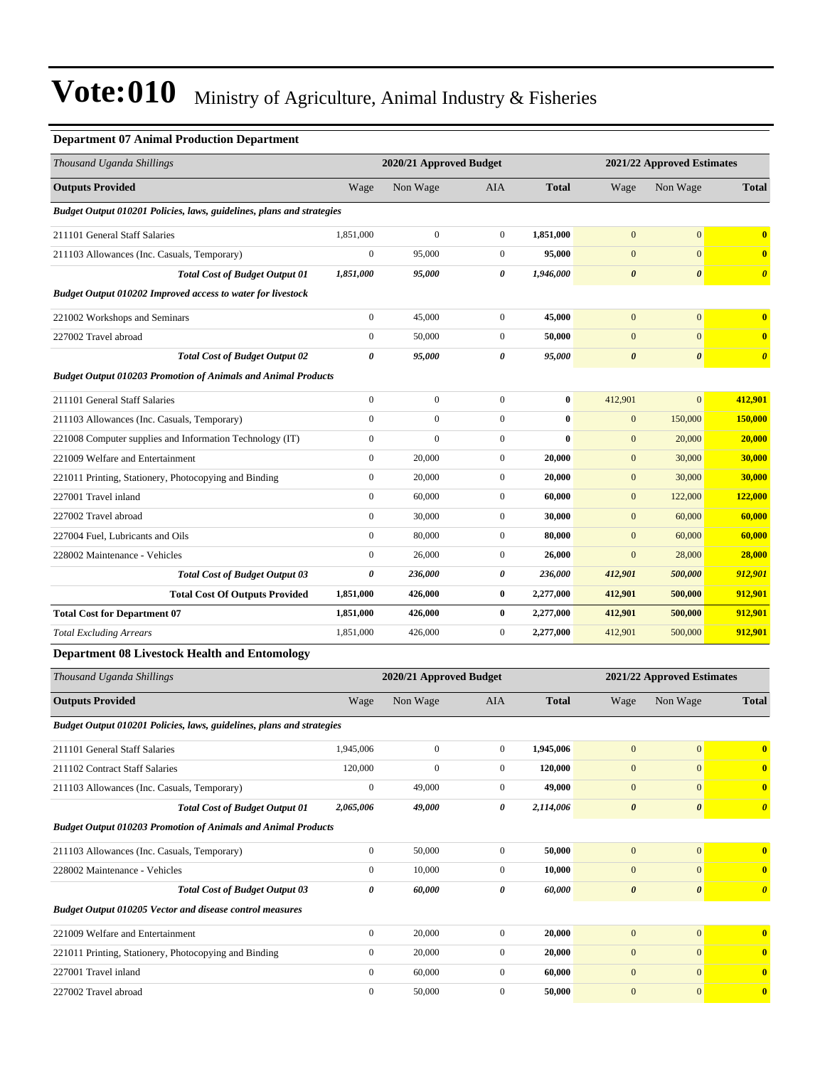# Vote:010 Ministry of Agriculture, Animal Industry & Fisheries

### Department 07 Animal Production Department

| Thousand Uganda Shillings | 2020/21 Approved Budget | | | | 2021/22 Approved Estimates | | |
|---|---|---|---|---|---|---|---|
| **Outputs Provided** | Wage | Non Wage | AIA | **Total** | Wage | Non Wage | **Total** |
| ***Budget Output 010201 Policies, laws, guidelines, plans and strategies*** | | | | | | | |
| 211101 General Staff Salaries | 1,851,000 | 0 | 0 | **1,851,000** | 0 | 0 | **0** |
| 211103 Allowances (Inc. Casuals, Temporary) | 0 | 95,000 | 0 | **95,000** | 0 | 0 | **0** |
| ***Total Cost of Budget Output 01*** | ***1,851,000*** | ***95,000*** | ***0*** | ***1,946,000*** | ***0*** | ***0*** | ***0*** |
| ***Budget Output 010202 Improved access to water for livestock*** | | | | | | | |
| 221002 Workshops and Seminars | 0 | 45,000 | 0 | **45,000** | 0 | 0 | **0** |
| 227002 Travel abroad | 0 | 50,000 | 0 | **50,000** | 0 | 0 | **0** |
| ***Total Cost of Budget Output 02*** | ***0*** | ***95,000*** | ***0*** | ***95,000*** | ***0*** | ***0*** | ***0*** |
| ***Budget Output 010203 Promotion of Animals and Animal Products*** | | | | | | | |
| 211101 General Staff Salaries | 0 | 0 | 0 | **0** | 412,901 | 0 | **412,901** |
| 211103 Allowances (Inc. Casuals, Temporary) | 0 | 0 | 0 | **0** | 0 | 150,000 | **150,000** |
| 221008 Computer supplies and Information Technology (IT) | 0 | 0 | 0 | **0** | 0 | 20,000 | **20,000** |
| 221009 Welfare and Entertainment | 0 | 20,000 | 0 | **20,000** | 0 | 30,000 | **30,000** |
| 221011 Printing, Stationery, Photocopying and Binding | 0 | 20,000 | 0 | **20,000** | 0 | 30,000 | **30,000** |
| 227001 Travel inland | 0 | 60,000 | 0 | **60,000** | 0 | 122,000 | **122,000** |
| 227002 Travel abroad | 0 | 30,000 | 0 | **30,000** | 0 | 60,000 | **60,000** |
| 227004 Fuel, Lubricants and Oils | 0 | 80,000 | 0 | **80,000** | 0 | 60,000 | **60,000** |
| 228002 Maintenance - Vehicles | 0 | 26,000 | 0 | **26,000** | 0 | 28,000 | **28,000** |
| ***Total Cost of Budget Output 03*** | ***0*** | ***236,000*** | ***0*** | ***236,000*** | ***412,901*** | ***500,000*** | ***912,901*** |
| **Total Cost Of Outputs Provided** | **1,851,000** | **426,000** | **0** | **2,277,000** | **412,901** | **500,000** | **912,901** |
| **Total Cost for Department 07** | **1,851,000** | **426,000** | **0** | **2,277,000** | **412,901** | **500,000** | **912,901** |
| *Total Excluding Arrears* | 1,851,000 | 426,000 | 0 | **2,277,000** | 412,901 | 500,000 | **912,901** |

### Department 08 Livestock Health and Entomology

| Thousand Uganda Shillings | 2020/21 Approved Budget | | | | 2021/22 Approved Estimates | | |
|---|---|---|---|---|---|---|---|
| **Outputs Provided** | Wage | Non Wage | AIA | **Total** | Wage | Non Wage | **Total** |
| ***Budget Output 010201 Policies, laws, guidelines, plans and strategies*** | | | | | | | |
| 211101 General Staff Salaries | 1,945,006 | 0 | 0 | **1,945,006** | 0 | 0 | **0** |
| 211102 Contract Staff Salaries | 120,000 | 0 | 0 | **120,000** | 0 | 0 | **0** |
| 211103 Allowances (Inc. Casuals, Temporary) | 0 | 49,000 | 0 | **49,000** | 0 | 0 | **0** |
| ***Total Cost of Budget Output 01*** | ***2,065,006*** | ***49,000*** | ***0*** | ***2,114,006*** | ***0*** | ***0*** | ***0*** |
| ***Budget Output 010203 Promotion of Animals and Animal Products*** | | | | | | | |
| 211103 Allowances (Inc. Casuals, Temporary) | 0 | 50,000 | 0 | **50,000** | 0 | 0 | **0** |
| 228002 Maintenance - Vehicles | 0 | 10,000 | 0 | **10,000** | 0 | 0 | **0** |
| ***Total Cost of Budget Output 03*** | ***0*** | ***60,000*** | ***0*** | ***60,000*** | ***0*** | ***0*** | ***0*** |
| ***Budget Output 010205 Vector and disease control measures*** | | | | | | | |
| 221009 Welfare and Entertainment | 0 | 20,000 | 0 | **20,000** | 0 | 0 | **0** |
| 221011 Printing, Stationery, Photocopying and Binding | 0 | 20,000 | 0 | **20,000** | 0 | 0 | **0** |
| 227001 Travel inland | 0 | 60,000 | 0 | **60,000** | 0 | 0 | **0** |
| 227002 Travel abroad | 0 | 50,000 | 0 | **50,000** | 0 | 0 | **0** |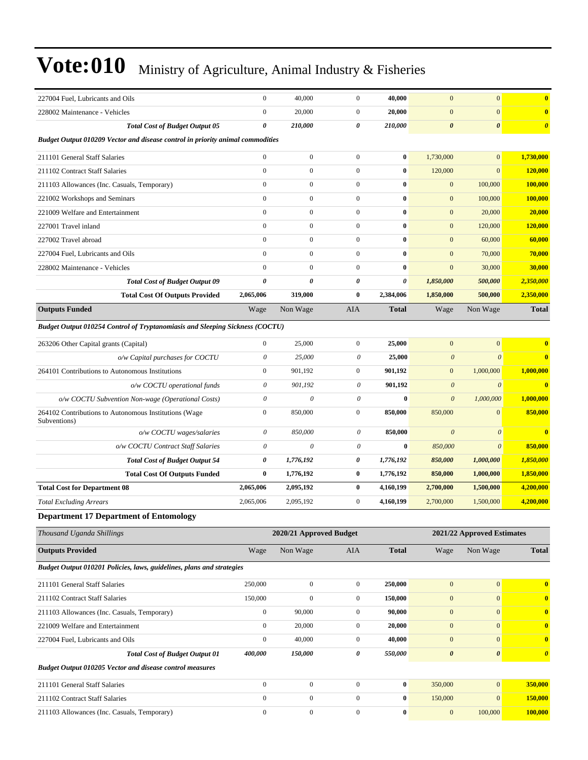| | Wage | Non Wage | AIA | Total | Wage | Non Wage | Total |
|---|---|---|---|---|---|---|---|
| 227004 Fuel, Lubricants and Oils | 0 | 40,000 | 0 | **40,000** | 0 | 0 | **0** |
| 228002 Maintenance - Vehicles | 0 | 20,000 | 0 | **20,000** | 0 | 0 | **0** |
| ***Total Cost of Budget Output 05*** | ***0*** | ***210,000*** | ***0*** | ***210,000*** | ***0*** | ***0*** | ***0*** |
| ***Budget Output 010209 Vector and disease control in priority animal commodities*** | | | | | | | |
| 211101 General Staff Salaries | 0 | 0 | 0 | **0** | 1,730,000 | 0 | **1,730,000** |
| 211102 Contract Staff Salaries | 0 | 0 | 0 | **0** | 120,000 | 0 | **120,000** |
| 211103 Allowances (Inc. Casuals, Temporary) | 0 | 0 | 0 | **0** | 0 | 100,000 | **100,000** |
| 221002 Workshops and Seminars | 0 | 0 | 0 | **0** | 0 | 100,000 | **100,000** |
| 221009 Welfare and Entertainment | 0 | 0 | 0 | **0** | 0 | 20,000 | **20,000** |
| 227001 Travel inland | 0 | 0 | 0 | **0** | 0 | 120,000 | **120,000** |
| 227002 Travel abroad | 0 | 0 | 0 | **0** | 0 | 60,000 | **60,000** |
| 227004 Fuel, Lubricants and Oils | 0 | 0 | 0 | **0** | 0 | 70,000 | **70,000** |
| 228002 Maintenance - Vehicles | 0 | 0 | 0 | **0** | 0 | 30,000 | **30,000** |
| ***Total Cost of Budget Output 09*** | ***0*** | ***0*** | ***0*** | ***0*** | ***1,850,000*** | ***500,000*** | ***2,350,000*** |
| **Total Cost Of Outputs Provided** | **2,065,006** | **319,000** | **0** | **2,384,006** | **1,850,000** | **500,000** | **2,350,000** |
| **Outputs Funded** | Wage | Non Wage | AIA | **Total** | Wage | Non Wage | **Total** |
| ***Budget Output 010254 Control of Tryptanomiasis and Sleeping Sickness (COCTU)*** | | | | | | | |
| 263206 Other Capital grants (Capital) | 0 | 25,000 | 0 | **25,000** | 0 | 0 | **0** |
| *o/w Capital purchases for COCTU* | *0* | *25,000* | *0* | **25,000** | *0* | *0* | **0** |
| 264101 Contributions to Autonomous Institutions | 0 | 901,192 | 0 | **901,192** | 0 | 1,000,000 | **1,000,000** |
| *o/w COCTU operational funds* | *0* | *901,192* | *0* | **901,192** | *0* | *0* | **0** |
| *o/w COCTU Subvention Non-wage (Operational Costs)* | *0* | *0* | *0* | **0** | *0* | *1,000,000* | **1,000,000** |
| 264102 Contributions to Autonomous Institutions (Wage Subventions) | 0 | 850,000 | 0 | **850,000** | 850,000 | 0 | **850,000** |
| *o/w COCTU wages/salaries* | *0* | *850,000* | *0* | **850,000** | *0* | *0* | **0** |
| *o/w COCTU Contract Staff Salaries* | *0* | *0* | *0* | **0** | *850,000* | *0* | **850,000** |
| ***Total Cost of Budget Output 54*** | ***0*** | ***1,776,192*** | ***0*** | ***1,776,192*** | ***850,000*** | ***1,000,000*** | ***1,850,000*** |
| **Total Cost Of Outputs Funded** | **0** | **1,776,192** | **0** | **1,776,192** | **850,000** | **1,000,000** | **1,850,000** |
| **Total Cost for Department 08** | **2,065,006** | **2,095,192** | **0** | **4,160,199** | **2,700,000** | **1,500,000** | **4,200,000** |
| *Total Excluding Arrears* | 2,065,006 | 2,095,192 | 0 | **4,160,199** | 2,700,000 | 1,500,000 | **4,200,000** |

**Department 17 Department of Entomology**

| *Thousand Uganda Shillings* | 2020/21 Approved Budget | | | | 2021/22 Approved Estimates | | |
|---|---|---|---|---|---|---|---|
| **Outputs Provided** | Wage | Non Wage | AIA | **Total** | Wage | Non Wage | **Total** |
| ***Budget Output 010201 Policies, laws, guidelines, plans and strategies*** | | | | | | | |
| 211101 General Staff Salaries | 250,000 | 0 | 0 | **250,000** | 0 | 0 | **0** |
| 211102 Contract Staff Salaries | 150,000 | 0 | 0 | **150,000** | 0 | 0 | **0** |
| 211103 Allowances (Inc. Casuals, Temporary) | 0 | 90,000 | 0 | **90,000** | 0 | 0 | **0** |
| 221009 Welfare and Entertainment | 0 | 20,000 | 0 | **20,000** | 0 | 0 | **0** |
| 227004 Fuel, Lubricants and Oils | 0 | 40,000 | 0 | **40,000** | 0 | 0 | **0** |
| ***Total Cost of Budget Output 01*** | ***400,000*** | ***150,000*** | ***0*** | ***550,000*** | ***0*** | ***0*** | ***0*** |
| ***Budget Output 010205 Vector and disease control measures*** | | | | | | | |
| 211101 General Staff Salaries | 0 | 0 | 0 | **0** | 350,000 | 0 | **350,000** |
| 211102 Contract Staff Salaries | 0 | 0 | 0 | **0** | 150,000 | 0 | **150,000** |
| 211103 Allowances (Inc. Casuals, Temporary) | 0 | 0 | 0 | **0** | 0 | 100,000 | **100,000** |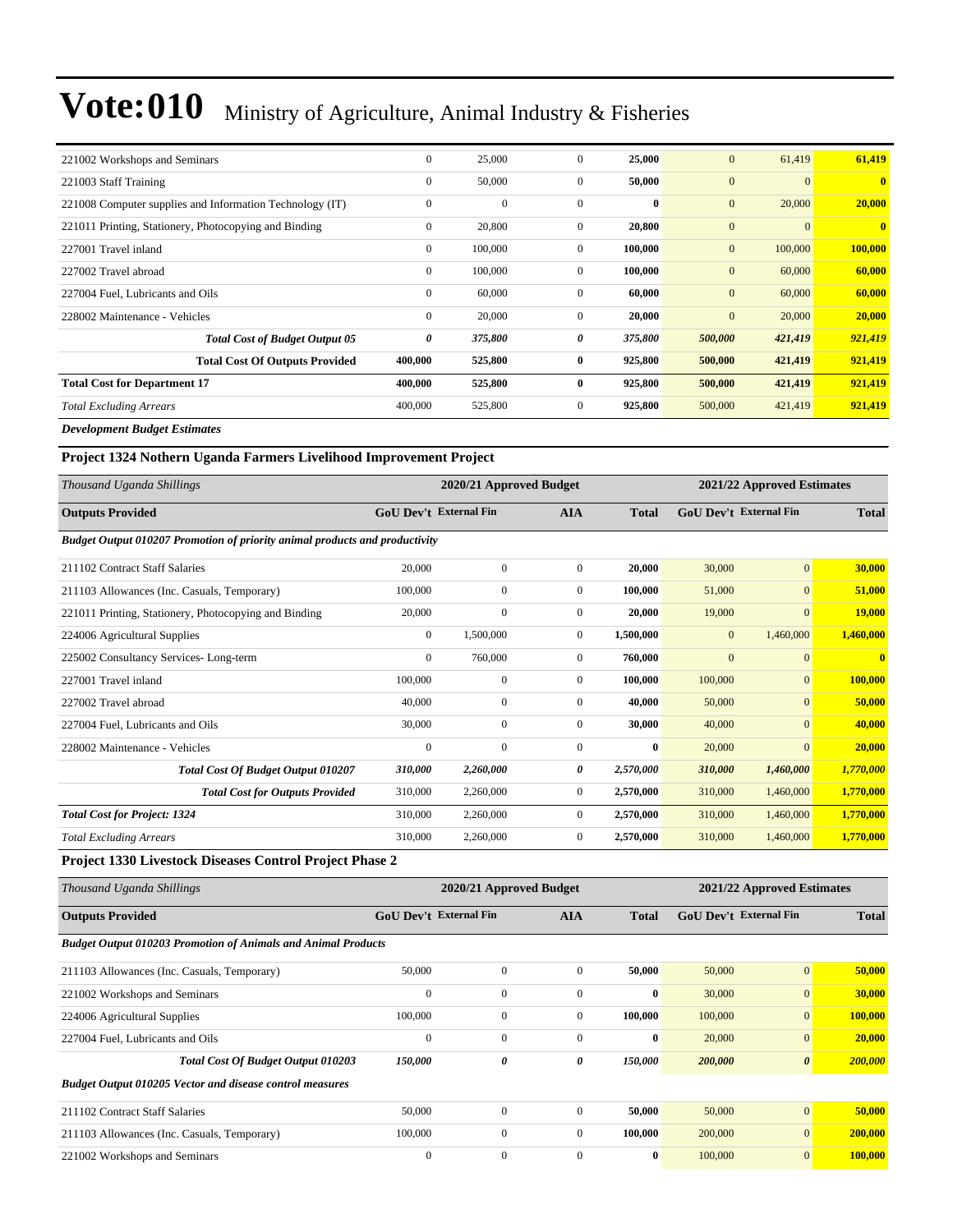# Vote:010 Ministry of Agriculture, Animal Industry & Fisheries

| | | | | | | | |
|---|---|---|---|---|---|---|---|
| 221002 Workshops and Seminars | 0 | 25,000 | 0 | **25,000** | 0 | 61,419 | **61,419** |
| 221003 Staff Training | 0 | 50,000 | 0 | **50,000** | 0 | 0 | **0** |
| 221008 Computer supplies and Information Technology (IT) | 0 | 0 | 0 | **0** | 0 | 20,000 | **20,000** |
| 221011 Printing, Stationery, Photocopying and Binding | 0 | 20,800 | 0 | **20,800** | 0 | 0 | **0** |
| 227001 Travel inland | 0 | 100,000 | 0 | **100,000** | 0 | 100,000 | **100,000** |
| 227002 Travel abroad | 0 | 100,000 | 0 | **100,000** | 0 | 60,000 | **60,000** |
| 227004 Fuel, Lubricants and Oils | 0 | 60,000 | 0 | **60,000** | 0 | 60,000 | **60,000** |
| 228002 Maintenance - Vehicles | 0 | 20,000 | 0 | **20,000** | 0 | 20,000 | **20,000** |
| ***Total Cost of Budget Output 05*** | ***0*** | ***375,800*** | ***0*** | ***375,800*** | ***500,000*** | ***421,419*** | ***921,419*** |
| **Total Cost Of Outputs Provided** | **400,000** | **525,800** | **0** | **925,800** | **500,000** | **421,419** | **921,419** |
| **Total Cost for Department 17** | **400,000** | **525,800** | **0** | **925,800** | **500,000** | **421,419** | **921,419** |
| *Total Excluding Arrears* | 400,000 | 525,800 | 0 | **925,800** | 500,000 | 421,419 | **921,419** |

***Development Budget Estimates***

**Project 1324 Nothern Uganda Farmers Livelihood Improvement Project**

| *Thousand Uganda Shillings* | 2020/21 Approved Budget | | | | 2021/22 Approved Estimates | | |
|---|---|---|---|---|---|---|---|
| **Outputs Provided** | **GoU Dev't** | **External Fin** | **AIA** | **Total** | **GoU Dev't** | **External Fin** | **Total** |
| ***Budget Output 010207 Promotion of priority animal products and productivity*** | | | | | | | |
| 211102 Contract Staff Salaries | 20,000 | 0 | 0 | **20,000** | 30,000 | 0 | **30,000** |
| 211103 Allowances (Inc. Casuals, Temporary) | 100,000 | 0 | 0 | **100,000** | 51,000 | 0 | **51,000** |
| 221011 Printing, Stationery, Photocopying and Binding | 20,000 | 0 | 0 | **20,000** | 19,000 | 0 | **19,000** |
| 224006 Agricultural Supplies | 0 | 1,500,000 | 0 | **1,500,000** | 0 | 1,460,000 | **1,460,000** |
| 225002 Consultancy Services- Long-term | 0 | 760,000 | 0 | **760,000** | 0 | 0 | **0** |
| 227001 Travel inland | 100,000 | 0 | 0 | **100,000** | 100,000 | 0 | **100,000** |
| 227002 Travel abroad | 40,000 | 0 | 0 | **40,000** | 50,000 | 0 | **50,000** |
| 227004 Fuel, Lubricants and Oils | 30,000 | 0 | 0 | **30,000** | 40,000 | 0 | **40,000** |
| 228002 Maintenance - Vehicles | 0 | 0 | 0 | **0** | 20,000 | 0 | **20,000** |
| ***Total Cost Of Budget Output 010207*** | ***310,000*** | ***2,260,000*** | ***0*** | ***2,570,000*** | ***310,000*** | ***1,460,000*** | ***1,770,000*** |
| ***Total Cost for Outputs Provided*** | 310,000 | 2,260,000 | 0 | **2,570,000** | 310,000 | 1,460,000 | **1,770,000** |
| ***Total Cost for Project: 1324*** | 310,000 | 2,260,000 | 0 | **2,570,000** | 310,000 | 1,460,000 | **1,770,000** |
| *Total Excluding Arrears* | 310,000 | 2,260,000 | 0 | **2,570,000** | 310,000 | 1,460,000 | **1,770,000** |

**Project 1330 Livestock Diseases Control Project Phase 2**

| *Thousand Uganda Shillings* | 2020/21 Approved Budget | | | | 2021/22 Approved Estimates | | |
|---|---|---|---|---|---|---|---|
| **Outputs Provided** | **GoU Dev't** | **External Fin** | **AIA** | **Total** | **GoU Dev't** | **External Fin** | **Total** |
| ***Budget Output 010203 Promotion of Animals and Animal Products*** | | | | | | | |
| 211103 Allowances (Inc. Casuals, Temporary) | 50,000 | 0 | 0 | **50,000** | 50,000 | 0 | **50,000** |
| 221002 Workshops and Seminars | 0 | 0 | 0 | **0** | 30,000 | 0 | **30,000** |
| 224006 Agricultural Supplies | 100,000 | 0 | 0 | **100,000** | 100,000 | 0 | **100,000** |
| 227004 Fuel, Lubricants and Oils | 0 | 0 | 0 | **0** | 20,000 | 0 | **20,000** |
| ***Total Cost Of Budget Output 010203*** | ***150,000*** | ***0*** | ***0*** | ***150,000*** | ***200,000*** | ***0*** | ***200,000*** |
| ***Budget Output 010205 Vector and disease control measures*** | | | | | | | |
| 211102 Contract Staff Salaries | 50,000 | 0 | 0 | **50,000** | 50,000 | 0 | **50,000** |
| 211103 Allowances (Inc. Casuals, Temporary) | 100,000 | 0 | 0 | **100,000** | 200,000 | 0 | **200,000** |
| 221002 Workshops and Seminars | 0 | 0 | 0 | **0** | 100,000 | 0 | **100,000** |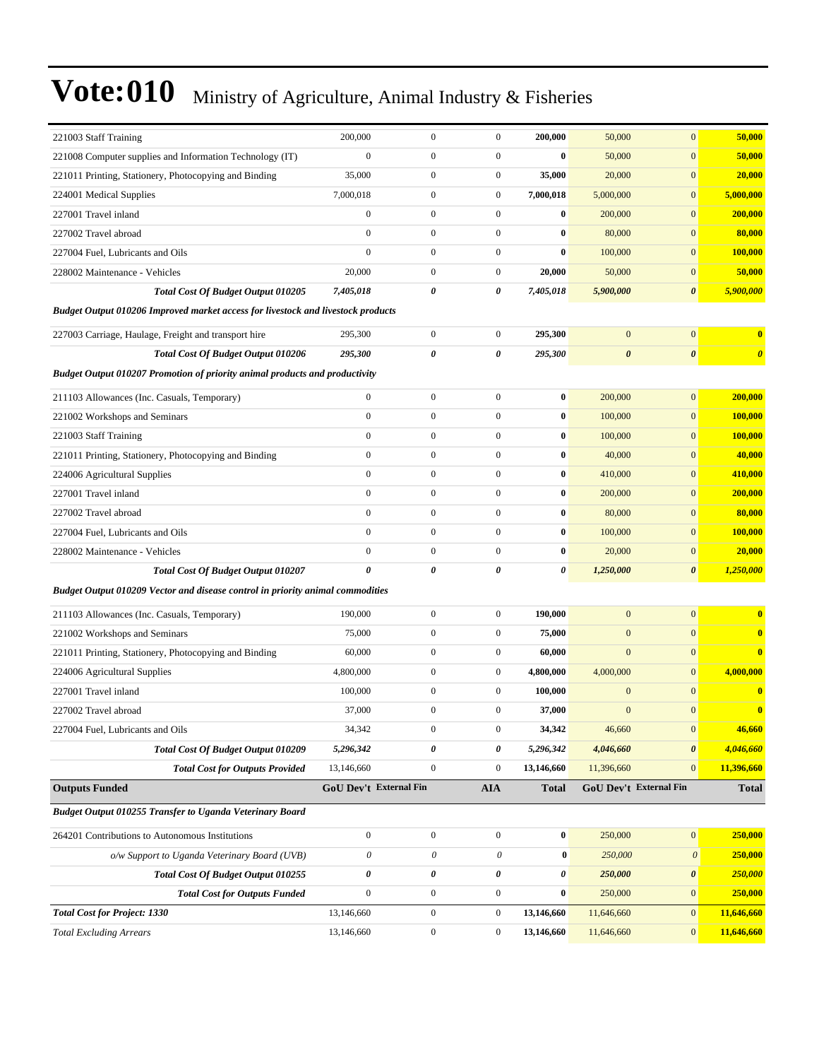# Vote:010 Ministry of Agriculture, Animal Industry & Fisheries

| | | | | | | | |
|---|---|---|---|---|---|---|---|
| 221003 Staff Training | 200,000 | 0 | 0 | **200,000** | 50,000 | 0 | **50,000** |
| 221008 Computer supplies and Information Technology (IT) | 0 | 0 | 0 | **0** | 50,000 | 0 | **50,000** |
| 221011 Printing, Stationery, Photocopying and Binding | 35,000 | 0 | 0 | **35,000** | 20,000 | 0 | **20,000** |
| 224001 Medical Supplies | 7,000,018 | 0 | 0 | **7,000,018** | 5,000,000 | 0 | **5,000,000** |
| 227001 Travel inland | 0 | 0 | 0 | **0** | 200,000 | 0 | **200,000** |
| 227002 Travel abroad | 0 | 0 | 0 | **0** | 80,000 | 0 | **80,000** |
| 227004 Fuel, Lubricants and Oils | 0 | 0 | 0 | **0** | 100,000 | 0 | **100,000** |
| 228002 Maintenance - Vehicles | 20,000 | 0 | 0 | **20,000** | 50,000 | 0 | **50,000** |
| ***Total Cost Of Budget Output 010205*** | ***7,405,018*** | ***0*** | ***0*** | ***7,405,018*** | ***5,900,000*** | ***0*** | ***5,900,000*** |
| ***Budget Output 010206 Improved market access for livestock and livestock products*** | | | | | | | |
| 227003 Carriage, Haulage, Freight and transport hire | 295,300 | 0 | 0 | **295,300** | 0 | 0 | **0** |
| ***Total Cost Of Budget Output 010206*** | ***295,300*** | ***0*** | ***0*** | ***295,300*** | ***0*** | ***0*** | ***0*** |
| ***Budget Output 010207 Promotion of priority animal products and productivity*** | | | | | | | |
| 211103 Allowances (Inc. Casuals, Temporary) | 0 | 0 | 0 | **0** | 200,000 | 0 | **200,000** |
| 221002 Workshops and Seminars | 0 | 0 | 0 | **0** | 100,000 | 0 | **100,000** |
| 221003 Staff Training | 0 | 0 | 0 | **0** | 100,000 | 0 | **100,000** |
| 221011 Printing, Stationery, Photocopying and Binding | 0 | 0 | 0 | **0** | 40,000 | 0 | **40,000** |
| 224006 Agricultural Supplies | 0 | 0 | 0 | **0** | 410,000 | 0 | **410,000** |
| 227001 Travel inland | 0 | 0 | 0 | **0** | 200,000 | 0 | **200,000** |
| 227002 Travel abroad | 0 | 0 | 0 | **0** | 80,000 | 0 | **80,000** |
| 227004 Fuel, Lubricants and Oils | 0 | 0 | 0 | **0** | 100,000 | 0 | **100,000** |
| 228002 Maintenance - Vehicles | 0 | 0 | 0 | **0** | 20,000 | 0 | **20,000** |
| ***Total Cost Of Budget Output 010207*** | ***0*** | ***0*** | ***0*** | ***0*** | ***1,250,000*** | ***0*** | ***1,250,000*** |
| ***Budget Output 010209 Vector and disease control in priority animal commodities*** | | | | | | | |
| 211103 Allowances (Inc. Casuals, Temporary) | 190,000 | 0 | 0 | **190,000** | 0 | 0 | **0** |
| 221002 Workshops and Seminars | 75,000 | 0 | 0 | **75,000** | 0 | 0 | **0** |
| 221011 Printing, Stationery, Photocopying and Binding | 60,000 | 0 | 0 | **60,000** | 0 | 0 | **0** |
| 224006 Agricultural Supplies | 4,800,000 | 0 | 0 | **4,800,000** | 4,000,000 | 0 | **4,000,000** |
| 227001 Travel inland | 100,000 | 0 | 0 | **100,000** | 0 | 0 | **0** |
| 227002 Travel abroad | 37,000 | 0 | 0 | **37,000** | 0 | 0 | **0** |
| 227004 Fuel, Lubricants and Oils | 34,342 | 0 | 0 | **34,342** | 46,660 | 0 | **46,660** |
| ***Total Cost Of Budget Output 010209*** | ***5,296,342*** | ***0*** | ***0*** | ***5,296,342*** | ***4,046,660*** | ***0*** | ***4,046,660*** |
| ***Total Cost for Outputs Provided*** | 13,146,660 | 0 | 0 | **13,146,660** | 11,396,660 | 0 | **11,396,660** |
| **Outputs Funded** | **GoU Dev't** | **External Fin** | **AIA** | **Total** | **GoU Dev't** | **External Fin** | **Total** |
| ***Budget Output 010255 Transfer to Uganda Veterinary Board*** | | | | | | | |
| 264201 Contributions to Autonomous Institutions | 0 | 0 | 0 | **0** | 250,000 | 0 | **250,000** |
| *o/w Support to Uganda Veterinary Board (UVB)* | *0* | *0* | *0* | **0** | *250,000* | *0* | **250,000** |
| ***Total Cost Of Budget Output 010255*** | ***0*** | ***0*** | ***0*** | ***0*** | ***250,000*** | ***0*** | ***250,000*** |
| ***Total Cost for Outputs Funded*** | 0 | 0 | 0 | **0** | 250,000 | 0 | **250,000** |
| ***Total Cost for Project: 1330*** | 13,146,660 | 0 | 0 | **13,146,660** | 11,646,660 | 0 | **11,646,660** |
| *Total Excluding Arrears* | 13,146,660 | 0 | 0 | **13,146,660** | 11,646,660 | 0 | **11,646,660** |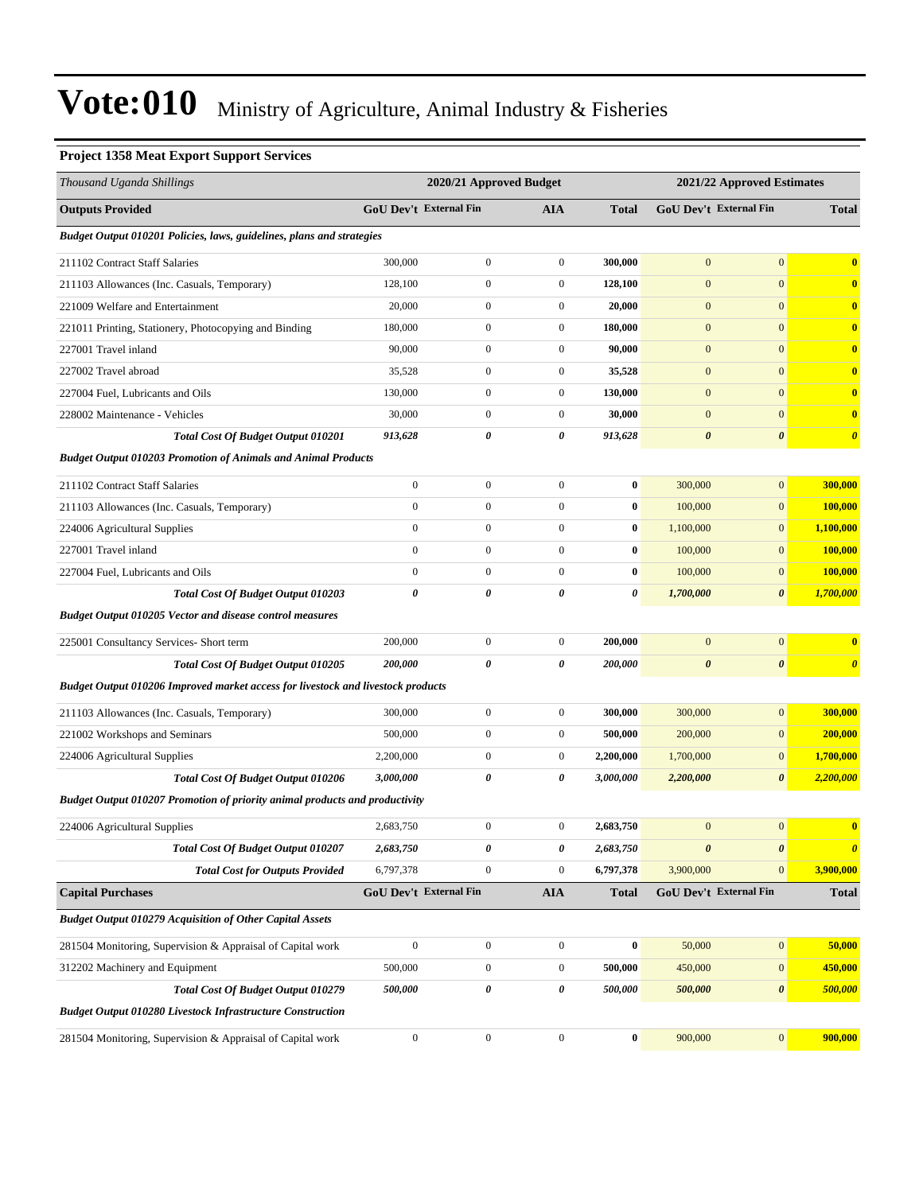# Vote:010 Ministry of Agriculture, Animal Industry & Fisheries

### Project 1358 Meat Export Support Services

| *Thousand Uganda Shillings* | 2020/21 Approved Budget | | | | 2021/22 Approved Estimates | | |
|---|---|---|---|---|---|---|---|
| **Outputs Provided** | **GoU Dev't** | **External Fin** | **AIA** | **Total** | **GoU Dev't** | **External Fin** | **Total** |
| ***Budget Output 010201 Policies, laws, guidelines, plans and strategies*** | | | | | | | |
| 211102 Contract Staff Salaries | 300,000 | 0 | 0 | **300,000** | 0 | 0 | **0** |
| 211103 Allowances (Inc. Casuals, Temporary) | 128,100 | 0 | 0 | **128,100** | 0 | 0 | **0** |
| 221009 Welfare and Entertainment | 20,000 | 0 | 0 | **20,000** | 0 | 0 | **0** |
| 221011 Printing, Stationery, Photocopying and Binding | 180,000 | 0 | 0 | **180,000** | 0 | 0 | **0** |
| 227001 Travel inland | 90,000 | 0 | 0 | **90,000** | 0 | 0 | **0** |
| 227002 Travel abroad | 35,528 | 0 | 0 | **35,528** | 0 | 0 | **0** |
| 227004 Fuel, Lubricants and Oils | 130,000 | 0 | 0 | **130,000** | 0 | 0 | **0** |
| 228002 Maintenance - Vehicles | 30,000 | 0 | 0 | **30,000** | 0 | 0 | **0** |
| ***Total Cost Of Budget Output 010201*** | ***913,628*** | ***0*** | ***0*** | ***913,628*** | ***0*** | ***0*** | ***0*** |
| ***Budget Output 010203 Promotion of Animals and Animal Products*** | | | | | | | |
| 211102 Contract Staff Salaries | 0 | 0 | 0 | **0** | 300,000 | 0 | **300,000** |
| 211103 Allowances (Inc. Casuals, Temporary) | 0 | 0 | 0 | **0** | 100,000 | 0 | **100,000** |
| 224006 Agricultural Supplies | 0 | 0 | 0 | **0** | 1,100,000 | 0 | **1,100,000** |
| 227001 Travel inland | 0 | 0 | 0 | **0** | 100,000 | 0 | **100,000** |
| 227004 Fuel, Lubricants and Oils | 0 | 0 | 0 | **0** | 100,000 | 0 | **100,000** |
| ***Total Cost Of Budget Output 010203*** | ***0*** | ***0*** | ***0*** | ***0*** | ***1,700,000*** | ***0*** | ***1,700,000*** |
| ***Budget Output 010205 Vector and disease control measures*** | | | | | | | |
| 225001 Consultancy Services- Short term | 200,000 | 0 | 0 | **200,000** | 0 | 0 | **0** |
| ***Total Cost Of Budget Output 010205*** | ***200,000*** | ***0*** | ***0*** | ***200,000*** | ***0*** | ***0*** | ***0*** |
| ***Budget Output 010206 Improved market access for livestock and livestock products*** | | | | | | | |
| 211103 Allowances (Inc. Casuals, Temporary) | 300,000 | 0 | 0 | **300,000** | 300,000 | 0 | **300,000** |
| 221002 Workshops and Seminars | 500,000 | 0 | 0 | **500,000** | 200,000 | 0 | **200,000** |
| 224006 Agricultural Supplies | 2,200,000 | 0 | 0 | **2,200,000** | 1,700,000 | 0 | **1,700,000** |
| ***Total Cost Of Budget Output 010206*** | ***3,000,000*** | ***0*** | ***0*** | ***3,000,000*** | ***2,200,000*** | ***0*** | ***2,200,000*** |
| ***Budget Output 010207 Promotion of priority animal products and productivity*** | | | | | | | |
| 224006 Agricultural Supplies | 2,683,750 | 0 | 0 | **2,683,750** | 0 | 0 | **0** |
| ***Total Cost Of Budget Output 010207*** | ***2,683,750*** | ***0*** | ***0*** | ***2,683,750*** | ***0*** | ***0*** | ***0*** |
| ***Total Cost for Outputs Provided*** | 6,797,378 | 0 | 0 | 6,797,378 | 3,900,000 | 0 | 3,900,000 |
| **Capital Purchases** | **GoU Dev't** | **External Fin** | **AIA** | **Total** | **GoU Dev't** | **External Fin** | **Total** |
| ***Budget Output 010279 Acquisition of Other Capital Assets*** | | | | | | | |
| 281504 Monitoring, Supervision & Appraisal of Capital work | 0 | 0 | 0 | **0** | 50,000 | 0 | **50,000** |
| 312202 Machinery and Equipment | 500,000 | 0 | 0 | **500,000** | 450,000 | 0 | **450,000** |
| ***Total Cost Of Budget Output 010279*** | ***500,000*** | ***0*** | ***0*** | ***500,000*** | ***500,000*** | ***0*** | ***500,000*** |
| ***Budget Output 010280 Livestock Infrastructure Construction*** | | | | | | | |
| 281504 Monitoring, Supervision & Appraisal of Capital work | 0 | 0 | 0 | **0** | 900,000 | 0 | **900,000** |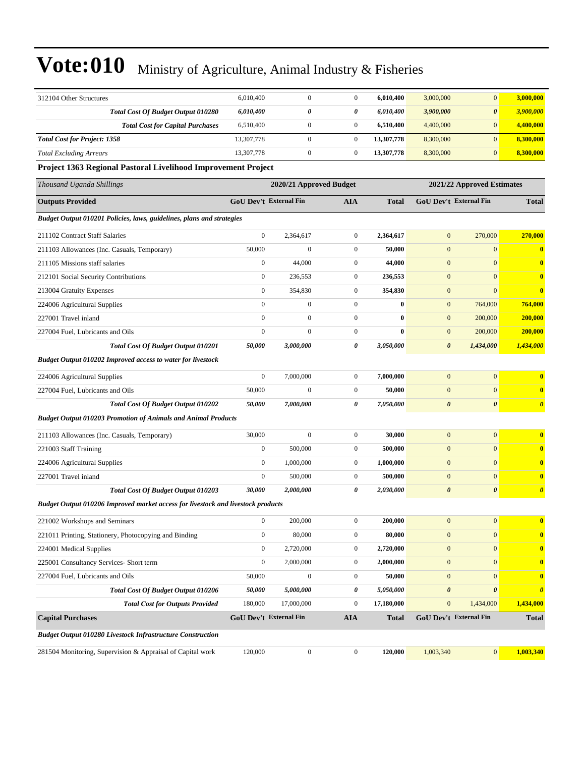# Vote:010 Ministry of Agriculture, Animal Industry & Fisheries

| | | | | | | | |
|---|---|---|---|---|---|---|---|
| 312104 Other Structures | 6,010,400 | 0 | 0 | 6,010,400 | 3,000,000 | 0 | 3,000,000 |
| ***Total Cost Of Budget Output 010280*** | ***6,010,400*** | ***0*** | ***0*** | ***6,010,400*** | ***3,900,000*** | ***0*** | ***3,900,000*** |
| ***Total Cost for Capital Purchases*** | 6,510,400 | 0 | 0 | 6,510,400 | 4,400,000 | 0 | 4,400,000 |
| ***Total Cost for Project: 1358*** | 13,307,778 | 0 | 0 | 13,307,778 | 8,300,000 | 0 | 8,300,000 |
| *Total Excluding Arrears* | 13,307,778 | 0 | 0 | 13,307,778 | 8,300,000 | 0 | 8,300,000 |

**Project 1363 Regional Pastoral Livelihood Improvement Project**

| *Thousand Uganda Shillings* | 2020/21 Approved Budget | | | | 2021/22 Approved Estimates | | |
|---|---|---|---|---|---|---|---|
| **Outputs Provided** | **GoU Dev't** | **External Fin** | **AIA** | **Total** | **GoU Dev't** | **External Fin** | **Total** |
| ***Budget Output 010201 Policies, laws, guidelines, plans and strategies*** | | | | | | | |
| 211102 Contract Staff Salaries | 0 | 2,364,617 | 0 | 2,364,617 | 0 | 270,000 | 270,000 |
| 211103 Allowances (Inc. Casuals, Temporary) | 50,000 | 0 | 0 | 50,000 | 0 | 0 | 0 |
| 211105 Missions staff salaries | 0 | 44,000 | 0 | 44,000 | 0 | 0 | 0 |
| 212101 Social Security Contributions | 0 | 236,553 | 0 | 236,553 | 0 | 0 | 0 |
| 213004 Gratuity Expenses | 0 | 354,830 | 0 | 354,830 | 0 | 0 | 0 |
| 224006 Agricultural Supplies | 0 | 0 | 0 | 0 | 0 | 764,000 | 764,000 |
| 227001 Travel inland | 0 | 0 | 0 | 0 | 0 | 200,000 | 200,000 |
| 227004 Fuel, Lubricants and Oils | 0 | 0 | 0 | 0 | 0 | 200,000 | 200,000 |
| ***Total Cost Of Budget Output 010201*** | ***50,000*** | ***3,000,000*** | ***0*** | ***3,050,000*** | ***0*** | ***1,434,000*** | ***1,434,000*** |
| ***Budget Output 010202 Improved access to water for livestock*** | | | | | | | |
| 224006 Agricultural Supplies | 0 | 7,000,000 | 0 | 7,000,000 | 0 | 0 | 0 |
| 227004 Fuel, Lubricants and Oils | 50,000 | 0 | 0 | 50,000 | 0 | 0 | 0 |
| ***Total Cost Of Budget Output 010202*** | ***50,000*** | ***7,000,000*** | ***0*** | ***7,050,000*** | ***0*** | ***0*** | ***0*** |
| ***Budget Output 010203 Promotion of Animals and Animal Products*** | | | | | | | |
| 211103 Allowances (Inc. Casuals, Temporary) | 30,000 | 0 | 0 | 30,000 | 0 | 0 | 0 |
| 221003 Staff Training | 0 | 500,000 | 0 | 500,000 | 0 | 0 | 0 |
| 224006 Agricultural Supplies | 0 | 1,000,000 | 0 | 1,000,000 | 0 | 0 | 0 |
| 227001 Travel inland | 0 | 500,000 | 0 | 500,000 | 0 | 0 | 0 |
| ***Total Cost Of Budget Output 010203*** | ***30,000*** | ***2,000,000*** | ***0*** | ***2,030,000*** | ***0*** | ***0*** | ***0*** |
| ***Budget Output 010206 Improved market access for livestock and livestock products*** | | | | | | | |
| 221002 Workshops and Seminars | 0 | 200,000 | 0 | 200,000 | 0 | 0 | 0 |
| 221011 Printing, Stationery, Photocopying and Binding | 0 | 80,000 | 0 | 80,000 | 0 | 0 | 0 |
| 224001 Medical Supplies | 0 | 2,720,000 | 0 | 2,720,000 | 0 | 0 | 0 |
| 225001 Consultancy Services- Short term | 0 | 2,000,000 | 0 | 2,000,000 | 0 | 0 | 0 |
| 227004 Fuel, Lubricants and Oils | 50,000 | 0 | 0 | 50,000 | 0 | 0 | 0 |
| ***Total Cost Of Budget Output 010206*** | ***50,000*** | ***5,000,000*** | ***0*** | ***5,050,000*** | ***0*** | ***0*** | ***0*** |
| ***Total Cost for Outputs Provided*** | 180,000 | 17,000,000 | 0 | 17,180,000 | 0 | 1,434,000 | 1,434,000 |
| **Capital Purchases** | **GoU Dev't** | **External Fin** | **AIA** | **Total** | **GoU Dev't** | **External Fin** | **Total** |
| ***Budget Output 010280 Livestock Infrastructure Construction*** | | | | | | | |
| 281504 Monitoring, Supervision & Appraisal of Capital work | 120,000 | 0 | 0 | 120,000 | 1,003,340 | 0 | 1,003,340 |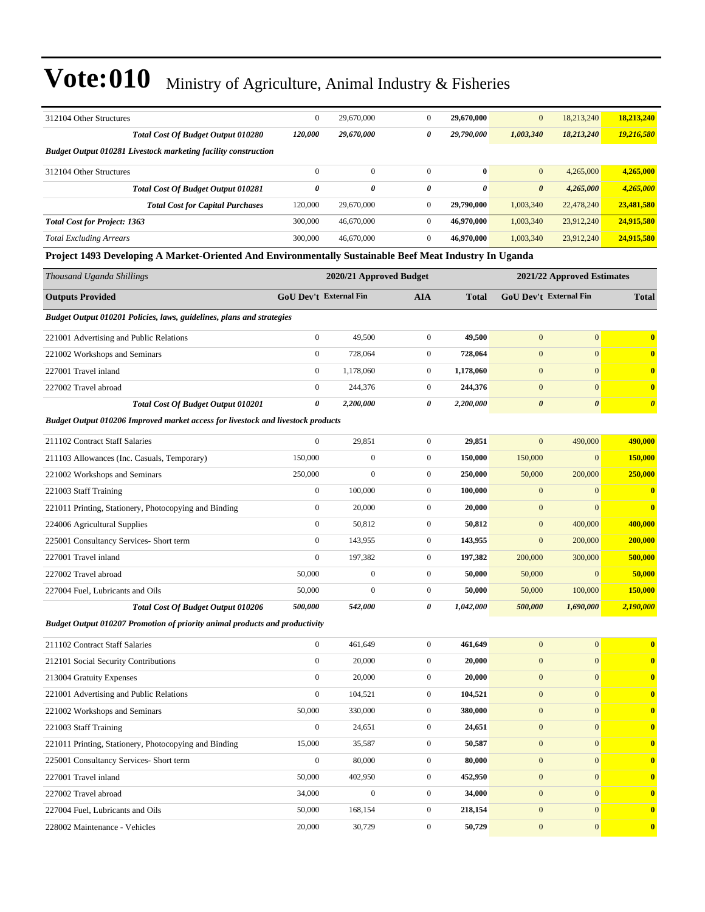# Vote:010 Ministry of Agriculture, Animal Industry & Fisheries

| | | | | | | | |
|---|---|---|---|---|---|---|---|
| 312104 Other Structures | 0 | 29,670,000 | 0 | **29,670,000** | 0 | 18,213,240 | **18,213,240** |
| ***Total Cost Of Budget Output 010280*** | ***120,000*** | ***29,670,000*** | ***0*** | ***29,790,000*** | ***1,003,340*** | ***18,213,240*** | ***19,216,580*** |
| ***Budget Output 010281 Livestock marketing facility construction*** | | | | | | | |
| 312104 Other Structures | 0 | 0 | 0 | **0** | 0 | 4,265,000 | **4,265,000** |
| ***Total Cost Of Budget Output 010281*** | ***0*** | ***0*** | ***0*** | ***0*** | ***0*** | ***4,265,000*** | ***4,265,000*** |
| ***Total Cost for Capital Purchases*** | 120,000 | 29,670,000 | 0 | **29,790,000** | 1,003,340 | 22,478,240 | **23,481,580** |
| ***Total Cost for Project: 1363*** | 300,000 | 46,670,000 | 0 | **46,970,000** | 1,003,340 | 23,912,240 | **24,915,580** |
| *Total Excluding Arrears* | 300,000 | 46,670,000 | 0 | **46,970,000** | 1,003,340 | 23,912,240 | **24,915,580** |

**Project 1493 Developing A Market-Oriented And Environmentally Sustainable Beef Meat Industry In Uganda**

| *Thousand Uganda Shillings* | 2020/21 Approved Budget | | | | 2021/22 Approved Estimates | | |
|---|---|---|---|---|---|---|---|
| **Outputs Provided** | **GoU Dev't** | **External Fin** | **AIA** | **Total** | **GoU Dev't** | **External Fin** | **Total** |
| ***Budget Output 010201 Policies, laws, guidelines, plans and strategies*** | | | | | | | |
| 221001 Advertising and Public Relations | 0 | 49,500 | 0 | **49,500** | 0 | 0 | **0** |
| 221002 Workshops and Seminars | 0 | 728,064 | 0 | **728,064** | 0 | 0 | **0** |
| 227001 Travel inland | 0 | 1,178,060 | 0 | **1,178,060** | 0 | 0 | **0** |
| 227002 Travel abroad | 0 | 244,376 | 0 | **244,376** | 0 | 0 | **0** |
| ***Total Cost Of Budget Output 010201*** | ***0*** | ***2,200,000*** | ***0*** | ***2,200,000*** | ***0*** | ***0*** | ***0*** |
| ***Budget Output 010206 Improved market access for livestock and livestock products*** | | | | | | | |
| 211102 Contract Staff Salaries | 0 | 29,851 | 0 | **29,851** | 0 | 490,000 | **490,000** |
| 211103 Allowances (Inc. Casuals, Temporary) | 150,000 | 0 | 0 | **150,000** | 150,000 | 0 | **150,000** |
| 221002 Workshops and Seminars | 250,000 | 0 | 0 | **250,000** | 50,000 | 200,000 | **250,000** |
| 221003 Staff Training | 0 | 100,000 | 0 | **100,000** | 0 | 0 | **0** |
| 221011 Printing, Stationery, Photocopying and Binding | 0 | 20,000 | 0 | **20,000** | 0 | 0 | **0** |
| 224006 Agricultural Supplies | 0 | 50,812 | 0 | **50,812** | 0 | 400,000 | **400,000** |
| 225001 Consultancy Services- Short term | 0 | 143,955 | 0 | **143,955** | 0 | 200,000 | **200,000** |
| 227001 Travel inland | 0 | 197,382 | 0 | **197,382** | 200,000 | 300,000 | **500,000** |
| 227002 Travel abroad | 50,000 | 0 | 0 | **50,000** | 50,000 | 0 | **50,000** |
| 227004 Fuel, Lubricants and Oils | 50,000 | 0 | 0 | **50,000** | 50,000 | 100,000 | **150,000** |
| ***Total Cost Of Budget Output 010206*** | ***500,000*** | ***542,000*** | ***0*** | ***1,042,000*** | ***500,000*** | ***1,690,000*** | ***2,190,000*** |
| ***Budget Output 010207 Promotion of priority animal products and productivity*** | | | | | | | |
| 211102 Contract Staff Salaries | 0 | 461,649 | 0 | **461,649** | 0 | 0 | **0** |
| 212101 Social Security Contributions | 0 | 20,000 | 0 | **20,000** | 0 | 0 | **0** |
| 213004 Gratuity Expenses | 0 | 20,000 | 0 | **20,000** | 0 | 0 | **0** |
| 221001 Advertising and Public Relations | 0 | 104,521 | 0 | **104,521** | 0 | 0 | **0** |
| 221002 Workshops and Seminars | 50,000 | 330,000 | 0 | **380,000** | 0 | 0 | **0** |
| 221003 Staff Training | 0 | 24,651 | 0 | **24,651** | 0 | 0 | **0** |
| 221011 Printing, Stationery, Photocopying and Binding | 15,000 | 35,587 | 0 | **50,587** | 0 | 0 | **0** |
| 225001 Consultancy Services- Short term | 0 | 80,000 | 0 | **80,000** | 0 | 0 | **0** |
| 227001 Travel inland | 50,000 | 402,950 | 0 | **452,950** | 0 | 0 | **0** |
| 227002 Travel abroad | 34,000 | 0 | 0 | **34,000** | 0 | 0 | **0** |
| 227004 Fuel, Lubricants and Oils | 50,000 | 168,154 | 0 | **218,154** | 0 | 0 | **0** |
| 228002 Maintenance - Vehicles | 20,000 | 30,729 | 0 | **50,729** | 0 | 0 | **0** |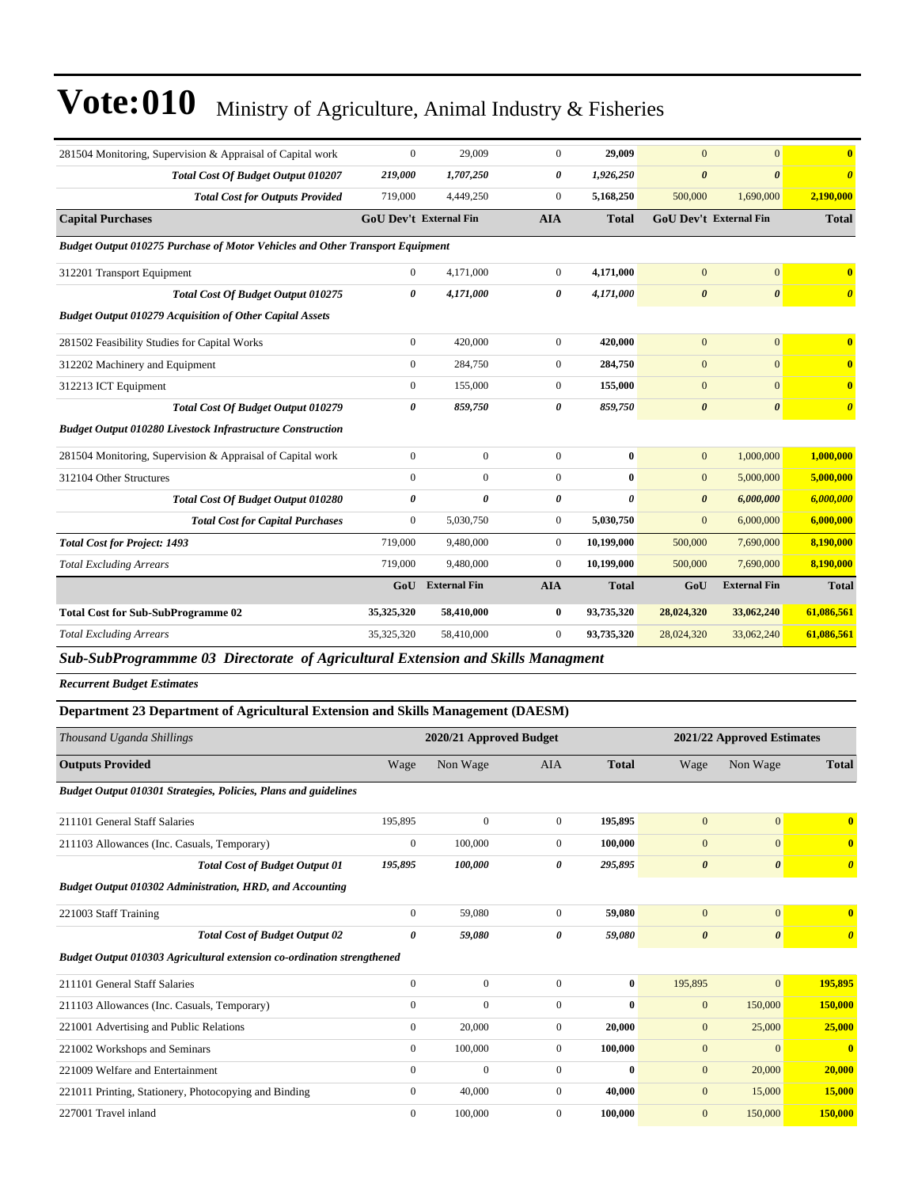# Vote:010 Ministry of Agriculture, Animal Industry & Fisheries

| | | | | | | | |
|---|---|---|---|---|---|---|---|
| 281504 Monitoring, Supervision & Appraisal of Capital work | 0 | 29,009 | 0 | **29,009** | 0 | 0 | **0** |
| ***Total Cost Of Budget Output 010207*** | ***219,000*** | ***1,707,250*** | ***0*** | ***1,926,250*** | ***0*** | ***0*** | ***0*** |
| ***Total Cost for Outputs Provided*** | 719,000 | 4,449,250 | 0 | **5,168,250** | 500,000 | 1,690,000 | **2,190,000** |
| **Capital Purchases** | **GoU Dev't** | **External Fin** | **AIA** | **Total** | **GoU Dev't** | **External Fin** | **Total** |
| ***Budget Output 010275 Purchase of Motor Vehicles and Other Transport Equipment*** | | | | | | | |
| 312201 Transport Equipment | 0 | 4,171,000 | 0 | **4,171,000** | 0 | 0 | **0** |
| ***Total Cost Of Budget Output 010275*** | ***0*** | ***4,171,000*** | ***0*** | ***4,171,000*** | ***0*** | ***0*** | ***0*** |
| ***Budget Output 010279 Acquisition of Other Capital Assets*** | | | | | | | |
| 281502 Feasibility Studies for Capital Works | 0 | 420,000 | 0 | **420,000** | 0 | 0 | **0** |
| 312202 Machinery and Equipment | 0 | 284,750 | 0 | **284,750** | 0 | 0 | **0** |
| 312213 ICT Equipment | 0 | 155,000 | 0 | **155,000** | 0 | 0 | **0** |
| ***Total Cost Of Budget Output 010279*** | ***0*** | ***859,750*** | ***0*** | ***859,750*** | ***0*** | ***0*** | ***0*** |
| ***Budget Output 010280 Livestock Infrastructure Construction*** | | | | | | | |
| 281504 Monitoring, Supervision & Appraisal of Capital work | 0 | 0 | 0 | **0** | 0 | 1,000,000 | **1,000,000** |
| 312104 Other Structures | 0 | 0 | 0 | **0** | 0 | 5,000,000 | **5,000,000** |
| ***Total Cost Of Budget Output 010280*** | ***0*** | ***0*** | ***0*** | ***0*** | ***0*** | ***6,000,000*** | ***6,000,000*** |
| ***Total Cost for Capital Purchases*** | 0 | 5,030,750 | 0 | **5,030,750** | 0 | 6,000,000 | **6,000,000** |
| ***Total Cost for Project: 1493*** | 719,000 | 9,480,000 | 0 | **10,199,000** | 500,000 | 7,690,000 | **8,190,000** |
| *Total Excluding Arrears* | 719,000 | 9,480,000 | 0 | **10,199,000** | 500,000 | 7,690,000 | **8,190,000** |
| | **GoU** | **External Fin** | **AIA** | **Total** | **GoU** | **External Fin** | **Total** |
| **Total Cost for Sub-SubProgramme 02** | **35,325,320** | **58,410,000** | **0** | **93,735,320** | **28,024,320** | **33,062,240** | **61,086,561** |
| *Total Excluding Arrears* | 35,325,320 | 58,410,000 | 0 | **93,735,320** | 28,024,320 | 33,062,240 | **61,086,561** |

## *Sub-SubProgrammme 03 Directorate of Agricultural Extension and Skills Managment*

***Recurrent Budget Estimates***

### Department 23 Department of Agricultural Extension and Skills Management (DAESM)

| *Thousand Uganda Shillings* | 2020/21 Approved Budget | | | | 2021/22 Approved Estimates | | |
|---|---|---|---|---|---|---|---|
| **Outputs Provided** | Wage | Non Wage | AIA | **Total** | Wage | Non Wage | **Total** |
| ***Budget Output 010301 Strategies, Policies, Plans and guidelines*** | | | | | | | |
| 211101 General Staff Salaries | 195,895 | 0 | 0 | **195,895** | 0 | 0 | **0** |
| 211103 Allowances (Inc. Casuals, Temporary) | 0 | 100,000 | 0 | **100,000** | 0 | 0 | **0** |
| ***Total Cost of Budget Output 01*** | ***195,895*** | ***100,000*** | ***0*** | ***295,895*** | ***0*** | ***0*** | ***0*** |
| ***Budget Output 010302 Administration, HRD, and Accounting*** | | | | | | | |
| 221003 Staff Training | 0 | 59,080 | 0 | **59,080** | 0 | 0 | **0** |
| ***Total Cost of Budget Output 02*** | ***0*** | ***59,080*** | ***0*** | ***59,080*** | ***0*** | ***0*** | ***0*** |
| ***Budget Output 010303 Agricultural extension co-ordination strengthened*** | | | | | | | |
| 211101 General Staff Salaries | 0 | 0 | 0 | **0** | 195,895 | 0 | **195,895** |
| 211103 Allowances (Inc. Casuals, Temporary) | 0 | 0 | 0 | **0** | 0 | 150,000 | **150,000** |
| 221001 Advertising and Public Relations | 0 | 20,000 | 0 | **20,000** | 0 | 25,000 | **25,000** |
| 221002 Workshops and Seminars | 0 | 100,000 | 0 | **100,000** | 0 | 0 | **0** |
| 221009 Welfare and Entertainment | 0 | 0 | 0 | **0** | 0 | 20,000 | **20,000** |
| 221011 Printing, Stationery, Photocopying and Binding | 0 | 40,000 | 0 | **40,000** | 0 | 15,000 | **15,000** |
| 227001 Travel inland | 0 | 100,000 | 0 | **100,000** | 0 | 150,000 | **150,000** |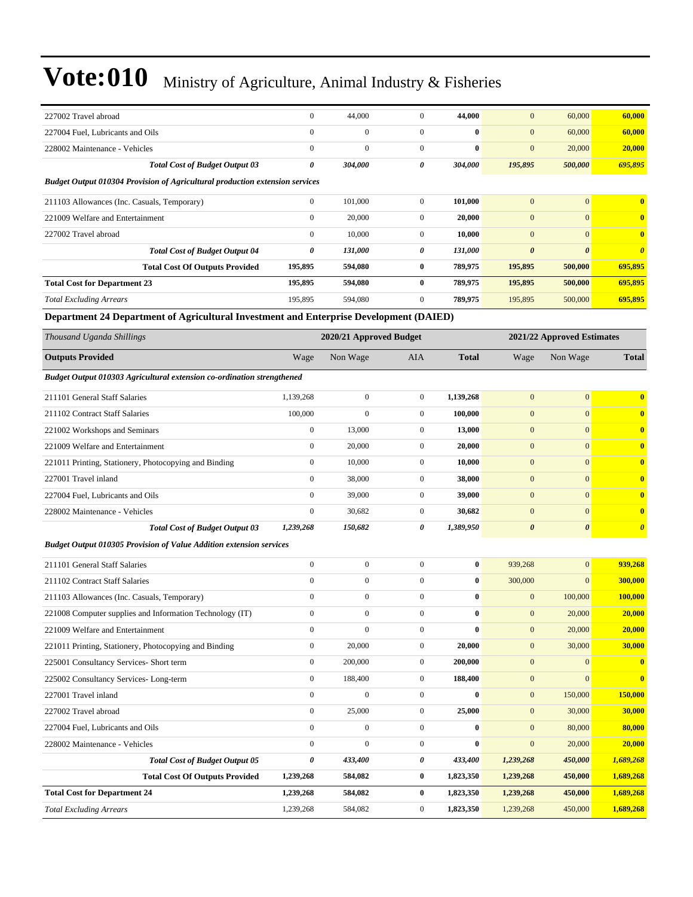# Vote:010 Ministry of Agriculture, Animal Industry & Fisheries

| | | | | | | | |
|---|---|---|---|---|---|---|---|
| 227002 Travel abroad | 0 | 44,000 | 0 | **44,000** | 0 | 60,000 | **60,000** |
| 227004 Fuel, Lubricants and Oils | 0 | 0 | 0 | **0** | 0 | 60,000 | **60,000** |
| 228002 Maintenance - Vehicles | 0 | 0 | 0 | **0** | 0 | 20,000 | **20,000** |
| ***Total Cost of Budget Output 03*** | ***0*** | ***304,000*** | ***0*** | ***304,000*** | ***195,895*** | ***500,000*** | ***695,895*** |
| ***Budget Output 010304 Provision of Agricultural production extension services*** | | | | | | | |
| 211103 Allowances (Inc. Casuals, Temporary) | 0 | 101,000 | 0 | **101,000** | 0 | 0 | **0** |
| 221009 Welfare and Entertainment | 0 | 20,000 | 0 | **20,000** | 0 | 0 | **0** |
| 227002 Travel abroad | 0 | 10,000 | 0 | **10,000** | 0 | 0 | **0** |
| ***Total Cost of Budget Output 04*** | ***0*** | ***131,000*** | ***0*** | ***131,000*** | ***0*** | ***0*** | ***0*** |
| **Total Cost Of Outputs Provided** | **195,895** | **594,080** | **0** | **789,975** | **195,895** | **500,000** | **695,895** |
| **Total Cost for Department 23** | **195,895** | **594,080** | **0** | **789,975** | **195,895** | **500,000** | **695,895** |
| *Total Excluding Arrears* | 195,895 | 594,080 | 0 | **789,975** | 195,895 | 500,000 | **695,895** |

## Department 24 Department of Agricultural Investment and Enterprise Development (DAIED)

| *Thousand Uganda Shillings* | 2020/21 Approved Budget | | | | 2021/22 Approved Estimates | | |
|---|---|---|---|---|---|---|---|
| **Outputs Provided** | Wage | Non Wage | AIA | **Total** | Wage | Non Wage | **Total** |
| ***Budget Output 010303 Agricultural extension co-ordination strengthened*** | | | | | | | |
| 211101 General Staff Salaries | 1,139,268 | 0 | 0 | **1,139,268** | 0 | 0 | **0** |
| 211102 Contract Staff Salaries | 100,000 | 0 | 0 | **100,000** | 0 | 0 | **0** |
| 221002 Workshops and Seminars | 0 | 13,000 | 0 | **13,000** | 0 | 0 | **0** |
| 221009 Welfare and Entertainment | 0 | 20,000 | 0 | **20,000** | 0 | 0 | **0** |
| 221011 Printing, Stationery, Photocopying and Binding | 0 | 10,000 | 0 | **10,000** | 0 | 0 | **0** |
| 227001 Travel inland | 0 | 38,000 | 0 | **38,000** | 0 | 0 | **0** |
| 227004 Fuel, Lubricants and Oils | 0 | 39,000 | 0 | **39,000** | 0 | 0 | **0** |
| 228002 Maintenance - Vehicles | 0 | 30,682 | 0 | **30,682** | 0 | 0 | **0** |
| ***Total Cost of Budget Output 03*** | ***1,239,268*** | ***150,682*** | ***0*** | ***1,389,950*** | ***0*** | ***0*** | ***0*** |
| ***Budget Output 010305 Provision of Value Addition extension services*** | | | | | | | |
| 211101 General Staff Salaries | 0 | 0 | 0 | **0** | 939,268 | 0 | **939,268** |
| 211102 Contract Staff Salaries | 0 | 0 | 0 | **0** | 300,000 | 0 | **300,000** |
| 211103 Allowances (Inc. Casuals, Temporary) | 0 | 0 | 0 | **0** | 0 | 100,000 | **100,000** |
| 221008 Computer supplies and Information Technology (IT) | 0 | 0 | 0 | **0** | 0 | 20,000 | **20,000** |
| 221009 Welfare and Entertainment | 0 | 0 | 0 | **0** | 0 | 20,000 | **20,000** |
| 221011 Printing, Stationery, Photocopying and Binding | 0 | 20,000 | 0 | **20,000** | 0 | 30,000 | **30,000** |
| 225001 Consultancy Services- Short term | 0 | 200,000 | 0 | **200,000** | 0 | 0 | **0** |
| 225002 Consultancy Services- Long-term | 0 | 188,400 | 0 | **188,400** | 0 | 0 | **0** |
| 227001 Travel inland | 0 | 0 | 0 | **0** | 0 | 150,000 | **150,000** |
| 227002 Travel abroad | 0 | 25,000 | 0 | **25,000** | 0 | 30,000 | **30,000** |
| 227004 Fuel, Lubricants and Oils | 0 | 0 | 0 | **0** | 0 | 80,000 | **80,000** |
| 228002 Maintenance - Vehicles | 0 | 0 | 0 | **0** | 0 | 20,000 | **20,000** |
| ***Total Cost of Budget Output 05*** | ***0*** | ***433,400*** | ***0*** | ***433,400*** | ***1,239,268*** | ***450,000*** | ***1,689,268*** |
| **Total Cost Of Outputs Provided** | **1,239,268** | **584,082** | **0** | **1,823,350** | **1,239,268** | **450,000** | **1,689,268** |
| **Total Cost for Department 24** | **1,239,268** | **584,082** | **0** | **1,823,350** | **1,239,268** | **450,000** | **1,689,268** |
| *Total Excluding Arrears* | 1,239,268 | 584,082 | 0 | **1,823,350** | 1,239,268 | 450,000 | **1,689,268** |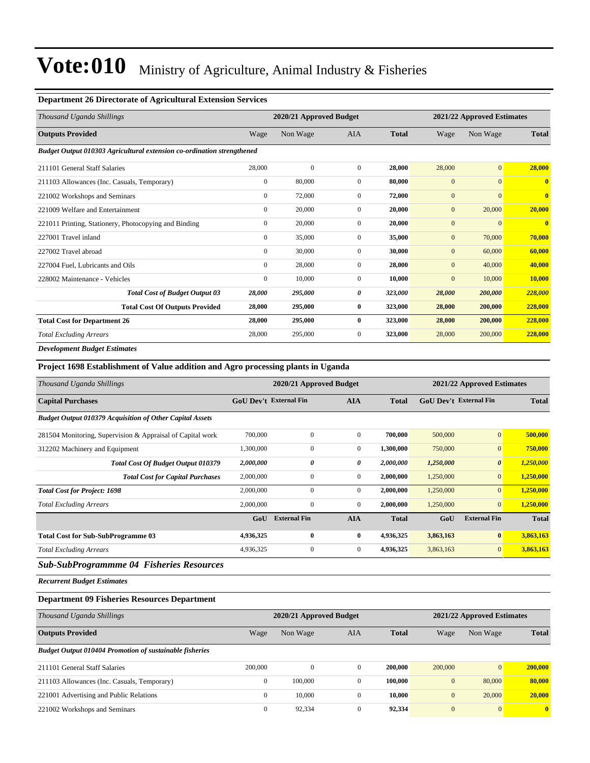# Vote:010 Ministry of Agriculture, Animal Industry & Fisheries

### Department 26 Directorate of Agricultural Extension Services

| Thousand Uganda Shillings | 2020/21 Approved Budget | | | | 2021/22 Approved Estimates | | |
|---|---|---|---|---|---|---|---|
| **Outputs Provided** | Wage | Non Wage | AIA | **Total** | Wage | Non Wage | **Total** |
| ***Budget Output 010303 Agricultural extension co-ordination strengthened*** | | | | | | | |
| 211101 General Staff Salaries | 28,000 | 0 | 0 | **28,000** | 28,000 | 0 | **28,000** |
| 211103 Allowances (Inc. Casuals, Temporary) | 0 | 80,000 | 0 | **80,000** | 0 | 0 | **0** |
| 221002 Workshops and Seminars | 0 | 72,000 | 0 | **72,000** | 0 | 0 | **0** |
| 221009 Welfare and Entertainment | 0 | 20,000 | 0 | **20,000** | 0 | 20,000 | **20,000** |
| 221011 Printing, Stationery, Photocopying and Binding | 0 | 20,000 | 0 | **20,000** | 0 | 0 | **0** |
| 227001 Travel inland | 0 | 35,000 | 0 | **35,000** | 0 | 70,000 | **70,000** |
| 227002 Travel abroad | 0 | 30,000 | 0 | **30,000** | 0 | 60,000 | **60,000** |
| 227004 Fuel, Lubricants and Oils | 0 | 28,000 | 0 | **28,000** | 0 | 40,000 | **40,000** |
| 228002 Maintenance - Vehicles | 0 | 10,000 | 0 | **10,000** | 0 | 10,000 | **10,000** |
| ***Total Cost of Budget Output 03*** | ***28,000*** | ***295,000*** | ***0*** | ***323,000*** | ***28,000*** | ***200,000*** | ***228,000*** |
| **Total Cost Of Outputs Provided** | **28,000** | **295,000** | **0** | **323,000** | **28,000** | **200,000** | **228,000** |
| **Total Cost for Department 26** | **28,000** | **295,000** | **0** | **323,000** | **28,000** | **200,000** | **228,000** |
| *Total Excluding Arrears* | 28,000 | 295,000 | 0 | **323,000** | 28,000 | 200,000 | **228,000** |

***Development Budget Estimates***

### Project 1698 Establishment of Value addition and Agro processing plants in Uganda

| Thousand Uganda Shillings | 2020/21 Approved Budget | | | | 2021/22 Approved Estimates | | |
|---|---|---|---|---|---|---|---|
| **Capital Purchases** | **GoU Dev't** | **External Fin** | **AIA** | **Total** | **GoU Dev't** | **External Fin** | **Total** |
| ***Budget Output 010379 Acquisition of Other Capital Assets*** | | | | | | | |
| 281504 Monitoring, Supervision & Appraisal of Capital work | 700,000 | 0 | 0 | **700,000** | 500,000 | 0 | **500,000** |
| 312202 Machinery and Equipment | 1,300,000 | 0 | 0 | **1,300,000** | 750,000 | 0 | **750,000** |
| ***Total Cost Of Budget Output 010379*** | ***2,000,000*** | ***0*** | ***0*** | ***2,000,000*** | ***1,250,000*** | ***0*** | ***1,250,000*** |
| ***Total Cost for Capital Purchases*** | 2,000,000 | 0 | 0 | **2,000,000** | 1,250,000 | 0 | **1,250,000** |
| ***Total Cost for Project: 1698*** | 2,000,000 | 0 | 0 | **2,000,000** | 1,250,000 | 0 | **1,250,000** |
| *Total Excluding Arrears* | 2,000,000 | 0 | 0 | **2,000,000** | 1,250,000 | 0 | **1,250,000** |
| | **GoU** | **External Fin** | **AIA** | **Total** | **GoU** | **External Fin** | **Total** |
| **Total Cost for Sub-SubProgramme 03** | **4,936,325** | **0** | **0** | **4,936,325** | **3,863,163** | **0** | **3,863,163** |
| *Total Excluding Arrears* | 4,936,325 | 0 | 0 | **4,936,325** | 3,863,163 | 0 | **3,863,163** |

## *Sub-SubProgrammme 04 Fisheries Resources*

***Recurrent Budget Estimates***

### Department 09 Fisheries Resources Department

| Thousand Uganda Shillings | 2020/21 Approved Budget | | | | 2021/22 Approved Estimates | | |
|---|---|---|---|---|---|---|---|
| **Outputs Provided** | Wage | Non Wage | AIA | **Total** | Wage | Non Wage | **Total** |
| ***Budget Output 010404 Promotion of sustainable fisheries*** | | | | | | | |
| 211101 General Staff Salaries | 200,000 | 0 | 0 | **200,000** | 200,000 | 0 | **200,000** |
| 211103 Allowances (Inc. Casuals, Temporary) | 0 | 100,000 | 0 | **100,000** | 0 | 80,000 | **80,000** |
| 221001 Advertising and Public Relations | 0 | 10,000 | 0 | **10,000** | 0 | 20,000 | **20,000** |
| 221002 Workshops and Seminars | 0 | 92,334 | 0 | **92,334** | 0 | 0 | **0** |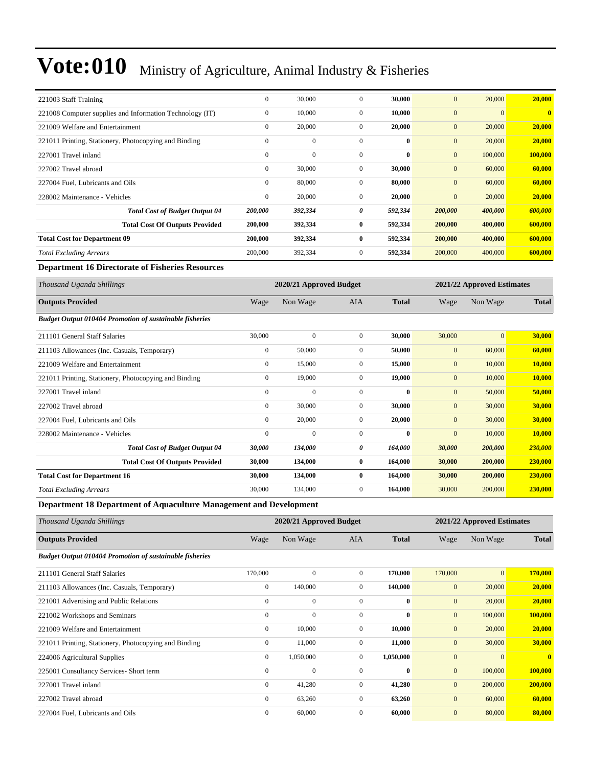# Vote:010 Ministry of Agriculture, Animal Industry & Fisheries

| | | | | | | | |
|---|---|---|---|---|---|---|---|
| 221003 Staff Training | 0 | 30,000 | 0 | **30,000** | 0 | 20,000 | **20,000** |
| 221008 Computer supplies and Information Technology (IT) | 0 | 10,000 | 0 | **10,000** | 0 | 0 | **0** |
| 221009 Welfare and Entertainment | 0 | 20,000 | 0 | **20,000** | 0 | 20,000 | **20,000** |
| 221011 Printing, Stationery, Photocopying and Binding | 0 | 0 | 0 | **0** | 0 | 20,000 | **20,000** |
| 227001 Travel inland | 0 | 0 | 0 | **0** | 0 | 100,000 | **100,000** |
| 227002 Travel abroad | 0 | 30,000 | 0 | **30,000** | 0 | 60,000 | **60,000** |
| 227004 Fuel, Lubricants and Oils | 0 | 80,000 | 0 | **80,000** | 0 | 60,000 | **60,000** |
| 228002 Maintenance - Vehicles | 0 | 20,000 | 0 | **20,000** | 0 | 20,000 | **20,000** |
| ***Total Cost of Budget Output 04*** | ***200,000*** | ***392,334*** | ***0*** | ***592,334*** | ***200,000*** | ***400,000*** | ***600,000*** |
| **Total Cost Of Outputs Provided** | **200,000** | **392,334** | **0** | **592,334** | **200,000** | **400,000** | **600,000** |
| **Total Cost for Department 09** | **200,000** | **392,334** | **0** | **592,334** | **200,000** | **400,000** | **600,000** |
| *Total Excluding Arrears* | 200,000 | 392,334 | 0 | **592,334** | 200,000 | 400,000 | **600,000** |

### Department 16 Directorate of Fisheries Resources

| *Thousand Uganda Shillings* | 2020/21 Approved Budget | | | | 2021/22 Approved Estimates | | |
|---|---|---|---|---|---|---|---|
| **Outputs Provided** | Wage | Non Wage | AIA | **Total** | Wage | Non Wage | **Total** |
| ***Budget Output 010404 Promotion of sustainable fisheries*** | | | | | | | |
| 211101 General Staff Salaries | 30,000 | 0 | 0 | **30,000** | 30,000 | 0 | **30,000** |
| 211103 Allowances (Inc. Casuals, Temporary) | 0 | 50,000 | 0 | **50,000** | 0 | 60,000 | **60,000** |
| 221009 Welfare and Entertainment | 0 | 15,000 | 0 | **15,000** | 0 | 10,000 | **10,000** |
| 221011 Printing, Stationery, Photocopying and Binding | 0 | 19,000 | 0 | **19,000** | 0 | 10,000 | **10,000** |
| 227001 Travel inland | 0 | 0 | 0 | **0** | 0 | 50,000 | **50,000** |
| 227002 Travel abroad | 0 | 30,000 | 0 | **30,000** | 0 | 30,000 | **30,000** |
| 227004 Fuel, Lubricants and Oils | 0 | 20,000 | 0 | **20,000** | 0 | 30,000 | **30,000** |
| 228002 Maintenance - Vehicles | 0 | 0 | 0 | **0** | 0 | 10,000 | **10,000** |
| ***Total Cost of Budget Output 04*** | ***30,000*** | ***134,000*** | ***0*** | ***164,000*** | ***30,000*** | ***200,000*** | ***230,000*** |
| **Total Cost Of Outputs Provided** | **30,000** | **134,000** | **0** | **164,000** | **30,000** | **200,000** | **230,000** |
| **Total Cost for Department 16** | **30,000** | **134,000** | **0** | **164,000** | **30,000** | **200,000** | **230,000** |
| *Total Excluding Arrears* | 30,000 | 134,000 | 0 | **164,000** | 30,000 | 200,000 | **230,000** |

### Department 18 Department of Aquaculture Management and Development

| *Thousand Uganda Shillings* | 2020/21 Approved Budget | | | | 2021/22 Approved Estimates | | |
|---|---|---|---|---|---|---|---|
| **Outputs Provided** | Wage | Non Wage | AIA | **Total** | Wage | Non Wage | **Total** |
| ***Budget Output 010404 Promotion of sustainable fisheries*** | | | | | | | |
| 211101 General Staff Salaries | 170,000 | 0 | 0 | **170,000** | 170,000 | 0 | **170,000** |
| 211103 Allowances (Inc. Casuals, Temporary) | 0 | 140,000 | 0 | **140,000** | 0 | 20,000 | **20,000** |
| 221001 Advertising and Public Relations | 0 | 0 | 0 | **0** | 0 | 20,000 | **20,000** |
| 221002 Workshops and Seminars | 0 | 0 | 0 | **0** | 0 | 100,000 | **100,000** |
| 221009 Welfare and Entertainment | 0 | 10,000 | 0 | **10,000** | 0 | 20,000 | **20,000** |
| 221011 Printing, Stationery, Photocopying and Binding | 0 | 11,000 | 0 | **11,000** | 0 | 30,000 | **30,000** |
| 224006 Agricultural Supplies | 0 | 1,050,000 | 0 | **1,050,000** | 0 | 0 | **0** |
| 225001 Consultancy Services- Short term | 0 | 0 | 0 | **0** | 0 | 100,000 | **100,000** |
| 227001 Travel inland | 0 | 41,280 | 0 | **41,280** | 0 | 200,000 | **200,000** |
| 227002 Travel abroad | 0 | 63,260 | 0 | **63,260** | 0 | 60,000 | **60,000** |
| 227004 Fuel, Lubricants and Oils | 0 | 60,000 | 0 | **60,000** | 0 | 80,000 | **80,000** |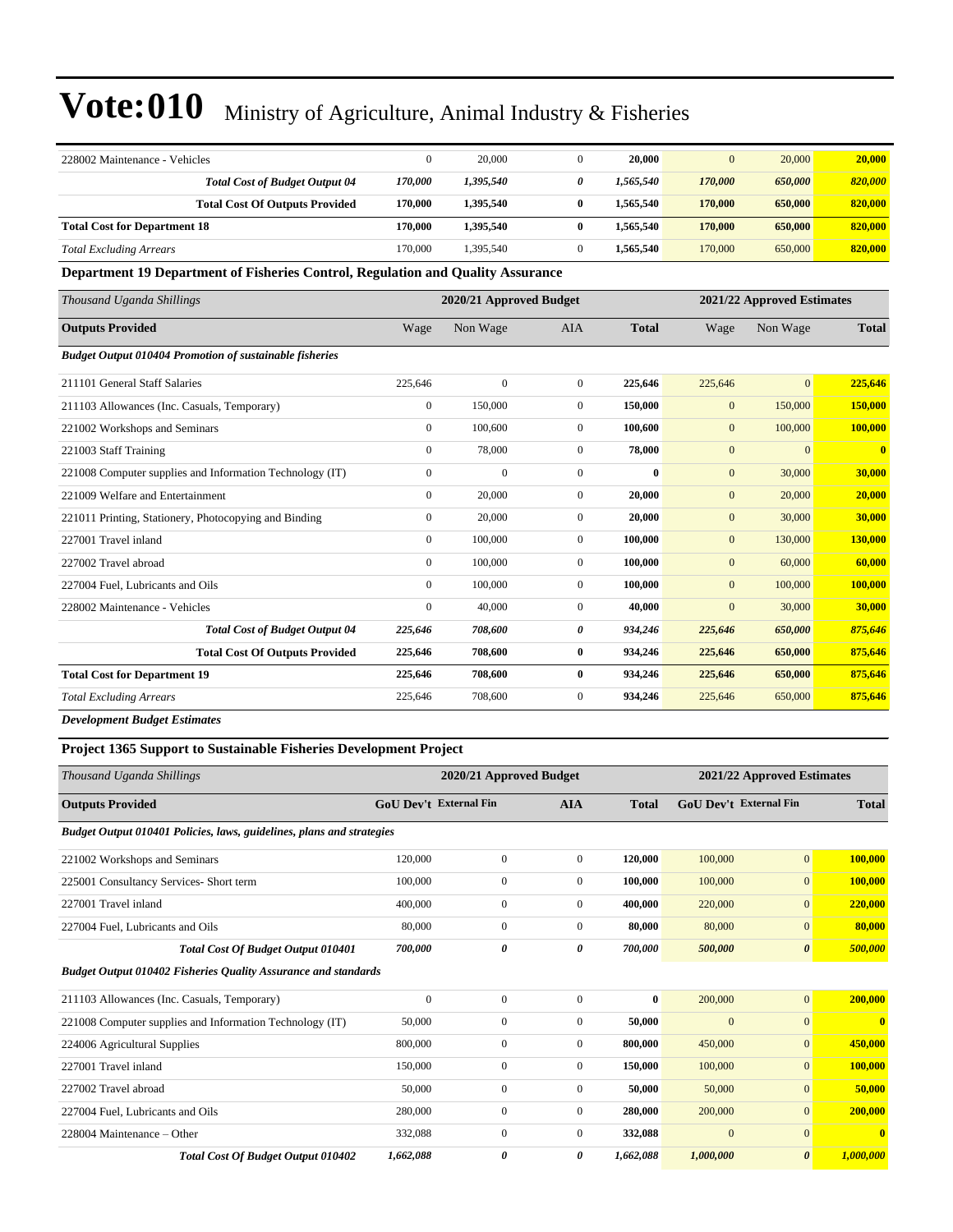# Vote:010 Ministry of Agriculture, Animal Industry & Fisheries

| | | | | | | | |
|---|---|---|---|---|---|---|---|
| 228002 Maintenance - Vehicles | 0 | 20,000 | 0 | **20,000** | 0 | 20,000 | **20,000** |
| ***Total Cost of Budget Output 04*** | ***170,000*** | ***1,395,540*** | ***0*** | ***1,565,540*** | ***170,000*** | ***650,000*** | ***820,000*** |
| **Total Cost Of Outputs Provided** | **170,000** | **1,395,540** | **0** | **1,565,540** | **170,000** | **650,000** | **820,000** |
| **Total Cost for Department 18** | **170,000** | **1,395,540** | **0** | **1,565,540** | **170,000** | **650,000** | **820,000** |
| *Total Excluding Arrears* | 170,000 | 1,395,540 | 0 | 1,565,540 | 170,000 | 650,000 | **820,000** |

**Department 19 Department of Fisheries Control, Regulation and Quality Assurance**

| *Thousand Uganda Shillings* | 2020/21 Approved Budget | | | | 2021/22 Approved Estimates | | |
|---|---|---|---|---|---|---|---|
| **Outputs Provided** | Wage | Non Wage | AIA | **Total** | Wage | Non Wage | **Total** |
| ***Budget Output 010404 Promotion of sustainable fisheries*** | | | | | | | |
| 211101 General Staff Salaries | 225,646 | 0 | 0 | **225,646** | 225,646 | 0 | **225,646** |
| 211103 Allowances (Inc. Casuals, Temporary) | 0 | 150,000 | 0 | **150,000** | 0 | 150,000 | **150,000** |
| 221002 Workshops and Seminars | 0 | 100,600 | 0 | **100,600** | 0 | 100,000 | **100,000** |
| 221003 Staff Training | 0 | 78,000 | 0 | **78,000** | 0 | 0 | **0** |
| 221008 Computer supplies and Information Technology (IT) | 0 | 0 | 0 | **0** | 0 | 30,000 | **30,000** |
| 221009 Welfare and Entertainment | 0 | 20,000 | 0 | **20,000** | 0 | 20,000 | **20,000** |
| 221011 Printing, Stationery, Photocopying and Binding | 0 | 20,000 | 0 | **20,000** | 0 | 30,000 | **30,000** |
| 227001 Travel inland | 0 | 100,000 | 0 | **100,000** | 0 | 130,000 | **130,000** |
| 227002 Travel abroad | 0 | 100,000 | 0 | **100,000** | 0 | 60,000 | **60,000** |
| 227004 Fuel, Lubricants and Oils | 0 | 100,000 | 0 | **100,000** | 0 | 100,000 | **100,000** |
| 228002 Maintenance - Vehicles | 0 | 40,000 | 0 | **40,000** | 0 | 30,000 | **30,000** |
| ***Total Cost of Budget Output 04*** | ***225,646*** | ***708,600*** | ***0*** | ***934,246*** | ***225,646*** | ***650,000*** | ***875,646*** |
| **Total Cost Of Outputs Provided** | **225,646** | **708,600** | **0** | **934,246** | **225,646** | **650,000** | **875,646** |
| **Total Cost for Department 19** | **225,646** | **708,600** | **0** | **934,246** | **225,646** | **650,000** | **875,646** |
| *Total Excluding Arrears* | 225,646 | 708,600 | 0 | 934,246 | 225,646 | 650,000 | **875,646** |

***Development Budget Estimates***

**Project 1365 Support to Sustainable Fisheries Development Project**

| *Thousand Uganda Shillings* | 2020/21 Approved Budget | | | | 2021/22 Approved Estimates | | |
|---|---|---|---|---|---|---|---|
| **Outputs Provided** | **GoU Dev't** | **External Fin** | **AIA** | **Total** | **GoU Dev't** | **External Fin** | **Total** |
| ***Budget Output 010401 Policies, laws, guidelines, plans and strategies*** | | | | | | | |
| 221002 Workshops and Seminars | 120,000 | 0 | 0 | **120,000** | 100,000 | 0 | **100,000** |
| 225001 Consultancy Services- Short term | 100,000 | 0 | 0 | **100,000** | 100,000 | 0 | **100,000** |
| 227001 Travel inland | 400,000 | 0 | 0 | **400,000** | 220,000 | 0 | **220,000** |
| 227004 Fuel, Lubricants and Oils | 80,000 | 0 | 0 | **80,000** | 80,000 | 0 | **80,000** |
| ***Total Cost Of Budget Output 010401*** | ***700,000*** | ***0*** | ***0*** | ***700,000*** | ***500,000*** | ***0*** | ***500,000*** |
| ***Budget Output 010402 Fisheries Quality Assurance and standards*** | | | | | | | |
| 211103 Allowances (Inc. Casuals, Temporary) | 0 | 0 | 0 | **0** | 200,000 | 0 | **200,000** |
| 221008 Computer supplies and Information Technology (IT) | 50,000 | 0 | 0 | **50,000** | 0 | 0 | **0** |
| 224006 Agricultural Supplies | 800,000 | 0 | 0 | **800,000** | 450,000 | 0 | **450,000** |
| 227001 Travel inland | 150,000 | 0 | 0 | **150,000** | 100,000 | 0 | **100,000** |
| 227002 Travel abroad | 50,000 | 0 | 0 | **50,000** | 50,000 | 0 | **50,000** |
| 227004 Fuel, Lubricants and Oils | 280,000 | 0 | 0 | **280,000** | 200,000 | 0 | **200,000** |
| 228004 Maintenance – Other | 332,088 | 0 | 0 | **332,088** | 0 | 0 | **0** |
| ***Total Cost Of Budget Output 010402*** | ***1,662,088*** | ***0*** | ***0*** | ***1,662,088*** | ***1,000,000*** | ***0*** | ***1,000,000*** |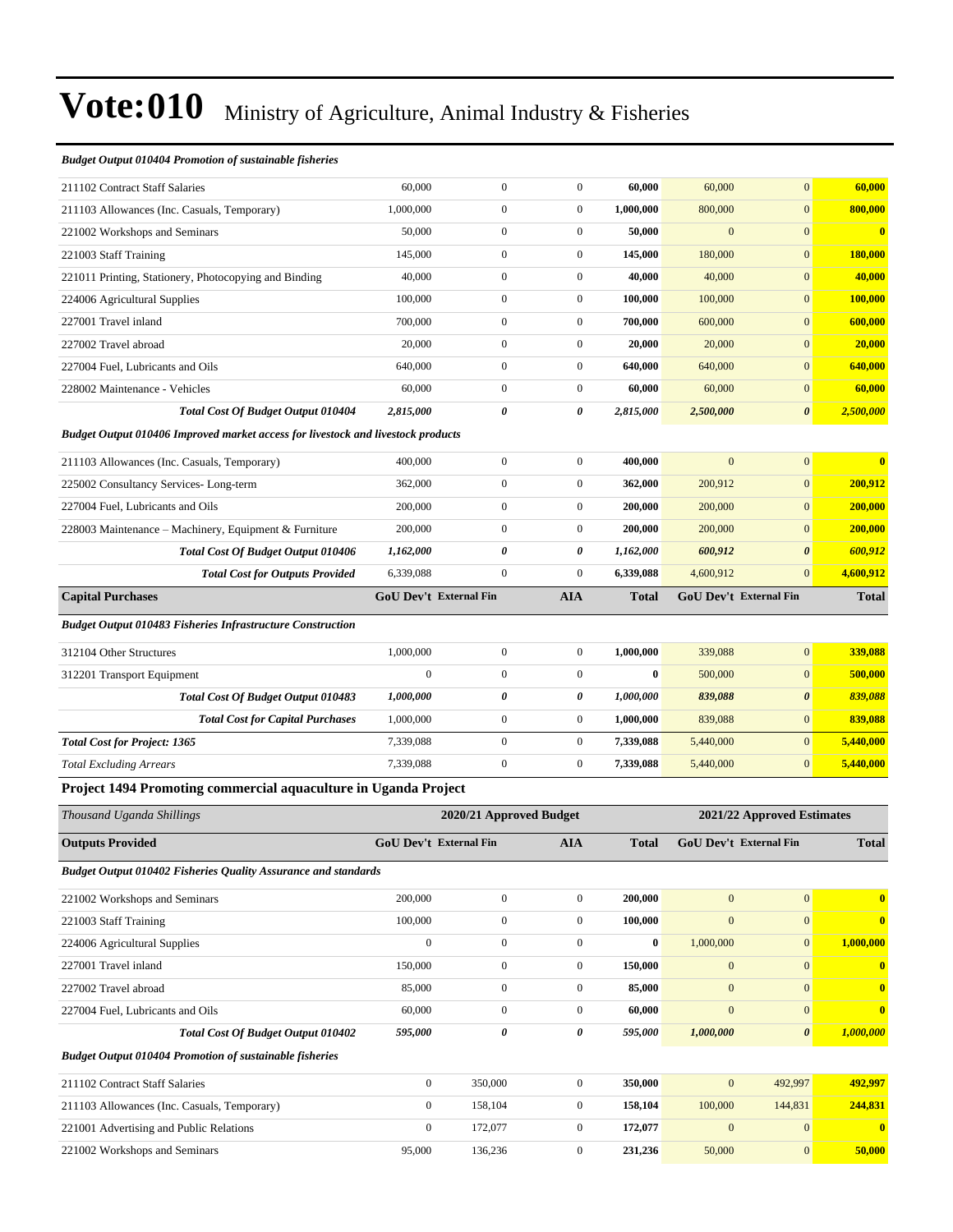# Vote:010 Ministry of Agriculture, Animal Industry & Fisheries

| | | | | | | | |
|---|---|---|---|---|---|---|---|
| ***Budget Output 010404 Promotion of sustainable fisheries*** | | | | | | | |
| 211102 Contract Staff Salaries | 60,000 | 0 | 0 | **60,000** | 60,000 | 0 | **60,000** |
| 211103 Allowances (Inc. Casuals, Temporary) | 1,000,000 | 0 | 0 | **1,000,000** | 800,000 | 0 | **800,000** |
| 221002 Workshops and Seminars | 50,000 | 0 | 0 | **50,000** | 0 | 0 | **0** |
| 221003 Staff Training | 145,000 | 0 | 0 | **145,000** | 180,000 | 0 | **180,000** |
| 221011 Printing, Stationery, Photocopying and Binding | 40,000 | 0 | 0 | **40,000** | 40,000 | 0 | **40,000** |
| 224006 Agricultural Supplies | 100,000 | 0 | 0 | **100,000** | 100,000 | 0 | **100,000** |
| 227001 Travel inland | 700,000 | 0 | 0 | **700,000** | 600,000 | 0 | **600,000** |
| 227002 Travel abroad | 20,000 | 0 | 0 | **20,000** | 20,000 | 0 | **20,000** |
| 227004 Fuel, Lubricants and Oils | 640,000 | 0 | 0 | **640,000** | 640,000 | 0 | **640,000** |
| 228002 Maintenance - Vehicles | 60,000 | 0 | 0 | **60,000** | 60,000 | 0 | **60,000** |
| ***Total Cost Of Budget Output 010404*** | ***2,815,000*** | ***0*** | ***0*** | ***2,815,000*** | ***2,500,000*** | ***0*** | ***2,500,000*** |
| ***Budget Output 010406 Improved market access for livestock and livestock products*** | | | | | | | |
| 211103 Allowances (Inc. Casuals, Temporary) | 400,000 | 0 | 0 | **400,000** | 0 | 0 | **0** |
| 225002 Consultancy Services- Long-term | 362,000 | 0 | 0 | **362,000** | 200,912 | 0 | **200,912** |
| 227004 Fuel, Lubricants and Oils | 200,000 | 0 | 0 | **200,000** | 200,000 | 0 | **200,000** |
| 228003 Maintenance – Machinery, Equipment & Furniture | 200,000 | 0 | 0 | **200,000** | 200,000 | 0 | **200,000** |
| ***Total Cost Of Budget Output 010406*** | ***1,162,000*** | ***0*** | ***0*** | ***1,162,000*** | ***600,912*** | ***0*** | ***600,912*** |
| ***Total Cost for Outputs Provided*** | 6,339,088 | 0 | 0 | 6,339,088 | 4,600,912 | 0 | **4,600,912** |
| **Capital Purchases** | **GoU Dev't** | **External Fin** | **AIA** | **Total** | **GoU Dev't** | **External Fin** | **Total** |
| ***Budget Output 010483 Fisheries Infrastructure Construction*** | | | | | | | |
| 312104 Other Structures | 1,000,000 | 0 | 0 | **1,000,000** | 339,088 | 0 | **339,088** |
| 312201 Transport Equipment | 0 | 0 | 0 | **0** | 500,000 | 0 | **500,000** |
| ***Total Cost Of Budget Output 010483*** | ***1,000,000*** | ***0*** | ***0*** | ***1,000,000*** | ***839,088*** | ***0*** | ***839,088*** |
| ***Total Cost for Capital Purchases*** | 1,000,000 | 0 | 0 | **1,000,000** | 839,088 | 0 | **839,088** |
| ***Total Cost for Project: 1365*** | 7,339,088 | 0 | 0 | **7,339,088** | 5,440,000 | 0 | **5,440,000** |
| *Total Excluding Arrears* | 7,339,088 | 0 | 0 | **7,339,088** | 5,440,000 | 0 | **5,440,000** |

### Project 1494 Promoting commercial aquaculture in Uganda Project

| *Thousand Uganda Shillings* | 2020/21 Approved Budget | | | | 2021/22 Approved Estimates | | |
|---|---|---|---|---|---|---|---|
| **Outputs Provided** | **GoU Dev't** | **External Fin** | **AIA** | **Total** | **GoU Dev't** | **External Fin** | **Total** |
| ***Budget Output 010402 Fisheries Quality Assurance and standards*** | | | | | | | |
| 221002 Workshops and Seminars | 200,000 | 0 | 0 | **200,000** | 0 | 0 | **0** |
| 221003 Staff Training | 100,000 | 0 | 0 | **100,000** | 0 | 0 | **0** |
| 224006 Agricultural Supplies | 0 | 0 | 0 | **0** | 1,000,000 | 0 | **1,000,000** |
| 227001 Travel inland | 150,000 | 0 | 0 | **150,000** | 0 | 0 | **0** |
| 227002 Travel abroad | 85,000 | 0 | 0 | **85,000** | 0 | 0 | **0** |
| 227004 Fuel, Lubricants and Oils | 60,000 | 0 | 0 | **60,000** | 0 | 0 | **0** |
| ***Total Cost Of Budget Output 010402*** | ***595,000*** | ***0*** | ***0*** | ***595,000*** | ***1,000,000*** | ***0*** | ***1,000,000*** |
| ***Budget Output 010404 Promotion of sustainable fisheries*** | | | | | | | |
| 211102 Contract Staff Salaries | 0 | 350,000 | 0 | **350,000** | 0 | 492,997 | **492,997** |
| 211103 Allowances (Inc. Casuals, Temporary) | 0 | 158,104 | 0 | **158,104** | 100,000 | 144,831 | **244,831** |
| 221001 Advertising and Public Relations | 0 | 172,077 | 0 | **172,077** | 0 | 0 | **0** |
| 221002 Workshops and Seminars | 95,000 | 136,236 | 0 | **231,236** | 50,000 | 0 | **50,000** |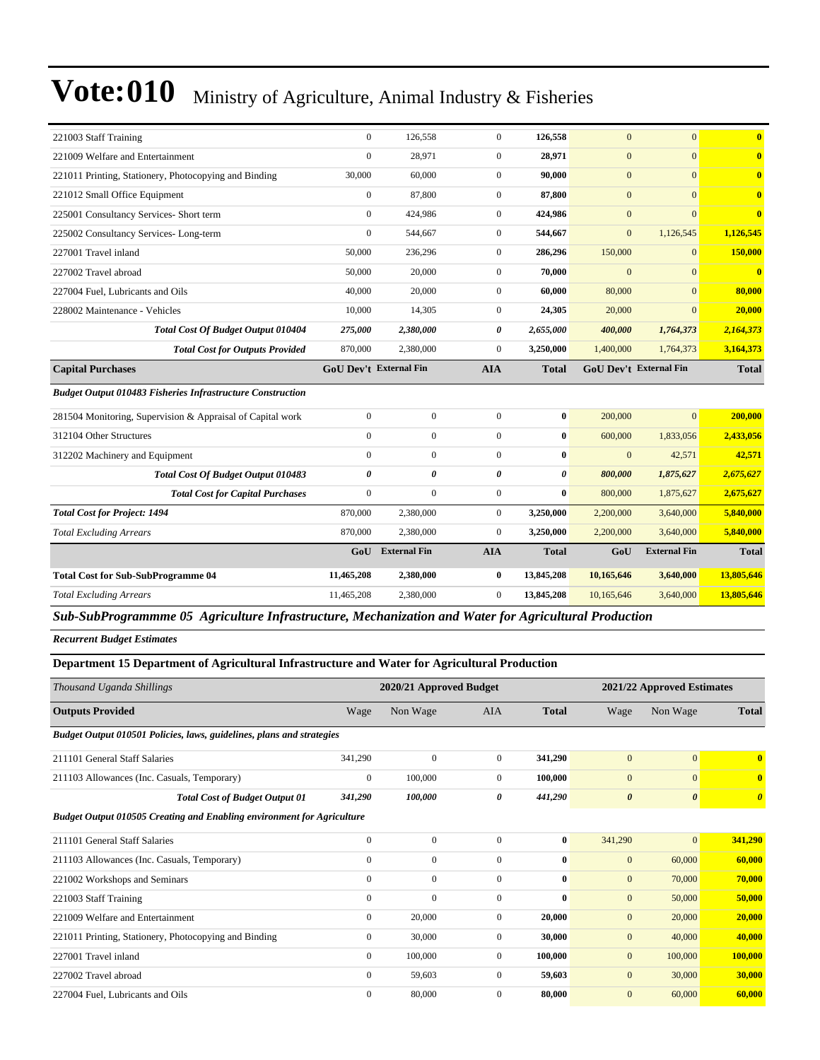# Vote:010 Ministry of Agriculture, Animal Industry & Fisheries

| | | | | | | | |
|---|---|---|---|---|---|---|---|
| 221003 Staff Training | 0 | 126,558 | 0 | **126,558** | 0 | 0 | **0** |
| 221009 Welfare and Entertainment | 0 | 28,971 | 0 | **28,971** | 0 | 0 | **0** |
| 221011 Printing, Stationery, Photocopying and Binding | 30,000 | 60,000 | 0 | **90,000** | 0 | 0 | **0** |
| 221012 Small Office Equipment | 0 | 87,800 | 0 | **87,800** | 0 | 0 | **0** |
| 225001 Consultancy Services- Short term | 0 | 424,986 | 0 | **424,986** | 0 | 0 | **0** |
| 225002 Consultancy Services- Long-term | 0 | 544,667 | 0 | **544,667** | 0 | 1,126,545 | **1,126,545** |
| 227001 Travel inland | 50,000 | 236,296 | 0 | **286,296** | 150,000 | 0 | **150,000** |
| 227002 Travel abroad | 50,000 | 20,000 | 0 | **70,000** | 0 | 0 | **0** |
| 227004 Fuel, Lubricants and Oils | 40,000 | 20,000 | 0 | **60,000** | 80,000 | 0 | **80,000** |
| 228002 Maintenance - Vehicles | 10,000 | 14,305 | 0 | **24,305** | 20,000 | 0 | **20,000** |
| ***Total Cost Of Budget Output 010404*** | ***275,000*** | ***2,380,000*** | ***0*** | ***2,655,000*** | ***400,000*** | ***1,764,373*** | ***2,164,373*** |
| ***Total Cost for Outputs Provided*** | 870,000 | 2,380,000 | 0 | **3,250,000** | 1,400,000 | 1,764,373 | **3,164,373** |
| **Capital Purchases** | **GoU Dev't** | **External Fin** | **AIA** | **Total** | **GoU Dev't** | **External Fin** | **Total** |
| ***Budget Output 010483 Fisheries Infrastructure Construction*** | | | | | | | |
| 281504 Monitoring, Supervision & Appraisal of Capital work | 0 | 0 | 0 | **0** | 200,000 | 0 | **200,000** |
| 312104 Other Structures | 0 | 0 | 0 | **0** | 600,000 | 1,833,056 | **2,433,056** |
| 312202 Machinery and Equipment | 0 | 0 | 0 | **0** | 0 | 42,571 | **42,571** |
| ***Total Cost Of Budget Output 010483*** | ***0*** | ***0*** | ***0*** | ***0*** | ***800,000*** | ***1,875,627*** | ***2,675,627*** |
| ***Total Cost for Capital Purchases*** | 0 | 0 | 0 | **0** | 800,000 | 1,875,627 | **2,675,627** |
| ***Total Cost for Project: 1494*** | 870,000 | 2,380,000 | 0 | **3,250,000** | 2,200,000 | 3,640,000 | **5,840,000** |
| *Total Excluding Arrears* | 870,000 | 2,380,000 | 0 | **3,250,000** | 2,200,000 | 3,640,000 | **5,840,000** |
| | **GoU** | **External Fin** | **AIA** | **Total** | **GoU** | **External Fin** | **Total** |
| **Total Cost for Sub-SubProgramme 04** | **11,465,208** | **2,380,000** | **0** | **13,845,208** | **10,165,646** | **3,640,000** | **13,805,646** |
| *Total Excluding Arrears* | 11,465,208 | 2,380,000 | 0 | 13,845,208 | 10,165,646 | 3,640,000 | **13,805,646** |

## *Sub-SubProgrammme 05 Agriculture Infrastructure, Mechanization and Water for Agricultural Production*

***Recurrent Budget Estimates***

### Department 15 Department of Agricultural Infrastructure and Water for Agricultural Production

| *Thousand Uganda Shillings* | 2020/21 Approved Budget | | | | 2021/22 Approved Estimates | | |
|---|---|---|---|---|---|---|---|
| **Outputs Provided** | Wage | Non Wage | AIA | **Total** | Wage | Non Wage | **Total** |
| ***Budget Output 010501 Policies, laws, guidelines, plans and strategies*** | | | | | | | |
| 211101 General Staff Salaries | 341,290 | 0 | 0 | **341,290** | 0 | 0 | **0** |
| 211103 Allowances (Inc. Casuals, Temporary) | 0 | 100,000 | 0 | **100,000** | 0 | 0 | **0** |
| ***Total Cost of Budget Output 01*** | ***341,290*** | ***100,000*** | ***0*** | ***441,290*** | ***0*** | ***0*** | ***0*** |
| ***Budget Output 010505 Creating and Enabling environment for Agriculture*** | | | | | | | |
| 211101 General Staff Salaries | 0 | 0 | 0 | **0** | 341,290 | 0 | **341,290** |
| 211103 Allowances (Inc. Casuals, Temporary) | 0 | 0 | 0 | **0** | 0 | 60,000 | **60,000** |
| 221002 Workshops and Seminars | 0 | 0 | 0 | **0** | 0 | 70,000 | **70,000** |
| 221003 Staff Training | 0 | 0 | 0 | **0** | 0 | 50,000 | **50,000** |
| 221009 Welfare and Entertainment | 0 | 20,000 | 0 | **20,000** | 0 | 20,000 | **20,000** |
| 221011 Printing, Stationery, Photocopying and Binding | 0 | 30,000 | 0 | **30,000** | 0 | 40,000 | **40,000** |
| 227001 Travel inland | 0 | 100,000 | 0 | **100,000** | 0 | 100,000 | **100,000** |
| 227002 Travel abroad | 0 | 59,603 | 0 | **59,603** | 0 | 30,000 | **30,000** |
| 227004 Fuel, Lubricants and Oils | 0 | 80,000 | 0 | **80,000** | 0 | 60,000 | **60,000** |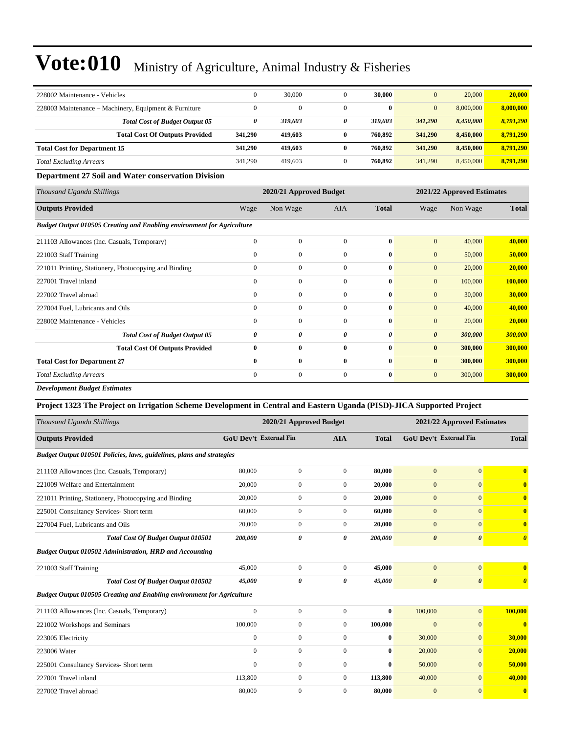# Vote:010 Ministry of Agriculture, Animal Industry & Fisheries

| | | | | | | | |
|---|---|---|---|---|---|---|---|
| 228002 Maintenance - Vehicles | 0 | 30,000 | 0 | 30,000 | 0 | 20,000 | 20,000 |
| 228003 Maintenance – Machinery, Equipment & Furniture | 0 | 0 | 0 | 0 | 0 | 8,000,000 | 8,000,000 |
| *Total Cost of Budget Output 05* | *0* | *319,603* | *0* | *319,603* | *341,290* | *8,450,000* | *8,791,290* |
| **Total Cost Of Outputs Provided** | **341,290** | **419,603** | **0** | **760,892** | **341,290** | **8,450,000** | **8,791,290** |
| **Total Cost for Department 15** | **341,290** | **419,603** | **0** | **760,892** | **341,290** | **8,450,000** | **8,791,290** |
| *Total Excluding Arrears* | 341,290 | 419,603 | 0 | 760,892 | 341,290 | 8,450,000 | 8,791,290 |

**Department 27 Soil and Water conservation Division**

| *Thousand Uganda Shillings* | 2020/21 Approved Budget | | | | 2021/22 Approved Estimates | | |
|---|---|---|---|---|---|---|---|
| **Outputs Provided** | Wage | Non Wage | AIA | **Total** | Wage | Non Wage | **Total** |
| ***Budget Output 010505 Creating and Enabling environment for Agriculture*** | | | | | | | |
| 211103 Allowances (Inc. Casuals, Temporary) | 0 | 0 | 0 | 0 | 0 | 40,000 | 40,000 |
| 221003 Staff Training | 0 | 0 | 0 | 0 | 0 | 50,000 | 50,000 |
| 221011 Printing, Stationery, Photocopying and Binding | 0 | 0 | 0 | 0 | 0 | 20,000 | 20,000 |
| 227001 Travel inland | 0 | 0 | 0 | 0 | 0 | 100,000 | 100,000 |
| 227002 Travel abroad | 0 | 0 | 0 | 0 | 0 | 30,000 | 30,000 |
| 227004 Fuel, Lubricants and Oils | 0 | 0 | 0 | 0 | 0 | 40,000 | 40,000 |
| 228002 Maintenance - Vehicles | 0 | 0 | 0 | 0 | 0 | 20,000 | 20,000 |
| *Total Cost of Budget Output 05* | *0* | *0* | *0* | *0* | *0* | *300,000* | *300,000* |
| **Total Cost Of Outputs Provided** | **0** | **0** | **0** | **0** | **0** | **300,000** | **300,000** |
| **Total Cost for Department 27** | **0** | **0** | **0** | **0** | **0** | **300,000** | **300,000** |
| *Total Excluding Arrears* | 0 | 0 | 0 | 0 | 0 | 300,000 | 300,000 |

***Development Budget Estimates***

**Project 1323 The Project on Irrigation Scheme Development in Central and Eastern Uganda (PISD)-JICA Supported Project**

| *Thousand Uganda Shillings* | 2020/21 Approved Budget | | | | 2021/22 Approved Estimates | | |
|---|---|---|---|---|---|---|---|
| **Outputs Provided** | **GoU Dev't** | **External Fin** | **AIA** | **Total** | **GoU Dev't** | **External Fin** | **Total** |
| ***Budget Output 010501 Policies, laws, guidelines, plans and strategies*** | | | | | | | |
| 211103 Allowances (Inc. Casuals, Temporary) | 80,000 | 0 | 0 | 80,000 | 0 | 0 | 0 |
| 221009 Welfare and Entertainment | 20,000 | 0 | 0 | 20,000 | 0 | 0 | 0 |
| 221011 Printing, Stationery, Photocopying and Binding | 20,000 | 0 | 0 | 20,000 | 0 | 0 | 0 |
| 225001 Consultancy Services- Short term | 60,000 | 0 | 0 | 60,000 | 0 | 0 | 0 |
| 227004 Fuel, Lubricants and Oils | 20,000 | 0 | 0 | 20,000 | 0 | 0 | 0 |
| *Total Cost Of Budget Output 010501* | *200,000* | *0* | *0* | *200,000* | *0* | *0* | *0* |
| ***Budget Output 010502 Administration, HRD and Accounting*** | | | | | | | |
| 221003 Staff Training | 45,000 | 0 | 0 | 45,000 | 0 | 0 | 0 |
| *Total Cost Of Budget Output 010502* | *45,000* | *0* | *0* | *45,000* | *0* | *0* | *0* |
| ***Budget Output 010505 Creating and Enabling environment for Agriculture*** | | | | | | | |
| 211103 Allowances (Inc. Casuals, Temporary) | 0 | 0 | 0 | 0 | 100,000 | 0 | 100,000 |
| 221002 Workshops and Seminars | 100,000 | 0 | 0 | 100,000 | 0 | 0 | 0 |
| 223005 Electricity | 0 | 0 | 0 | 0 | 30,000 | 0 | 30,000 |
| 223006 Water | 0 | 0 | 0 | 0 | 20,000 | 0 | 20,000 |
| 225001 Consultancy Services- Short term | 0 | 0 | 0 | 0 | 50,000 | 0 | 50,000 |
| 227001 Travel inland | 113,800 | 0 | 0 | 113,800 | 40,000 | 0 | 40,000 |
| 227002 Travel abroad | 80,000 | 0 | 0 | 80,000 | 0 | 0 | 0 |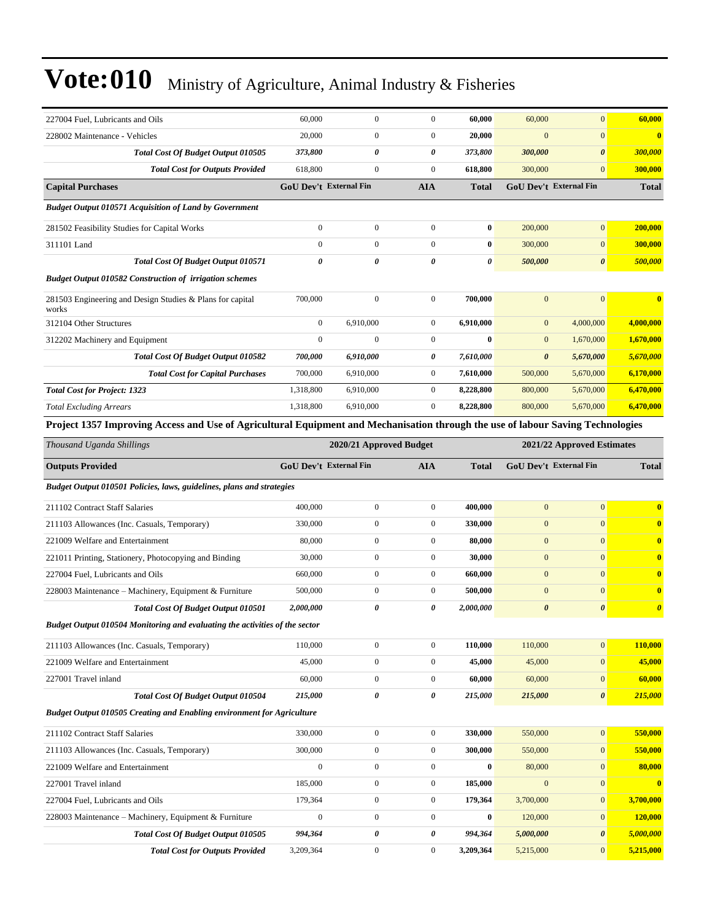# Vote:010 Ministry of Agriculture, Animal Industry & Fisheries

| | | | | | | | |
|---|---|---|---|---|---|---|---|
| 227004 Fuel, Lubricants and Oils | 60,000 | 0 | 0 | **60,000** | 60,000 | 0 | **60,000** |
| 228002 Maintenance - Vehicles | 20,000 | 0 | 0 | **20,000** | 0 | 0 | **0** |
| ***Total Cost Of Budget Output 010505*** | ***373,800*** | ***0*** | ***0*** | ***373,800*** | ***300,000*** | ***0*** | ***300,000*** |
| ***Total Cost for Outputs Provided*** | 618,800 | 0 | 0 | 618,800 | 300,000 | 0 | 300,000 |
| **Capital Purchases** | **GoU Dev't** | **External Fin** | **AIA** | **Total** | **GoU Dev't** | **External Fin** | **Total** |
| ***Budget Output 010571 Acquisition of Land by Government*** | | | | | | | |
| 281502 Feasibility Studies for Capital Works | 0 | 0 | 0 | **0** | 200,000 | 0 | **200,000** |
| 311101 Land | 0 | 0 | 0 | **0** | 300,000 | 0 | **300,000** |
| ***Total Cost Of Budget Output 010571*** | ***0*** | ***0*** | ***0*** | ***0*** | ***500,000*** | ***0*** | ***500,000*** |
| ***Budget Output 010582 Construction of irrigation schemes*** | | | | | | | |
| 281503 Engineering and Design Studies & Plans for capital works | 700,000 | 0 | 0 | **700,000** | 0 | 0 | **0** |
| 312104 Other Structures | 0 | 6,910,000 | 0 | **6,910,000** | 0 | 4,000,000 | **4,000,000** |
| 312202 Machinery and Equipment | 0 | 0 | 0 | **0** | 0 | 1,670,000 | **1,670,000** |
| ***Total Cost Of Budget Output 010582*** | ***700,000*** | ***6,910,000*** | ***0*** | ***7,610,000*** | ***0*** | ***5,670,000*** | ***5,670,000*** |
| ***Total Cost for Capital Purchases*** | 700,000 | 6,910,000 | 0 | 7,610,000 | 500,000 | 5,670,000 | 6,170,000 |
| ***Total Cost for Project: 1323*** | 1,318,800 | 6,910,000 | 0 | 8,228,800 | 800,000 | 5,670,000 | 6,470,000 |
| *Total Excluding Arrears* | 1,318,800 | 6,910,000 | 0 | 8,228,800 | 800,000 | 5,670,000 | 6,470,000 |

**Project 1357 Improving Access and Use of Agricultural Equipment and Mechanisation through the use of labour Saving Technologies**

| *Thousand Uganda Shillings* | 2020/21 Approved Budget | | | | 2021/22 Approved Estimates | | |
|---|---|---|---|---|---|---|---|
| **Outputs Provided** | **GoU Dev't** | **External Fin** | **AIA** | **Total** | **GoU Dev't** | **External Fin** | **Total** |
| ***Budget Output 010501 Policies, laws, guidelines, plans and strategies*** | | | | | | | |
| 211102 Contract Staff Salaries | 400,000 | 0 | 0 | **400,000** | 0 | 0 | **0** |
| 211103 Allowances (Inc. Casuals, Temporary) | 330,000 | 0 | 0 | **330,000** | 0 | 0 | **0** |
| 221009 Welfare and Entertainment | 80,000 | 0 | 0 | **80,000** | 0 | 0 | **0** |
| 221011 Printing, Stationery, Photocopying and Binding | 30,000 | 0 | 0 | **30,000** | 0 | 0 | **0** |
| 227004 Fuel, Lubricants and Oils | 660,000 | 0 | 0 | **660,000** | 0 | 0 | **0** |
| 228003 Maintenance – Machinery, Equipment & Furniture | 500,000 | 0 | 0 | **500,000** | 0 | 0 | **0** |
| ***Total Cost Of Budget Output 010501*** | ***2,000,000*** | ***0*** | ***0*** | ***2,000,000*** | ***0*** | ***0*** | ***0*** |
| ***Budget Output 010504 Monitoring and evaluating the activities of the sector*** | | | | | | | |
| 211103 Allowances (Inc. Casuals, Temporary) | 110,000 | 0 | 0 | **110,000** | 110,000 | 0 | **110,000** |
| 221009 Welfare and Entertainment | 45,000 | 0 | 0 | **45,000** | 45,000 | 0 | **45,000** |
| 227001 Travel inland | 60,000 | 0 | 0 | **60,000** | 60,000 | 0 | **60,000** |
| ***Total Cost Of Budget Output 010504*** | ***215,000*** | ***0*** | ***0*** | ***215,000*** | ***215,000*** | ***0*** | ***215,000*** |
| ***Budget Output 010505 Creating and Enabling environment for Agriculture*** | | | | | | | |
| 211102 Contract Staff Salaries | 330,000 | 0 | 0 | **330,000** | 550,000 | 0 | **550,000** |
| 211103 Allowances (Inc. Casuals, Temporary) | 300,000 | 0 | 0 | **300,000** | 550,000 | 0 | **550,000** |
| 221009 Welfare and Entertainment | 0 | 0 | 0 | **0** | 80,000 | 0 | **80,000** |
| 227001 Travel inland | 185,000 | 0 | 0 | **185,000** | 0 | 0 | **0** |
| 227004 Fuel, Lubricants and Oils | 179,364 | 0 | 0 | **179,364** | 3,700,000 | 0 | **3,700,000** |
| 228003 Maintenance – Machinery, Equipment & Furniture | 0 | 0 | 0 | **0** | 120,000 | 0 | **120,000** |
| ***Total Cost Of Budget Output 010505*** | ***994,364*** | ***0*** | ***0*** | ***994,364*** | ***5,000,000*** | ***0*** | ***5,000,000*** |
| ***Total Cost for Outputs Provided*** | 3,209,364 | 0 | 0 | 3,209,364 | 5,215,000 | 0 | 5,215,000 |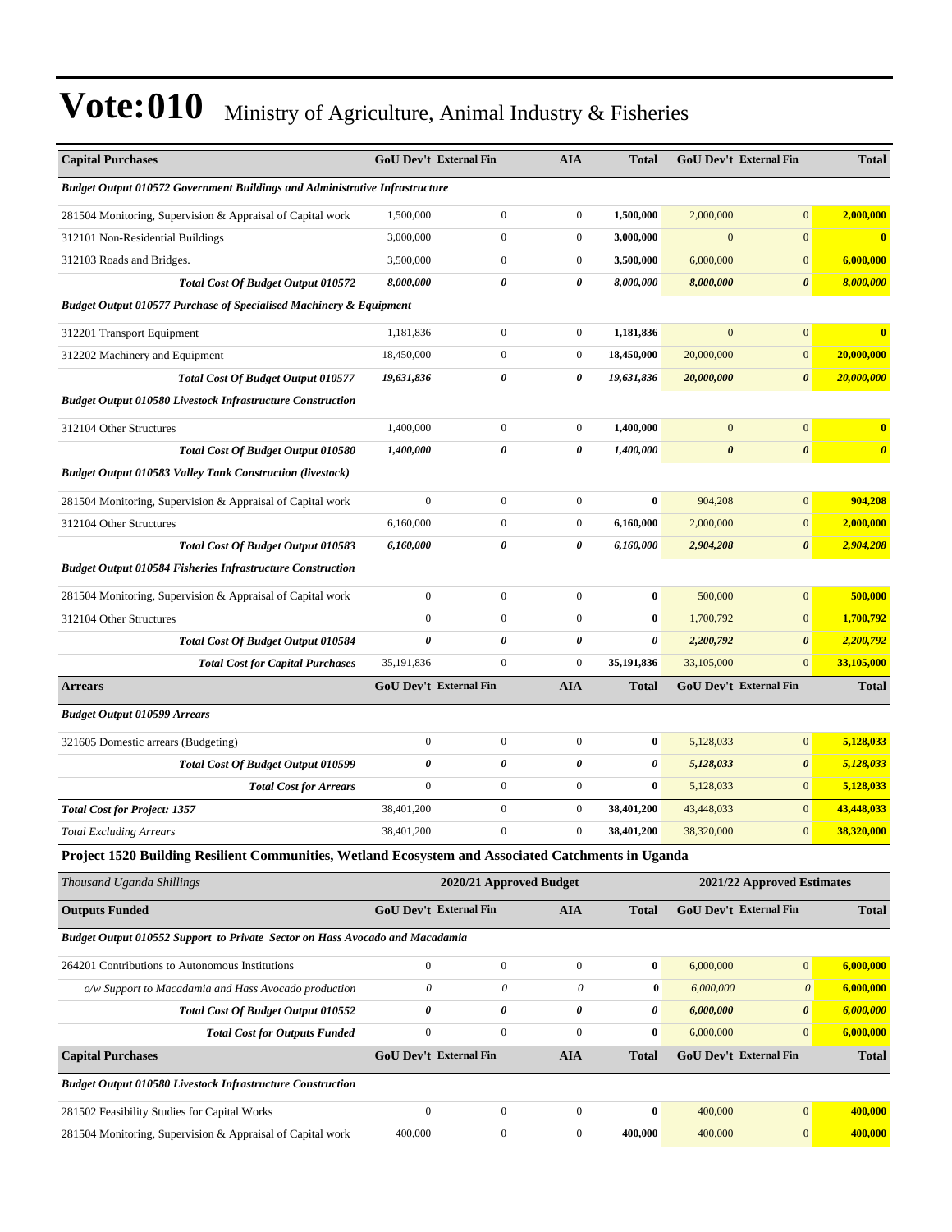# Vote:010 Ministry of Agriculture, Animal Industry & Fisheries

| Capital Purchases | GoU Dev't | External Fin | AIA | Total | GoU Dev't | External Fin | Total |
|---|---|---|---|---|---|---|---|
| ***Budget Output 010572 Government Buildings and Administrative Infrastructure*** | | | | | | | |
| 281504 Monitoring, Supervision & Appraisal of Capital work | 1,500,000 | 0 | 0 | **1,500,000** | 2,000,000 | 0 | **2,000,000** |
| 312101 Non-Residential Buildings | 3,000,000 | 0 | 0 | **3,000,000** | 0 | 0 | **0** |
| 312103 Roads and Bridges. | 3,500,000 | 0 | 0 | **3,500,000** | 6,000,000 | 0 | **6,000,000** |
| ***Total Cost Of Budget Output 010572*** | ***8,000,000*** | ***0*** | ***0*** | ***8,000,000*** | ***8,000,000*** | ***0*** | ***8,000,000*** |
| ***Budget Output 010577 Purchase of Specialised Machinery & Equipment*** | | | | | | | |
| 312201 Transport Equipment | 1,181,836 | 0 | 0 | **1,181,836** | 0 | 0 | **0** |
| 312202 Machinery and Equipment | 18,450,000 | 0 | 0 | **18,450,000** | 20,000,000 | 0 | **20,000,000** |
| ***Total Cost Of Budget Output 010577*** | ***19,631,836*** | ***0*** | ***0*** | ***19,631,836*** | ***20,000,000*** | ***0*** | ***20,000,000*** |
| ***Budget Output 010580 Livestock Infrastructure Construction*** | | | | | | | |
| 312104 Other Structures | 1,400,000 | 0 | 0 | **1,400,000** | 0 | 0 | **0** |
| ***Total Cost Of Budget Output 010580*** | ***1,400,000*** | ***0*** | ***0*** | ***1,400,000*** | ***0*** | ***0*** | ***0*** |
| ***Budget Output 010583 Valley Tank Construction (livestock)*** | | | | | | | |
| 281504 Monitoring, Supervision & Appraisal of Capital work | 0 | 0 | 0 | **0** | 904,208 | 0 | **904,208** |
| 312104 Other Structures | 6,160,000 | 0 | 0 | **6,160,000** | 2,000,000 | 0 | **2,000,000** |
| ***Total Cost Of Budget Output 010583*** | ***6,160,000*** | ***0*** | ***0*** | ***6,160,000*** | ***2,904,208*** | ***0*** | ***2,904,208*** |
| ***Budget Output 010584 Fisheries Infrastructure Construction*** | | | | | | | |
| 281504 Monitoring, Supervision & Appraisal of Capital work | 0 | 0 | 0 | **0** | 500,000 | 0 | **500,000** |
| 312104 Other Structures | 0 | 0 | 0 | **0** | 1,700,792 | 0 | **1,700,792** |
| ***Total Cost Of Budget Output 010584*** | ***0*** | ***0*** | ***0*** | ***0*** | ***2,200,792*** | ***0*** | ***2,200,792*** |
| ***Total Cost for Capital Purchases*** | 35,191,836 | 0 | 0 | **35,191,836** | 33,105,000 | 0 | **33,105,000** |
| **Arrears** | **GoU Dev't** | **External Fin** | **AIA** | **Total** | **GoU Dev't** | **External Fin** | **Total** |
| ***Budget Output 010599 Arrears*** | | | | | | | |
| 321605 Domestic arrears (Budgeting) | 0 | 0 | 0 | **0** | 5,128,033 | 0 | **5,128,033** |
| ***Total Cost Of Budget Output 010599*** | ***0*** | ***0*** | ***0*** | ***0*** | ***5,128,033*** | ***0*** | ***5,128,033*** |
| ***Total Cost for Arrears*** | 0 | 0 | 0 | **0** | 5,128,033 | 0 | **5,128,033** |
| ***Total Cost for Project: 1357*** | 38,401,200 | 0 | 0 | **38,401,200** | 43,448,033 | 0 | **43,448,033** |
| *Total Excluding Arrears* | 38,401,200 | 0 | 0 | **38,401,200** | 38,320,000 | 0 | **38,320,000** |

### Project 1520 Building Resilient Communities, Wetland Ecosystem and Associated Catchments in Uganda

| *Thousand Uganda Shillings* | 2020/21 Approved Budget | | | | 2021/22 Approved Estimates | | |
|---|---|---|---|---|---|---|---|
| **Outputs Funded** | **GoU Dev't** | **External Fin** | **AIA** | **Total** | **GoU Dev't** | **External Fin** | **Total** |
| ***Budget Output 010552 Support to Private Sector on Hass Avocado and Macadamia*** | | | | | | | |
| 264201 Contributions to Autonomous Institutions | 0 | 0 | 0 | **0** | 6,000,000 | 0 | **6,000,000** |
| *o/w Support to Macadamia and Hass Avocado production* | *0* | *0* | *0* | **0** | *6,000,000* | *0* | **6,000,000** |
| ***Total Cost Of Budget Output 010552*** | ***0*** | ***0*** | ***0*** | ***0*** | ***6,000,000*** | ***0*** | ***6,000,000*** |
| ***Total Cost for Outputs Funded*** | 0 | 0 | 0 | **0** | 6,000,000 | 0 | **6,000,000** |
| **Capital Purchases** | **GoU Dev't** | **External Fin** | **AIA** | **Total** | **GoU Dev't** | **External Fin** | **Total** |
| ***Budget Output 010580 Livestock Infrastructure Construction*** | | | | | | | |
| 281502 Feasibility Studies for Capital Works | 0 | 0 | 0 | **0** | 400,000 | 0 | **400,000** |
| 281504 Monitoring, Supervision & Appraisal of Capital work | 400,000 | 0 | 0 | **400,000** | 400,000 | 0 | **400,000** |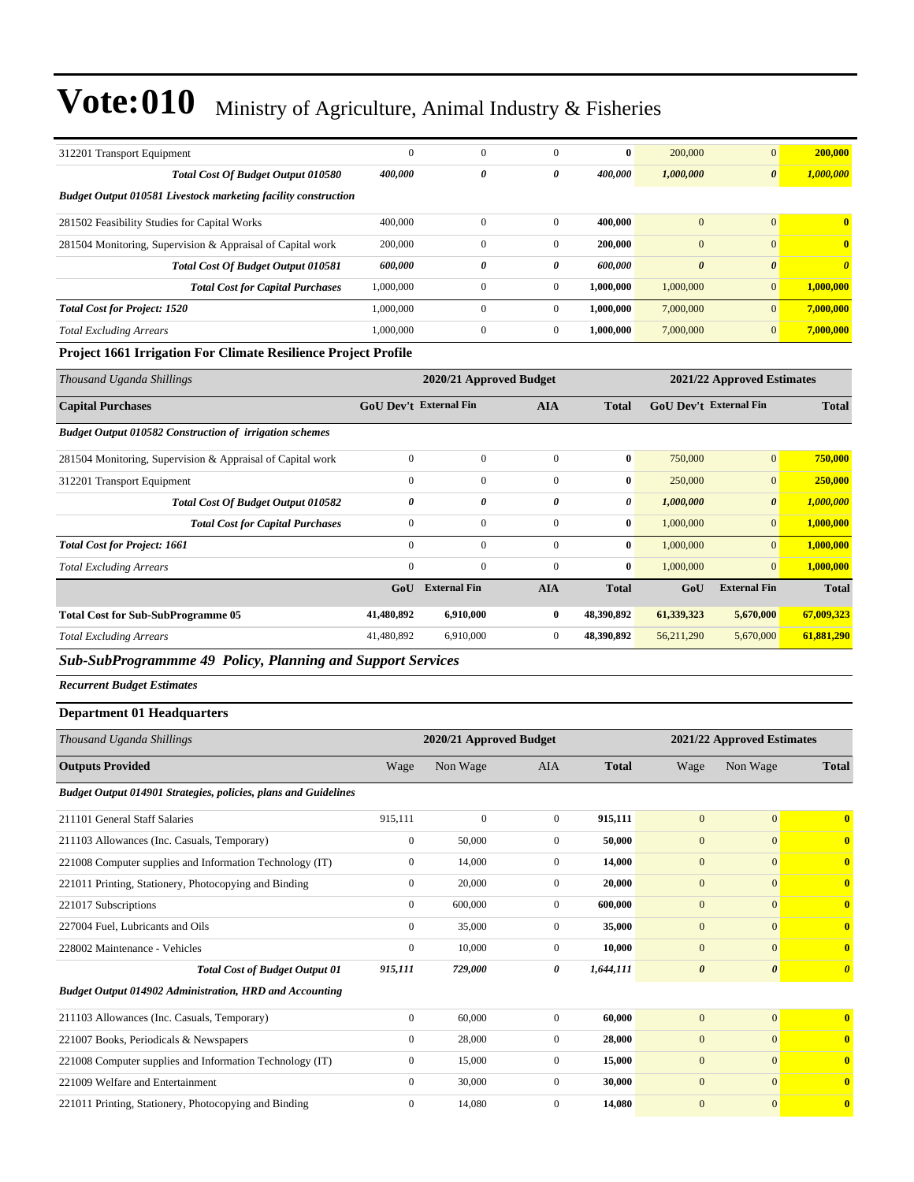# Vote:010 Ministry of Agriculture, Animal Industry & Fisheries

| | | | | | | | |
|---|---|---|---|---|---|---|---|
| 312201 Transport Equipment | 0 | 0 | 0 | **0** | 200,000 | 0 | **200,000** |
| ***Total Cost Of Budget Output 010580*** | ***400,000*** | ***0*** | ***0*** | ***400,000*** | ***1,000,000*** | ***0*** | ***1,000,000*** |
| ***Budget Output 010581 Livestock marketing facility construction*** | | | | | | | |
| 281502 Feasibility Studies for Capital Works | 400,000 | 0 | 0 | **400,000** | 0 | 0 | **0** |
| 281504 Monitoring, Supervision & Appraisal of Capital work | 200,000 | 0 | 0 | **200,000** | 0 | 0 | **0** |
| ***Total Cost Of Budget Output 010581*** | ***600,000*** | ***0*** | ***0*** | ***600,000*** | ***0*** | ***0*** | ***0*** |
| ***Total Cost for Capital Purchases*** | 1,000,000 | 0 | 0 | **1,000,000** | 1,000,000 | 0 | **1,000,000** |
| ***Total Cost for Project: 1520*** | 1,000,000 | 0 | 0 | **1,000,000** | 7,000,000 | 0 | **7,000,000** |
| *Total Excluding Arrears* | 1,000,000 | 0 | 0 | **1,000,000** | 7,000,000 | 0 | **7,000,000** |

**Project 1661 Irrigation For Climate Resilience Project Profile**

| *Thousand Uganda Shillings* | 2020/21 Approved Budget | | | | 2021/22 Approved Estimates | | |
|---|---|---|---|---|---|---|---|
| **Capital Purchases** | **GoU Dev't** | **External Fin** | **AIA** | **Total** | **GoU Dev't** | **External Fin** | **Total** |
| ***Budget Output 010582 Construction of irrigation schemes*** | | | | | | | |
| 281504 Monitoring, Supervision & Appraisal of Capital work | 0 | 0 | 0 | **0** | 750,000 | 0 | **750,000** |
| 312201 Transport Equipment | 0 | 0 | 0 | **0** | 250,000 | 0 | **250,000** |
| ***Total Cost Of Budget Output 010582*** | ***0*** | ***0*** | ***0*** | ***0*** | ***1,000,000*** | ***0*** | ***1,000,000*** |
| ***Total Cost for Capital Purchases*** | 0 | 0 | 0 | **0** | 1,000,000 | 0 | **1,000,000** |
| ***Total Cost for Project: 1661*** | 0 | 0 | 0 | **0** | 1,000,000 | 0 | **1,000,000** |
| *Total Excluding Arrears* | 0 | 0 | 0 | **0** | 1,000,000 | 0 | **1,000,000** |
| | **GoU** | **External Fin** | **AIA** | **Total** | **GoU** | **External Fin** | **Total** |
| **Total Cost for Sub-SubProgramme 05** | **41,480,892** | **6,910,000** | **0** | **48,390,892** | **61,339,323** | **5,670,000** | **67,009,323** |
| *Total Excluding Arrears* | 41,480,892 | 6,910,000 | 0 | **48,390,892** | 56,211,290 | 5,670,000 | **61,881,290** |

## *Sub-SubProgrammme 49 Policy, Planning and Support Services*

***Recurrent Budget Estimates***

### Department 01 Headquarters

| *Thousand Uganda Shillings* | 2020/21 Approved Budget | | | | 2021/22 Approved Estimates | | |
|---|---|---|---|---|---|---|---|
| **Outputs Provided** | Wage | Non Wage | AIA | **Total** | Wage | Non Wage | **Total** |
| ***Budget Output 014901 Strategies, policies, plans and Guidelines*** | | | | | | | |
| 211101 General Staff Salaries | 915,111 | 0 | 0 | **915,111** | 0 | 0 | **0** |
| 211103 Allowances (Inc. Casuals, Temporary) | 0 | 50,000 | 0 | **50,000** | 0 | 0 | **0** |
| 221008 Computer supplies and Information Technology (IT) | 0 | 14,000 | 0 | **14,000** | 0 | 0 | **0** |
| 221011 Printing, Stationery, Photocopying and Binding | 0 | 20,000 | 0 | **20,000** | 0 | 0 | **0** |
| 221017 Subscriptions | 0 | 600,000 | 0 | **600,000** | 0 | 0 | **0** |
| 227004 Fuel, Lubricants and Oils | 0 | 35,000 | 0 | **35,000** | 0 | 0 | **0** |
| 228002 Maintenance - Vehicles | 0 | 10,000 | 0 | **10,000** | 0 | 0 | **0** |
| ***Total Cost of Budget Output 01*** | ***915,111*** | ***729,000*** | ***0*** | ***1,644,111*** | ***0*** | ***0*** | ***0*** |
| ***Budget Output 014902 Administration, HRD and Accounting*** | | | | | | | |
| 211103 Allowances (Inc. Casuals, Temporary) | 0 | 60,000 | 0 | **60,000** | 0 | 0 | **0** |
| 221007 Books, Periodicals & Newspapers | 0 | 28,000 | 0 | **28,000** | 0 | 0 | **0** |
| 221008 Computer supplies and Information Technology (IT) | 0 | 15,000 | 0 | **15,000** | 0 | 0 | **0** |
| 221009 Welfare and Entertainment | 0 | 30,000 | 0 | **30,000** | 0 | 0 | **0** |
| 221011 Printing, Stationery, Photocopying and Binding | 0 | 14,080 | 0 | **14,080** | 0 | 0 | **0** |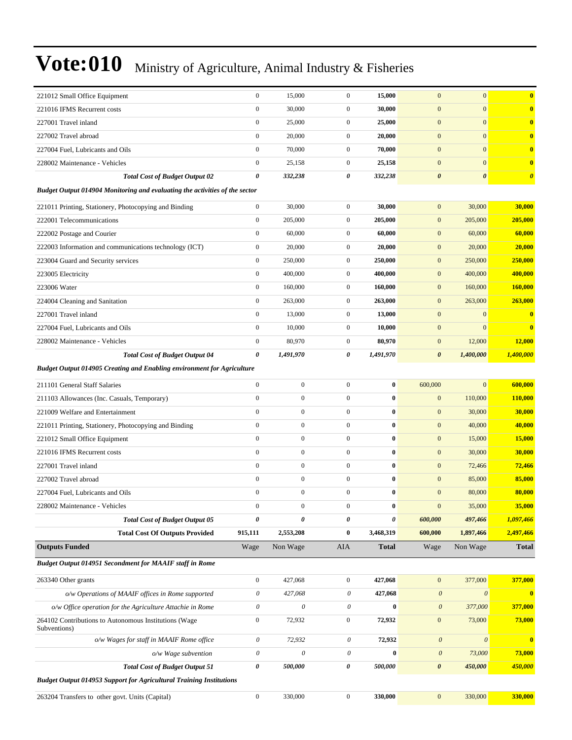# Vote:010 Ministry of Agriculture, Animal Industry & Fisheries

| | | | | | | | |
|---|---|---|---|---|---|---|---|
| 221012 Small Office Equipment | 0 | 15,000 | 0 | **15,000** | 0 | 0 | **0** |
| 221016 IFMS Recurrent costs | 0 | 30,000 | 0 | **30,000** | 0 | 0 | **0** |
| 227001 Travel inland | 0 | 25,000 | 0 | **25,000** | 0 | 0 | **0** |
| 227002 Travel abroad | 0 | 20,000 | 0 | **20,000** | 0 | 0 | **0** |
| 227004 Fuel, Lubricants and Oils | 0 | 70,000 | 0 | **70,000** | 0 | 0 | **0** |
| 228002 Maintenance - Vehicles | 0 | 25,158 | 0 | **25,158** | 0 | 0 | **0** |
| ***Total Cost of Budget Output 02*** | ***0*** | ***332,238*** | ***0*** | ***332,238*** | ***0*** | ***0*** | ***0*** |
| ***Budget Output 014904 Monitoring and evaluating the activities of the sector*** | | | | | | | |
| 221011 Printing, Stationery, Photocopying and Binding | 0 | 30,000 | 0 | **30,000** | 0 | 30,000 | **30,000** |
| 222001 Telecommunications | 0 | 205,000 | 0 | **205,000** | 0 | 205,000 | **205,000** |
| 222002 Postage and Courier | 0 | 60,000 | 0 | **60,000** | 0 | 60,000 | **60,000** |
| 222003 Information and communications technology (ICT) | 0 | 20,000 | 0 | **20,000** | 0 | 20,000 | **20,000** |
| 223004 Guard and Security services | 0 | 250,000 | 0 | **250,000** | 0 | 250,000 | **250,000** |
| 223005 Electricity | 0 | 400,000 | 0 | **400,000** | 0 | 400,000 | **400,000** |
| 223006 Water | 0 | 160,000 | 0 | **160,000** | 0 | 160,000 | **160,000** |
| 224004 Cleaning and Sanitation | 0 | 263,000 | 0 | **263,000** | 0 | 263,000 | **263,000** |
| 227001 Travel inland | 0 | 13,000 | 0 | **13,000** | 0 | 0 | **0** |
| 227004 Fuel, Lubricants and Oils | 0 | 10,000 | 0 | **10,000** | 0 | 0 | **0** |
| 228002 Maintenance - Vehicles | 0 | 80,970 | 0 | **80,970** | 0 | 12,000 | **12,000** |
| ***Total Cost of Budget Output 04*** | ***0*** | ***1,491,970*** | ***0*** | ***1,491,970*** | ***0*** | ***1,400,000*** | ***1,400,000*** |
| ***Budget Output 014905 Creating and Enabling environment for Agriculture*** | | | | | | | |
| 211101 General Staff Salaries | 0 | 0 | 0 | **0** | 600,000 | 0 | **600,000** |
| 211103 Allowances (Inc. Casuals, Temporary) | 0 | 0 | 0 | **0** | 0 | 110,000 | **110,000** |
| 221009 Welfare and Entertainment | 0 | 0 | 0 | **0** | 0 | 30,000 | **30,000** |
| 221011 Printing, Stationery, Photocopying and Binding | 0 | 0 | 0 | **0** | 0 | 40,000 | **40,000** |
| 221012 Small Office Equipment | 0 | 0 | 0 | **0** | 0 | 15,000 | **15,000** |
| 221016 IFMS Recurrent costs | 0 | 0 | 0 | **0** | 0 | 30,000 | **30,000** |
| 227001 Travel inland | 0 | 0 | 0 | **0** | 0 | 72,466 | **72,466** |
| 227002 Travel abroad | 0 | 0 | 0 | **0** | 0 | 85,000 | **85,000** |
| 227004 Fuel, Lubricants and Oils | 0 | 0 | 0 | **0** | 0 | 80,000 | **80,000** |
| 228002 Maintenance - Vehicles | 0 | 0 | 0 | **0** | 0 | 35,000 | **35,000** |
| ***Total Cost of Budget Output 05*** | ***0*** | ***0*** | ***0*** | ***0*** | ***600,000*** | ***497,466*** | ***1,097,466*** |
| **Total Cost Of Outputs Provided** | **915,111** | **2,553,208** | **0** | **3,468,319** | **600,000** | **1,897,466** | **2,497,466** |
| **Outputs Funded** | Wage | Non Wage | AIA | **Total** | Wage | Non Wage | **Total** |
| ***Budget Output 014951 Secondment for MAAIF staff in Rome*** | | | | | | | |
| 263340 Other grants | 0 | 427,068 | 0 | **427,068** | 0 | 377,000 | **377,000** |
| *o/w Operations of MAAIF offices in Rome supported* | *0* | *427,068* | *0* | **427,068** | *0* | *0* | **0** |
| *o/w Office operation for the Agriculture Attachie in Rome* | *0* | *0* | *0* | **0** | *0* | *377,000* | **377,000** |
| 264102 Contributions to Autonomous Institutions (Wage Subventions) | 0 | 72,932 | 0 | **72,932** | 0 | 73,000 | **73,000** |
| *o/w Wages for staff in MAAIF Rome office* | *0* | *72,932* | *0* | **72,932** | *0* | *0* | **0** |
| *o/w Wage subvention* | *0* | *0* | *0* | **0** | *0* | *73,000* | **73,000** |
| ***Total Cost of Budget Output 51*** | ***0*** | ***500,000*** | ***0*** | ***500,000*** | ***0*** | ***450,000*** | ***450,000*** |
| ***Budget Output 014953 Support for Agricultural Training Institutions*** | | | | | | | |
| 263204 Transfers to other govt. Units (Capital) | 0 | 330,000 | 0 | **330,000** | 0 | 330,000 | **330,000** |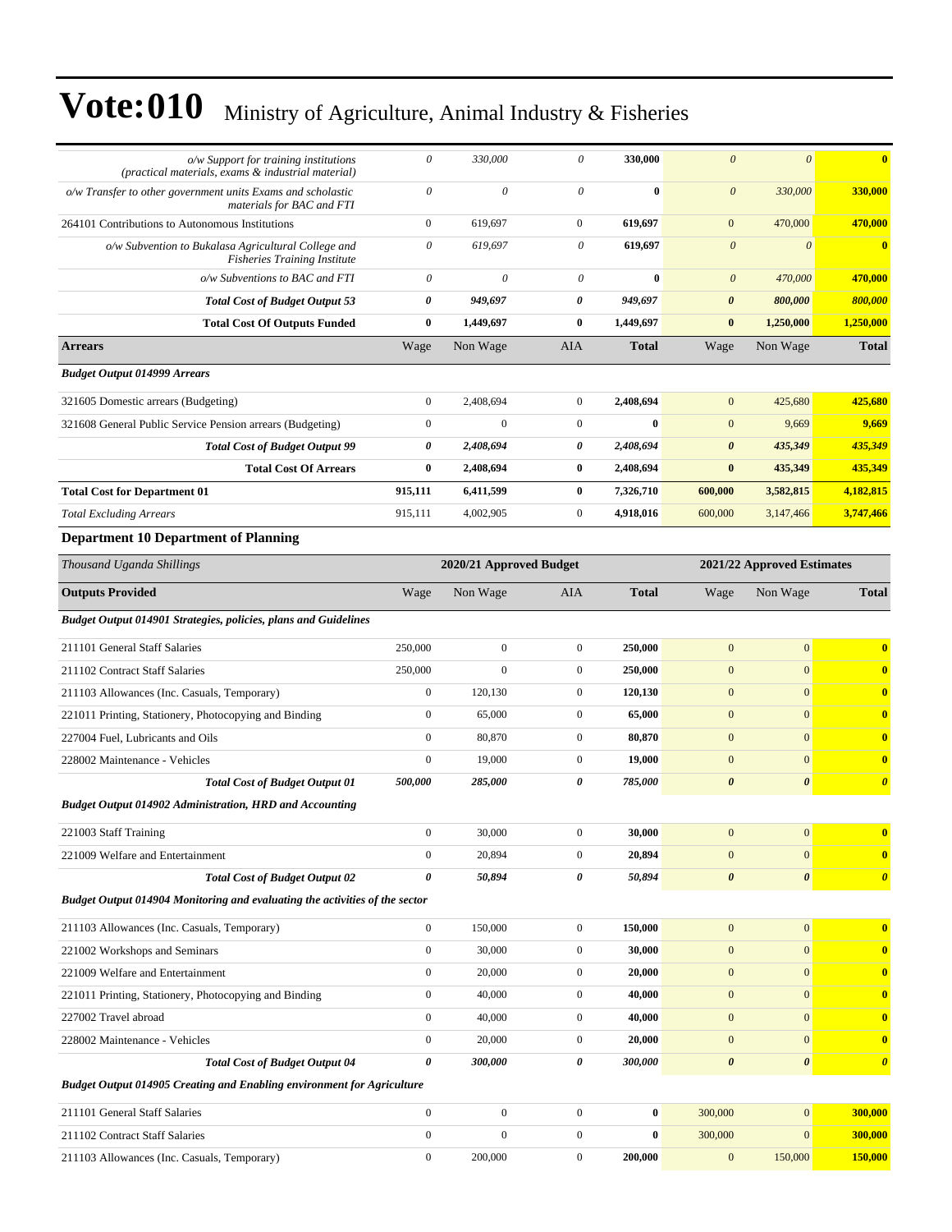# Vote:010 Ministry of Agriculture, Animal Industry & Fisheries

| | | | | | | | |
|---|---|---|---|---|---|---|---|
| *o/w Support for training institutions (practical materials, exams & industrial material)* | *0* | *330,000* | *0* | **330,000** | *0* | *0* | **0** |
| *o/w Transfer to other government units Exams and scholastic materials for BAC and FTI* | *0* | *0* | *0* | **0** | *0* | *330,000* | **330,000** |
| 264101 Contributions to Autonomous Institutions | 0 | 619,697 | 0 | **619,697** | 0 | 470,000 | **470,000** |
| *o/w Subvention to Bukalasa Agricultural College and Fisheries Training Institute* | *0* | *619,697* | *0* | **619,697** | *0* | *0* | **0** |
| *o/w Subventions to BAC and FTI* | *0* | *0* | *0* | **0** | *0* | *470,000* | **470,000** |
| ***Total Cost of Budget Output 53*** | ***0*** | ***949,697*** | ***0*** | ***949,697*** | ***0*** | ***800,000*** | ***800,000*** |
| **Total Cost Of Outputs Funded** | **0** | **1,449,697** | **0** | **1,449,697** | **0** | **1,250,000** | **1,250,000** |
| **Arrears** | Wage | Non Wage | AIA | **Total** | Wage | Non Wage | **Total** |
| ***Budget Output 014999 Arrears*** | | | | | | | |
| 321605 Domestic arrears (Budgeting) | 0 | 2,408,694 | 0 | **2,408,694** | 0 | 425,680 | **425,680** |
| 321608 General Public Service Pension arrears (Budgeting) | 0 | 0 | 0 | **0** | 0 | 9,669 | **9,669** |
| ***Total Cost of Budget Output 99*** | ***0*** | ***2,408,694*** | ***0*** | ***2,408,694*** | ***0*** | ***435,349*** | ***435,349*** |
| **Total Cost Of Arrears** | **0** | **2,408,694** | **0** | **2,408,694** | **0** | **435,349** | **435,349** |
| **Total Cost for Department 01** | **915,111** | **6,411,599** | **0** | **7,326,710** | **600,000** | **3,582,815** | **4,182,815** |
| *Total Excluding Arrears* | 915,111 | 4,002,905 | 0 | **4,918,016** | 600,000 | 3,147,466 | **3,747,466** |

### Department 10 Department of Planning

| *Thousand Uganda Shillings* | 2020/21 Approved Budget | | | | 2021/22 Approved Estimates | | |
|---|---|---|---|---|---|---|---|
| **Outputs Provided** | Wage | Non Wage | AIA | **Total** | Wage | Non Wage | **Total** |
| ***Budget Output 014901 Strategies, policies, plans and Guidelines*** | | | | | | | |
| 211101 General Staff Salaries | 250,000 | 0 | 0 | **250,000** | 0 | 0 | **0** |
| 211102 Contract Staff Salaries | 250,000 | 0 | 0 | **250,000** | 0 | 0 | **0** |
| 211103 Allowances (Inc. Casuals, Temporary) | 0 | 120,130 | 0 | **120,130** | 0 | 0 | **0** |
| 221011 Printing, Stationery, Photocopying and Binding | 0 | 65,000 | 0 | **65,000** | 0 | 0 | **0** |
| 227004 Fuel, Lubricants and Oils | 0 | 80,870 | 0 | **80,870** | 0 | 0 | **0** |
| 228002 Maintenance - Vehicles | 0 | 19,000 | 0 | **19,000** | 0 | 0 | **0** |
| ***Total Cost of Budget Output 01*** | ***500,000*** | ***285,000*** | ***0*** | ***785,000*** | ***0*** | ***0*** | ***0*** |
| ***Budget Output 014902 Administration, HRD and Accounting*** | | | | | | | |
| 221003 Staff Training | 0 | 30,000 | 0 | **30,000** | 0 | 0 | **0** |
| 221009 Welfare and Entertainment | 0 | 20,894 | 0 | **20,894** | 0 | 0 | **0** |
| ***Total Cost of Budget Output 02*** | ***0*** | ***50,894*** | ***0*** | ***50,894*** | ***0*** | ***0*** | ***0*** |
| ***Budget Output 014904 Monitoring and evaluating the activities of the sector*** | | | | | | | |
| 211103 Allowances (Inc. Casuals, Temporary) | 0 | 150,000 | 0 | **150,000** | 0 | 0 | **0** |
| 221002 Workshops and Seminars | 0 | 30,000 | 0 | **30,000** | 0 | 0 | **0** |
| 221009 Welfare and Entertainment | 0 | 20,000 | 0 | **20,000** | 0 | 0 | **0** |
| 221011 Printing, Stationery, Photocopying and Binding | 0 | 40,000 | 0 | **40,000** | 0 | 0 | **0** |
| 227002 Travel abroad | 0 | 40,000 | 0 | **40,000** | 0 | 0 | **0** |
| 228002 Maintenance - Vehicles | 0 | 20,000 | 0 | **20,000** | 0 | 0 | **0** |
| ***Total Cost of Budget Output 04*** | ***0*** | ***300,000*** | ***0*** | ***300,000*** | ***0*** | ***0*** | ***0*** |
| ***Budget Output 014905 Creating and Enabling environment for Agriculture*** | | | | | | | |
| 211101 General Staff Salaries | 0 | 0 | 0 | **0** | 300,000 | 0 | **300,000** |
| 211102 Contract Staff Salaries | 0 | 0 | 0 | **0** | 300,000 | 0 | **300,000** |
| 211103 Allowances (Inc. Casuals, Temporary) | 0 | 200,000 | 0 | **200,000** | 0 | 150,000 | **150,000** |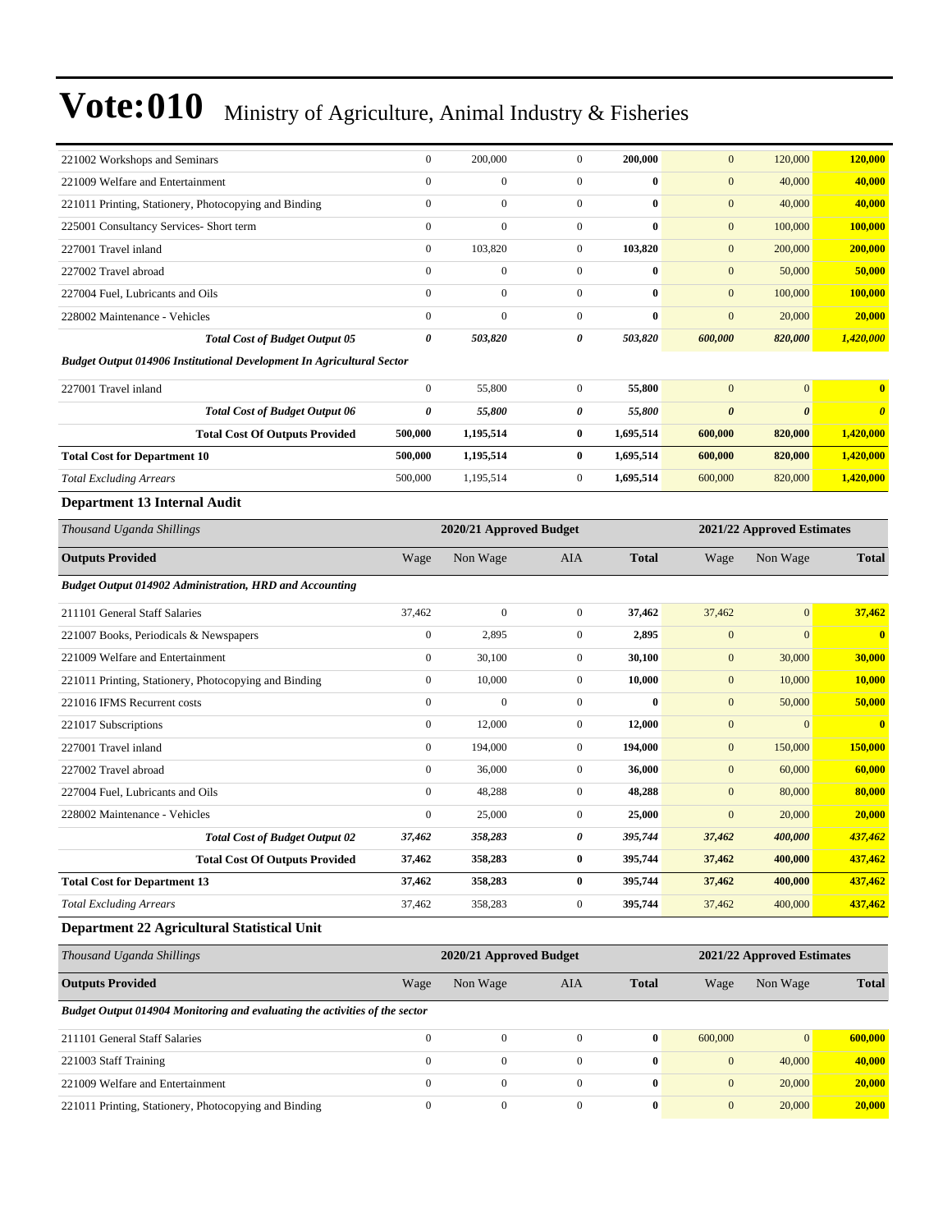| | | | | | | | |
|---|---|---|---|---|---|---|---|
| 221002 Workshops and Seminars | 0 | 200,000 | 0 | **200,000** | 0 | 120,000 | **120,000** |
| 221009 Welfare and Entertainment | 0 | 0 | 0 | **0** | 0 | 40,000 | **40,000** |
| 221011 Printing, Stationery, Photocopying and Binding | 0 | 0 | 0 | **0** | 0 | 40,000 | **40,000** |
| 225001 Consultancy Services- Short term | 0 | 0 | 0 | **0** | 0 | 100,000 | **100,000** |
| 227001 Travel inland | 0 | 103,820 | 0 | **103,820** | 0 | 200,000 | **200,000** |
| 227002 Travel abroad | 0 | 0 | 0 | **0** | 0 | 50,000 | **50,000** |
| 227004 Fuel, Lubricants and Oils | 0 | 0 | 0 | **0** | 0 | 100,000 | **100,000** |
| 228002 Maintenance - Vehicles | 0 | 0 | 0 | **0** | 0 | 20,000 | **20,000** |
| ***Total Cost of Budget Output 05*** | ***0*** | ***503,820*** | ***0*** | ***503,820*** | ***600,000*** | ***820,000*** | ***1,420,000*** |
| ***Budget Output 014906 Institutional Development In Agricultural Sector*** | | | | | | | |
| 227001 Travel inland | 0 | 55,800 | 0 | **55,800** | 0 | 0 | **0** |
| ***Total Cost of Budget Output 06*** | ***0*** | ***55,800*** | ***0*** | ***55,800*** | ***0*** | ***0*** | ***0*** |
| **Total Cost Of Outputs Provided** | **500,000** | **1,195,514** | **0** | **1,695,514** | **600,000** | **820,000** | **1,420,000** |
| **Total Cost for Department 10** | **500,000** | **1,195,514** | **0** | **1,695,514** | **600,000** | **820,000** | **1,420,000** |
| *Total Excluding Arrears* | 500,000 | 1,195,514 | 0 | **1,695,514** | 600,000 | 820,000 | **1,420,000** |

### Department 13 Internal Audit

| *Thousand Uganda Shillings* | **2020/21 Approved Budget** | | | | **2021/22 Approved Estimates** | | |
|---|---|---|---|---|---|---|---|
| **Outputs Provided** | Wage | Non Wage | AIA | **Total** | Wage | Non Wage | **Total** |
| ***Budget Output 014902 Administration, HRD and Accounting*** | | | | | | | |
| 211101 General Staff Salaries | 37,462 | 0 | 0 | **37,462** | 37,462 | 0 | **37,462** |
| 221007 Books, Periodicals & Newspapers | 0 | 2,895 | 0 | **2,895** | 0 | 0 | **0** |
| 221009 Welfare and Entertainment | 0 | 30,100 | 0 | **30,100** | 0 | 30,000 | **30,000** |
| 221011 Printing, Stationery, Photocopying and Binding | 0 | 10,000 | 0 | **10,000** | 0 | 10,000 | **10,000** |
| 221016 IFMS Recurrent costs | 0 | 0 | 0 | **0** | 0 | 50,000 | **50,000** |
| 221017 Subscriptions | 0 | 12,000 | 0 | **12,000** | 0 | 0 | **0** |
| 227001 Travel inland | 0 | 194,000 | 0 | **194,000** | 0 | 150,000 | **150,000** |
| 227002 Travel abroad | 0 | 36,000 | 0 | **36,000** | 0 | 60,000 | **60,000** |
| 227004 Fuel, Lubricants and Oils | 0 | 48,288 | 0 | **48,288** | 0 | 80,000 | **80,000** |
| 228002 Maintenance - Vehicles | 0 | 25,000 | 0 | **25,000** | 0 | 20,000 | **20,000** |
| ***Total Cost of Budget Output 02*** | ***37,462*** | ***358,283*** | ***0*** | ***395,744*** | ***37,462*** | ***400,000*** | ***437,462*** |
| **Total Cost Of Outputs Provided** | **37,462** | **358,283** | **0** | **395,744** | **37,462** | **400,000** | **437,462** |
| **Total Cost for Department 13** | **37,462** | **358,283** | **0** | **395,744** | **37,462** | **400,000** | **437,462** |
| *Total Excluding Arrears* | 37,462 | 358,283 | 0 | **395,744** | 37,462 | 400,000 | **437,462** |

### Department 22 Agricultural Statistical Unit

| *Thousand Uganda Shillings* | **2020/21 Approved Budget** | | | | **2021/22 Approved Estimates** | | |
|---|---|---|---|---|---|---|---|
| **Outputs Provided** | Wage | Non Wage | AIA | **Total** | Wage | Non Wage | **Total** |
| ***Budget Output 014904 Monitoring and evaluating the activities of the sector*** | | | | | | | |
| 211101 General Staff Salaries | 0 | 0 | 0 | **0** | 600,000 | 0 | **600,000** |
| 221003 Staff Training | 0 | 0 | 0 | **0** | 0 | 40,000 | **40,000** |
| 221009 Welfare and Entertainment | 0 | 0 | 0 | **0** | 0 | 20,000 | **20,000** |
| 221011 Printing, Stationery, Photocopying and Binding | 0 | 0 | 0 | **0** | 0 | 20,000 | **20,000** |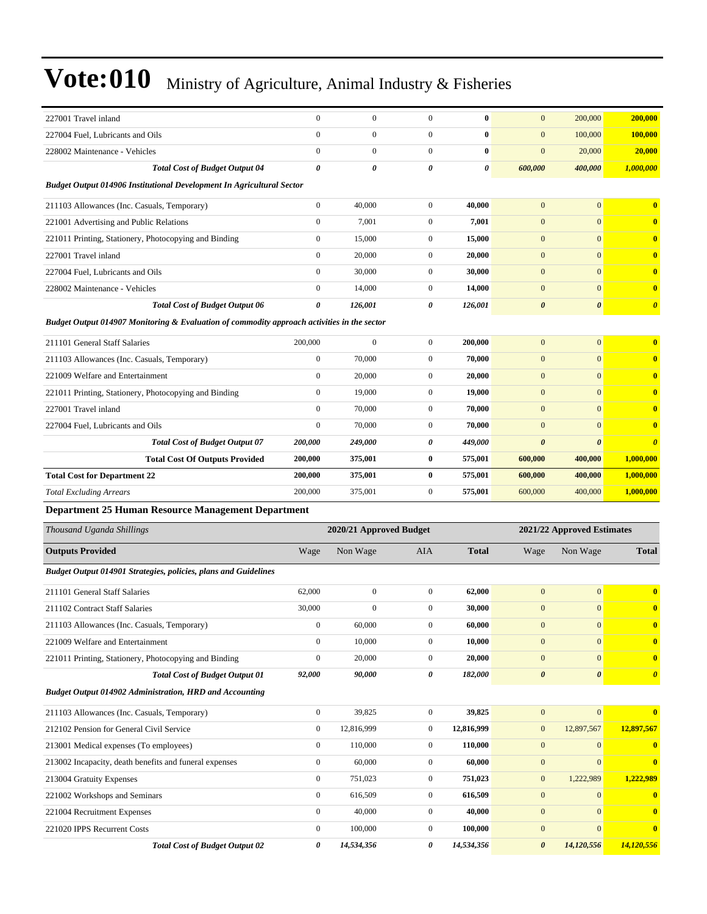# Vote:010 Ministry of Agriculture, Animal Industry & Fisheries

| | | | | | | | |
|---|---|---|---|---|---|---|---|
| 227001 Travel inland | 0 | 0 | 0 | **0** | 0 | 200,000 | **200,000** |
| 227004 Fuel, Lubricants and Oils | 0 | 0 | 0 | **0** | 0 | 100,000 | **100,000** |
| 228002 Maintenance - Vehicles | 0 | 0 | 0 | **0** | 0 | 20,000 | **20,000** |
| ***Total Cost of Budget Output 04*** | ***0*** | ***0*** | ***0*** | ***0*** | ***600,000*** | ***400,000*** | ***1,000,000*** |
| ***Budget Output 014906 Institutional Development In Agricultural Sector*** | | | | | | | |
| 211103 Allowances (Inc. Casuals, Temporary) | 0 | 40,000 | 0 | **40,000** | 0 | 0 | **0** |
| 221001 Advertising and Public Relations | 0 | 7,001 | 0 | **7,001** | 0 | 0 | **0** |
| 221011 Printing, Stationery, Photocopying and Binding | 0 | 15,000 | 0 | **15,000** | 0 | 0 | **0** |
| 227001 Travel inland | 0 | 20,000 | 0 | **20,000** | 0 | 0 | **0** |
| 227004 Fuel, Lubricants and Oils | 0 | 30,000 | 0 | **30,000** | 0 | 0 | **0** |
| 228002 Maintenance - Vehicles | 0 | 14,000 | 0 | **14,000** | 0 | 0 | **0** |
| ***Total Cost of Budget Output 06*** | ***0*** | ***126,001*** | ***0*** | ***126,001*** | ***0*** | ***0*** | ***0*** |
| ***Budget Output 014907 Monitoring & Evaluation of commodity approach activities in the sector*** | | | | | | | |
| 211101 General Staff Salaries | 200,000 | 0 | 0 | **200,000** | 0 | 0 | **0** |
| 211103 Allowances (Inc. Casuals, Temporary) | 0 | 70,000 | 0 | **70,000** | 0 | 0 | **0** |
| 221009 Welfare and Entertainment | 0 | 20,000 | 0 | **20,000** | 0 | 0 | **0** |
| 221011 Printing, Stationery, Photocopying and Binding | 0 | 19,000 | 0 | **19,000** | 0 | 0 | **0** |
| 227001 Travel inland | 0 | 70,000 | 0 | **70,000** | 0 | 0 | **0** |
| 227004 Fuel, Lubricants and Oils | 0 | 70,000 | 0 | **70,000** | 0 | 0 | **0** |
| ***Total Cost of Budget Output 07*** | ***200,000*** | ***249,000*** | ***0*** | ***449,000*** | ***0*** | ***0*** | ***0*** |
| **Total Cost Of Outputs Provided** | **200,000** | **375,001** | **0** | **575,001** | **600,000** | **400,000** | **1,000,000** |
| **Total Cost for Department 22** | **200,000** | **375,001** | **0** | **575,001** | **600,000** | **400,000** | **1,000,000** |
| *Total Excluding Arrears* | 200,000 | 375,001 | 0 | **575,001** | 600,000 | 400,000 | **1,000,000** |

## Department 25 Human Resource Management Department

| *Thousand Uganda Shillings* | 2020/21 Approved Budget | | | | 2021/22 Approved Estimates | | |
|---|---|---|---|---|---|---|---|
| **Outputs Provided** | Wage | Non Wage | AIA | **Total** | Wage | Non Wage | **Total** |
| ***Budget Output 014901 Strategies, policies, plans and Guidelines*** | | | | | | | |
| 211101 General Staff Salaries | 62,000 | 0 | 0 | **62,000** | 0 | 0 | **0** |
| 211102 Contract Staff Salaries | 30,000 | 0 | 0 | **30,000** | 0 | 0 | **0** |
| 211103 Allowances (Inc. Casuals, Temporary) | 0 | 60,000 | 0 | **60,000** | 0 | 0 | **0** |
| 221009 Welfare and Entertainment | 0 | 10,000 | 0 | **10,000** | 0 | 0 | **0** |
| 221011 Printing, Stationery, Photocopying and Binding | 0 | 20,000 | 0 | **20,000** | 0 | 0 | **0** |
| ***Total Cost of Budget Output 01*** | ***92,000*** | ***90,000*** | ***0*** | ***182,000*** | ***0*** | ***0*** | ***0*** |
| ***Budget Output 014902 Administration, HRD and Accounting*** | | | | | | | |
| 211103 Allowances (Inc. Casuals, Temporary) | 0 | 39,825 | 0 | **39,825** | 0 | 0 | **0** |
| 212102 Pension for General Civil Service | 0 | 12,816,999 | 0 | **12,816,999** | 0 | 12,897,567 | **12,897,567** |
| 213001 Medical expenses (To employees) | 0 | 110,000 | 0 | **110,000** | 0 | 0 | **0** |
| 213002 Incapacity, death benefits and funeral expenses | 0 | 60,000 | 0 | **60,000** | 0 | 0 | **0** |
| 213004 Gratuity Expenses | 0 | 751,023 | 0 | **751,023** | 0 | 1,222,989 | **1,222,989** |
| 221002 Workshops and Seminars | 0 | 616,509 | 0 | **616,509** | 0 | 0 | **0** |
| 221004 Recruitment Expenses | 0 | 40,000 | 0 | **40,000** | 0 | 0 | **0** |
| 221020 IPPS Recurrent Costs | 0 | 100,000 | 0 | **100,000** | 0 | 0 | **0** |
| ***Total Cost of Budget Output 02*** | ***0*** | ***14,534,356*** | ***0*** | ***14,534,356*** | ***0*** | ***14,120,556*** | ***14,120,556*** |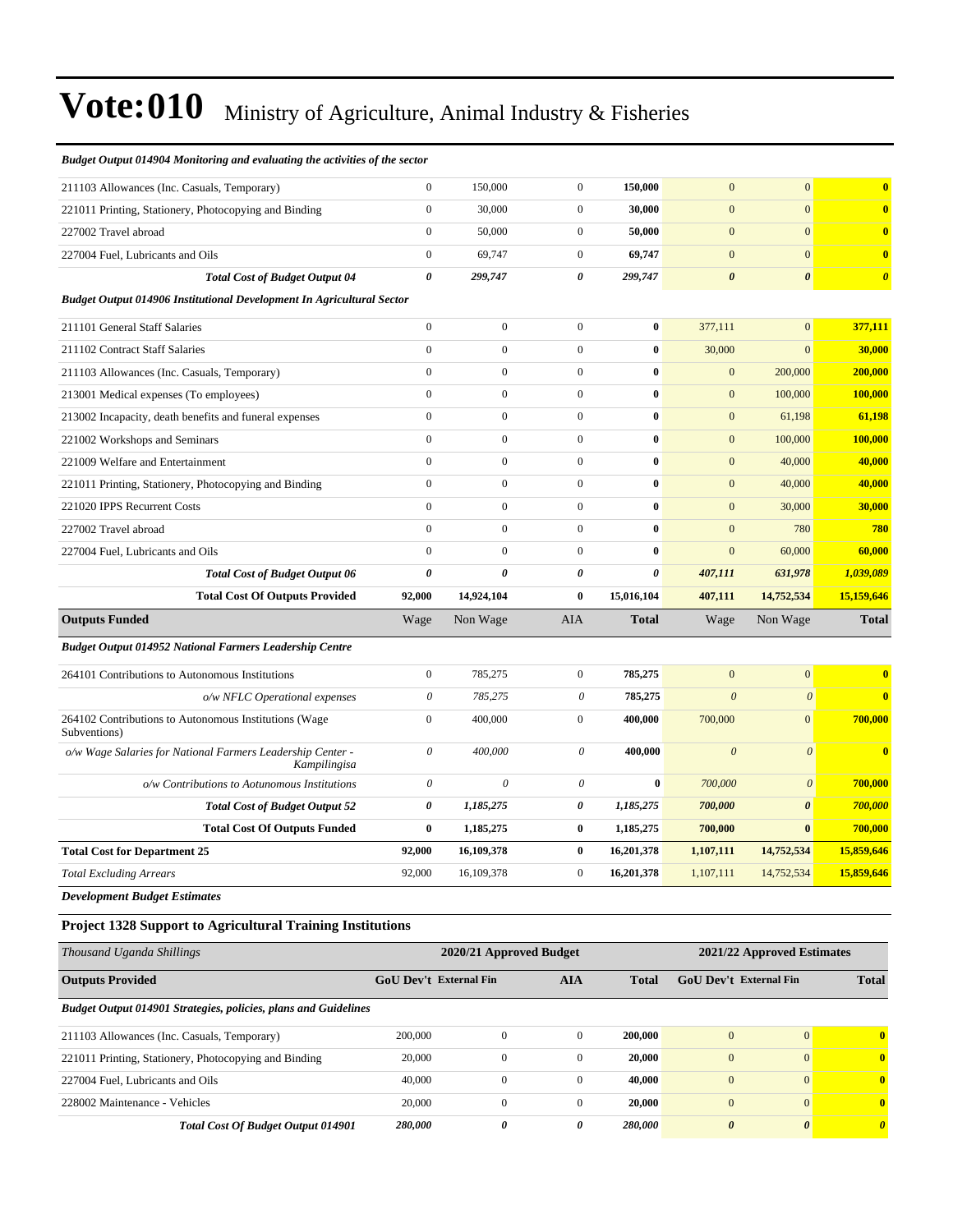# Vote:010 Ministry of Agriculture, Animal Industry & Fisheries

| | | | | | | | |
|---|---|---|---|---|---|---|---|
| ***Budget Output 014904 Monitoring and evaluating the activities of the sector*** | | | | | | | |
| 211103 Allowances (Inc. Casuals, Temporary) | 0 | 150,000 | 0 | **150,000** | 0 | 0 | **0** |
| 221011 Printing, Stationery, Photocopying and Binding | 0 | 30,000 | 0 | **30,000** | 0 | 0 | **0** |
| 227002 Travel abroad | 0 | 50,000 | 0 | **50,000** | 0 | 0 | **0** |
| 227004 Fuel, Lubricants and Oils | 0 | 69,747 | 0 | **69,747** | 0 | 0 | **0** |
| ***Total Cost of Budget Output 04*** | ***0*** | ***299,747*** | ***0*** | ***299,747*** | ***0*** | ***0*** | ***0*** |
| ***Budget Output 014906 Institutional Development In Agricultural Sector*** | | | | | | | |
| 211101 General Staff Salaries | 0 | 0 | 0 | **0** | 377,111 | 0 | **377,111** |
| 211102 Contract Staff Salaries | 0 | 0 | 0 | **0** | 30,000 | 0 | **30,000** |
| 211103 Allowances (Inc. Casuals, Temporary) | 0 | 0 | 0 | **0** | 0 | 200,000 | **200,000** |
| 213001 Medical expenses (To employees) | 0 | 0 | 0 | **0** | 0 | 100,000 | **100,000** |
| 213002 Incapacity, death benefits and funeral expenses | 0 | 0 | 0 | **0** | 0 | 61,198 | **61,198** |
| 221002 Workshops and Seminars | 0 | 0 | 0 | **0** | 0 | 100,000 | **100,000** |
| 221009 Welfare and Entertainment | 0 | 0 | 0 | **0** | 0 | 40,000 | **40,000** |
| 221011 Printing, Stationery, Photocopying and Binding | 0 | 0 | 0 | **0** | 0 | 40,000 | **40,000** |
| 221020 IPPS Recurrent Costs | 0 | 0 | 0 | **0** | 0 | 30,000 | **30,000** |
| 227002 Travel abroad | 0 | 0 | 0 | **0** | 0 | 780 | **780** |
| 227004 Fuel, Lubricants and Oils | 0 | 0 | 0 | **0** | 0 | 60,000 | **60,000** |
| ***Total Cost of Budget Output 06*** | ***0*** | ***0*** | ***0*** | ***0*** | ***407,111*** | ***631,978*** | ***1,039,089*** |
| **Total Cost Of Outputs Provided** | **92,000** | **14,924,104** | **0** | **15,016,104** | **407,111** | **14,752,534** | **15,159,646** |
| **Outputs Funded** | Wage | Non Wage | AIA | **Total** | Wage | Non Wage | **Total** |
| ***Budget Output 014952 National Farmers Leadership Centre*** | | | | | | | |
| 264101 Contributions to Autonomous Institutions | 0 | 785,275 | 0 | **785,275** | 0 | 0 | **0** |
| *o/w NFLC Operational expenses* | *0* | *785,275* | *0* | **785,275** | *0* | *0* | **0** |
| 264102 Contributions to Autonomous Institutions (Wage Subventions) | 0 | 400,000 | 0 | **400,000** | 700,000 | 0 | **700,000** |
| *o/w Wage Salaries for National Farmers Leadership Center - Kampilingisa* | *0* | *400,000* | *0* | **400,000** | *0* | *0* | **0** |
| *o/w Contributions to Aotunomous Institutions* | *0* | *0* | *0* | **0** | *700,000* | *0* | **700,000** |
| ***Total Cost of Budget Output 52*** | ***0*** | ***1,185,275*** | ***0*** | ***1,185,275*** | ***700,000*** | ***0*** | ***700,000*** |
| **Total Cost Of Outputs Funded** | **0** | **1,185,275** | **0** | **1,185,275** | **700,000** | **0** | **700,000** |
| **Total Cost for Department 25** | **92,000** | **16,109,378** | **0** | **16,201,378** | **1,107,111** | **14,752,534** | **15,859,646** |
| *Total Excluding Arrears* | 92,000 | 16,109,378 | 0 | **16,201,378** | 1,107,111 | 14,752,534 | **15,859,646** |

***Development Budget Estimates***

### Project 1328 Support to Agricultural Training Institutions

| *Thousand Uganda Shillings* | 2020/21 Approved Budget | | | | 2021/22 Approved Estimates | | |
|---|---|---|---|---|---|---|---|
| **Outputs Provided** | **GoU Dev't** | **External Fin** | **AIA** | **Total** | **GoU Dev't** | **External Fin** | **Total** |
| ***Budget Output 014901 Strategies, policies, plans and Guidelines*** | | | | | | | |
| 211103 Allowances (Inc. Casuals, Temporary) | 200,000 | 0 | 0 | **200,000** | 0 | 0 | **0** |
| 221011 Printing, Stationery, Photocopying and Binding | 20,000 | 0 | 0 | **20,000** | 0 | 0 | **0** |
| 227004 Fuel, Lubricants and Oils | 40,000 | 0 | 0 | **40,000** | 0 | 0 | **0** |
| 228002 Maintenance - Vehicles | 20,000 | 0 | 0 | **20,000** | 0 | 0 | **0** |
| ***Total Cost Of Budget Output 014901*** | ***280,000*** | ***0*** | ***0*** | ***280,000*** | ***0*** | ***0*** | ***0*** |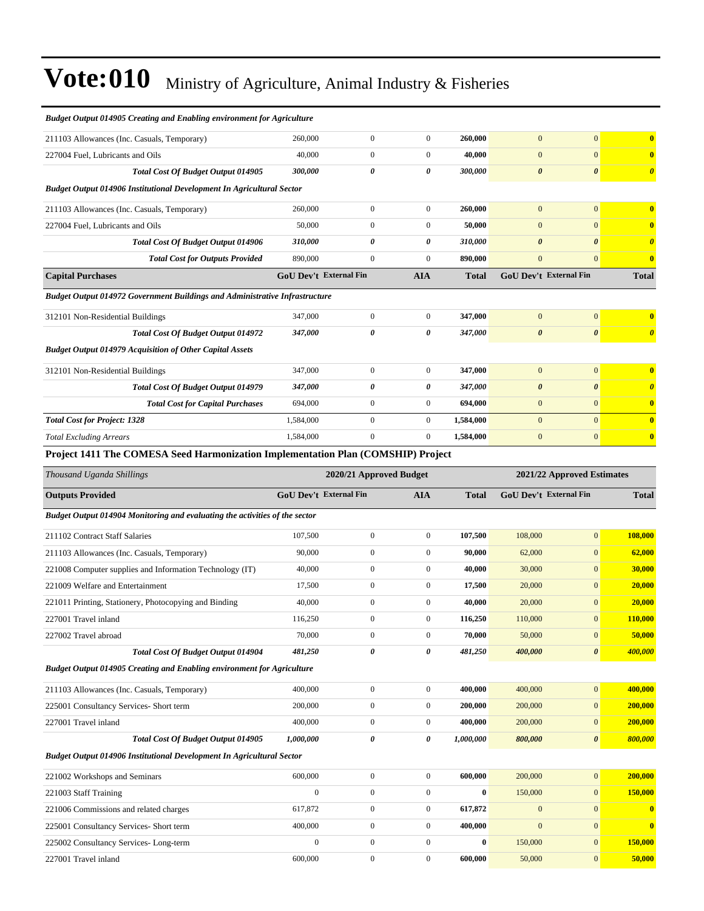# Vote:010 Ministry of Agriculture, Animal Industry & Fisheries

| | GoU Dev't | External Fin | AIA | Total | GoU Dev't | External Fin | Total |
|---|---|---|---|---|---|---|---|
| ***Budget Output 014905 Creating and Enabling environment for Agriculture*** | | | | | | | |
| 211103 Allowances (Inc. Casuals, Temporary) | 260,000 | 0 | 0 | **260,000** | 0 | 0 | **0** |
| 227004 Fuel, Lubricants and Oils | 40,000 | 0 | 0 | **40,000** | 0 | 0 | **0** |
| ***Total Cost Of Budget Output 014905*** | ***300,000*** | ***0*** | ***0*** | ***300,000*** | ***0*** | ***0*** | ***0*** |
| ***Budget Output 014906 Institutional Development In Agricultural Sector*** | | | | | | | |
| 211103 Allowances (Inc. Casuals, Temporary) | 260,000 | 0 | 0 | **260,000** | 0 | 0 | **0** |
| 227004 Fuel, Lubricants and Oils | 50,000 | 0 | 0 | **50,000** | 0 | 0 | **0** |
| ***Total Cost Of Budget Output 014906*** | ***310,000*** | ***0*** | ***0*** | ***310,000*** | ***0*** | ***0*** | ***0*** |
| ***Total Cost for Outputs Provided*** | 890,000 | 0 | 0 | **890,000** | 0 | 0 | **0** |
| **Capital Purchases** | **GoU Dev't** | **External Fin** | **AIA** | **Total** | **GoU Dev't** | **External Fin** | **Total** |
| ***Budget Output 014972 Government Buildings and Administrative Infrastructure*** | | | | | | | |
| 312101 Non-Residential Buildings | 347,000 | 0 | 0 | **347,000** | 0 | 0 | **0** |
| ***Total Cost Of Budget Output 014972*** | ***347,000*** | ***0*** | ***0*** | ***347,000*** | ***0*** | ***0*** | ***0*** |
| ***Budget Output 014979 Acquisition of Other Capital Assets*** | | | | | | | |
| 312101 Non-Residential Buildings | 347,000 | 0 | 0 | **347,000** | 0 | 0 | **0** |
| ***Total Cost Of Budget Output 014979*** | ***347,000*** | ***0*** | ***0*** | ***347,000*** | ***0*** | ***0*** | ***0*** |
| ***Total Cost for Capital Purchases*** | 694,000 | 0 | 0 | **694,000** | 0 | 0 | **0** |
| ***Total Cost for Project: 1328*** | 1,584,000 | 0 | 0 | **1,584,000** | 0 | 0 | **0** |
| *Total Excluding Arrears* | 1,584,000 | 0 | 0 | **1,584,000** | 0 | 0 | **0** |

**Project 1411 The COMESA Seed Harmonization Implementation Plan (COMSHIP) Project**

| *Thousand Uganda Shillings* | 2020/21 Approved Budget | | | | 2021/22 Approved Estimates | | |
|---|---|---|---|---|---|---|---|
| **Outputs Provided** | **GoU Dev't** | **External Fin** | **AIA** | **Total** | **GoU Dev't** | **External Fin** | **Total** |
| ***Budget Output 014904 Monitoring and evaluating the activities of the sector*** | | | | | | | |
| 211102 Contract Staff Salaries | 107,500 | 0 | 0 | **107,500** | 108,000 | 0 | **108,000** |
| 211103 Allowances (Inc. Casuals, Temporary) | 90,000 | 0 | 0 | **90,000** | 62,000 | 0 | **62,000** |
| 221008 Computer supplies and Information Technology (IT) | 40,000 | 0 | 0 | **40,000** | 30,000 | 0 | **30,000** |
| 221009 Welfare and Entertainment | 17,500 | 0 | 0 | **17,500** | 20,000 | 0 | **20,000** |
| 221011 Printing, Stationery, Photocopying and Binding | 40,000 | 0 | 0 | **40,000** | 20,000 | 0 | **20,000** |
| 227001 Travel inland | 116,250 | 0 | 0 | **116,250** | 110,000 | 0 | **110,000** |
| 227002 Travel abroad | 70,000 | 0 | 0 | **70,000** | 50,000 | 0 | **50,000** |
| ***Total Cost Of Budget Output 014904*** | ***481,250*** | ***0*** | ***0*** | ***481,250*** | ***400,000*** | ***0*** | ***400,000*** |
| ***Budget Output 014905 Creating and Enabling environment for Agriculture*** | | | | | | | |
| 211103 Allowances (Inc. Casuals, Temporary) | 400,000 | 0 | 0 | **400,000** | 400,000 | 0 | **400,000** |
| 225001 Consultancy Services- Short term | 200,000 | 0 | 0 | **200,000** | 200,000 | 0 | **200,000** |
| 227001 Travel inland | 400,000 | 0 | 0 | **400,000** | 200,000 | 0 | **200,000** |
| ***Total Cost Of Budget Output 014905*** | ***1,000,000*** | ***0*** | ***0*** | ***1,000,000*** | ***800,000*** | ***0*** | ***800,000*** |
| ***Budget Output 014906 Institutional Development In Agricultural Sector*** | | | | | | | |
| 221002 Workshops and Seminars | 600,000 | 0 | 0 | **600,000** | 200,000 | 0 | **200,000** |
| 221003 Staff Training | 0 | 0 | 0 | **0** | 150,000 | 0 | **150,000** |
| 221006 Commissions and related charges | 617,872 | 0 | 0 | **617,872** | 0 | 0 | **0** |
| 225001 Consultancy Services- Short term | 400,000 | 0 | 0 | **400,000** | 0 | 0 | **0** |
| 225002 Consultancy Services- Long-term | 0 | 0 | 0 | **0** | 150,000 | 0 | **150,000** |
| 227001 Travel inland | 600,000 | 0 | 0 | **600,000** | 50,000 | 0 | **50,000** |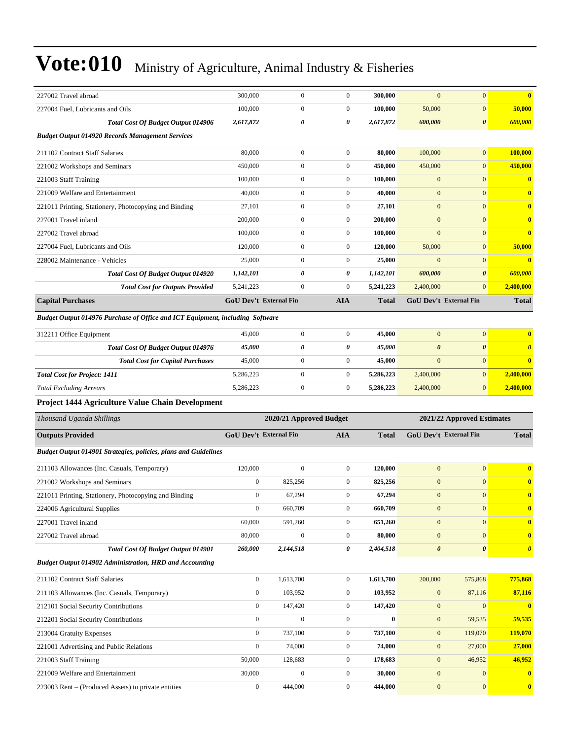# Vote:010 Ministry of Agriculture, Animal Industry & Fisheries

| | | | | | | | |
|---|---|---|---|---|---|---|---|
| 227002 Travel abroad | 300,000 | 0 | 0 | **300,000** | 0 | 0 | **0** |
| 227004 Fuel, Lubricants and Oils | 100,000 | 0 | 0 | **100,000** | 50,000 | 0 | **50,000** |
| ***Total Cost Of Budget Output 014906*** | ***2,617,872*** | ***0*** | ***0*** | ***2,617,872*** | ***600,000*** | ***0*** | ***600,000*** |
| ***Budget Output 014920 Records Management Services*** | | | | | | | |
| 211102 Contract Staff Salaries | 80,000 | 0 | 0 | **80,000** | 100,000 | 0 | **100,000** |
| 221002 Workshops and Seminars | 450,000 | 0 | 0 | **450,000** | 450,000 | 0 | **450,000** |
| 221003 Staff Training | 100,000 | 0 | 0 | **100,000** | 0 | 0 | **0** |
| 221009 Welfare and Entertainment | 40,000 | 0 | 0 | **40,000** | 0 | 0 | **0** |
| 221011 Printing, Stationery, Photocopying and Binding | 27,101 | 0 | 0 | **27,101** | 0 | 0 | **0** |
| 227001 Travel inland | 200,000 | 0 | 0 | **200,000** | 0 | 0 | **0** |
| 227002 Travel abroad | 100,000 | 0 | 0 | **100,000** | 0 | 0 | **0** |
| 227004 Fuel, Lubricants and Oils | 120,000 | 0 | 0 | **120,000** | 50,000 | 0 | **50,000** |
| 228002 Maintenance - Vehicles | 25,000 | 0 | 0 | **25,000** | 0 | 0 | **0** |
| ***Total Cost Of Budget Output 014920*** | ***1,142,101*** | ***0*** | ***0*** | ***1,142,101*** | ***600,000*** | ***0*** | ***600,000*** |
| ***Total Cost for Outputs Provided*** | 5,241,223 | 0 | 0 | **5,241,223** | 2,400,000 | 0 | **2,400,000** |
| **Capital Purchases** | **GoU Dev't** | **External Fin** | **AIA** | **Total** | **GoU Dev't** | **External Fin** | **Total** |
| ***Budget Output 014976 Purchase of Office and ICT Equipment, including Software*** | | | | | | | |
| 312211 Office Equipment | 45,000 | 0 | 0 | **45,000** | 0 | 0 | **0** |
| ***Total Cost Of Budget Output 014976*** | ***45,000*** | ***0*** | ***0*** | ***45,000*** | ***0*** | ***0*** | ***0*** |
| ***Total Cost for Capital Purchases*** | 45,000 | 0 | 0 | **45,000** | 0 | 0 | **0** |
| ***Total Cost for Project: 1411*** | 5,286,223 | 0 | 0 | **5,286,223** | 2,400,000 | 0 | **2,400,000** |
| *Total Excluding Arrears* | 5,286,223 | 0 | 0 | **5,286,223** | 2,400,000 | 0 | **2,400,000** |

### Project 1444 Agriculture Value Chain Development

| *Thousand Uganda Shillings* | **2020/21 Approved Budget** | | | | **2021/22 Approved Estimates** | | |
|---|---|---|---|---|---|---|---|
| **Outputs Provided** | **GoU Dev't** | **External Fin** | **AIA** | **Total** | **GoU Dev't** | **External Fin** | **Total** |
| ***Budget Output 014901 Strategies, policies, plans and Guidelines*** | | | | | | | |
| 211103 Allowances (Inc. Casuals, Temporary) | 120,000 | 0 | 0 | **120,000** | 0 | 0 | **0** |
| 221002 Workshops and Seminars | 0 | 825,256 | 0 | **825,256** | 0 | 0 | **0** |
| 221011 Printing, Stationery, Photocopying and Binding | 0 | 67,294 | 0 | **67,294** | 0 | 0 | **0** |
| 224006 Agricultural Supplies | 0 | 660,709 | 0 | **660,709** | 0 | 0 | **0** |
| 227001 Travel inland | 60,000 | 591,260 | 0 | **651,260** | 0 | 0 | **0** |
| 227002 Travel abroad | 80,000 | 0 | 0 | **80,000** | 0 | 0 | **0** |
| ***Total Cost Of Budget Output 014901*** | ***260,000*** | ***2,144,518*** | ***0*** | ***2,404,518*** | ***0*** | ***0*** | ***0*** |
| ***Budget Output 014902 Administration, HRD and Accounting*** | | | | | | | |
| 211102 Contract Staff Salaries | 0 | 1,613,700 | 0 | **1,613,700** | 200,000 | 575,868 | **775,868** |
| 211103 Allowances (Inc. Casuals, Temporary) | 0 | 103,952 | 0 | **103,952** | 0 | 87,116 | **87,116** |
| 212101 Social Security Contributions | 0 | 147,420 | 0 | **147,420** | 0 | 0 | **0** |
| 212201 Social Security Contributions | 0 | 0 | 0 | **0** | 0 | 59,535 | **59,535** |
| 213004 Gratuity Expenses | 0 | 737,100 | 0 | **737,100** | 0 | 119,070 | **119,070** |
| 221001 Advertising and Public Relations | 0 | 74,000 | 0 | **74,000** | 0 | 27,000 | **27,000** |
| 221003 Staff Training | 50,000 | 128,683 | 0 | **178,683** | 0 | 46,952 | **46,952** |
| 221009 Welfare and Entertainment | 30,000 | 0 | 0 | **30,000** | 0 | 0 | **0** |
| 223003 Rent – (Produced Assets) to private entities | 0 | 444,000 | 0 | **444,000** | 0 | 0 | **0** |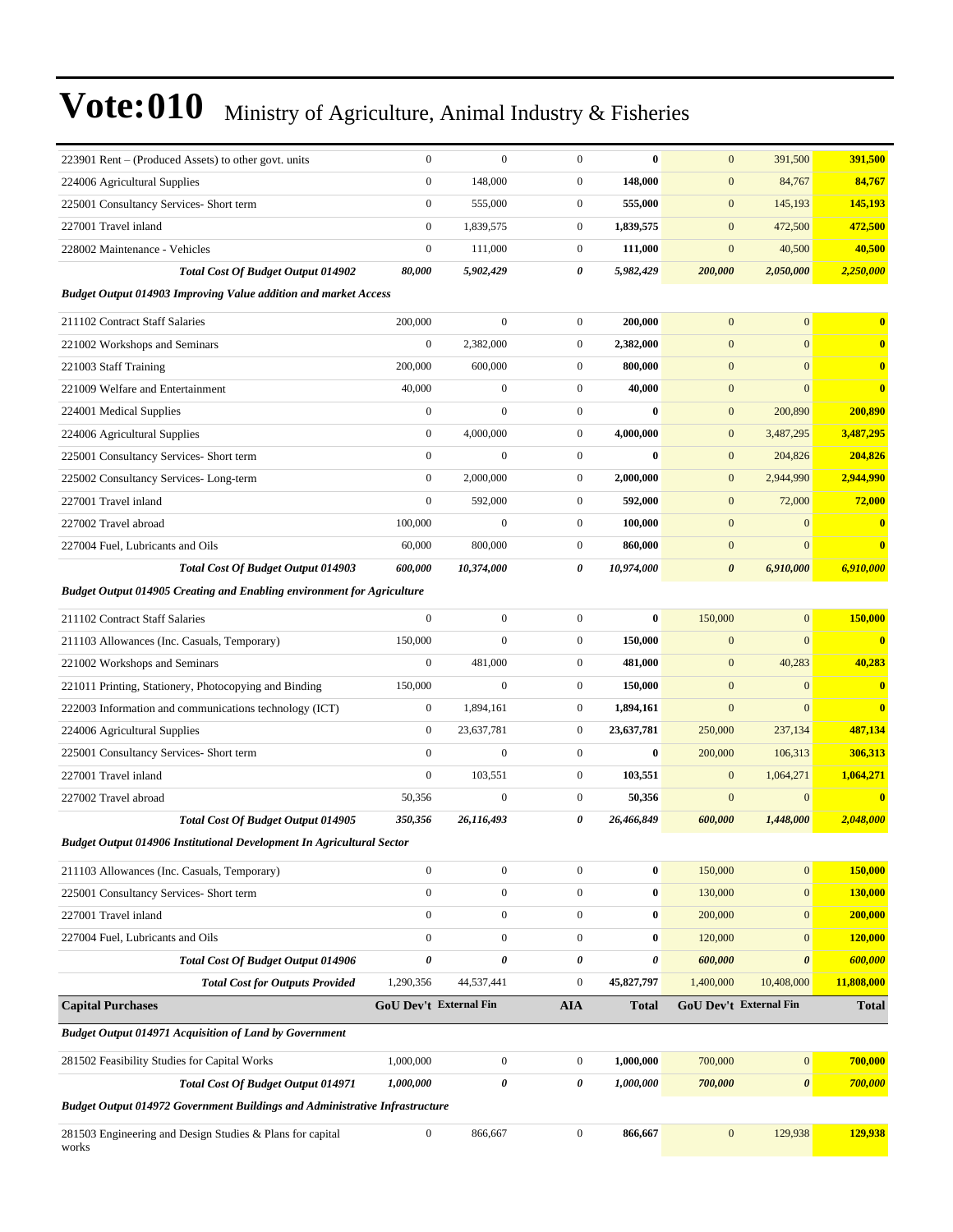# Vote:010 Ministry of Agriculture, Animal Industry & Fisheries

| | | | | | | | |
|---|---|---|---|---|---|---|---|
| 223901 Rent – (Produced Assets) to other govt. units | 0 | 0 | 0 | **0** | 0 | 391,500 | **391,500** |
| 224006 Agricultural Supplies | 0 | 148,000 | 0 | **148,000** | 0 | 84,767 | **84,767** |
| 225001 Consultancy Services- Short term | 0 | 555,000 | 0 | **555,000** | 0 | 145,193 | **145,193** |
| 227001 Travel inland | 0 | 1,839,575 | 0 | **1,839,575** | 0 | 472,500 | **472,500** |
| 228002 Maintenance - Vehicles | 0 | 111,000 | 0 | **111,000** | 0 | 40,500 | **40,500** |
| ***Total Cost Of Budget Output 014902*** | ***80,000*** | ***5,902,429*** | ***0*** | ***5,982,429*** | ***200,000*** | ***2,050,000*** | ***2,250,000*** |
| ***Budget Output 014903 Improving Value addition and market Access*** | | | | | | | |
| 211102 Contract Staff Salaries | 200,000 | 0 | 0 | **200,000** | 0 | 0 | **0** |
| 221002 Workshops and Seminars | 0 | 2,382,000 | 0 | **2,382,000** | 0 | 0 | **0** |
| 221003 Staff Training | 200,000 | 600,000 | 0 | **800,000** | 0 | 0 | **0** |
| 221009 Welfare and Entertainment | 40,000 | 0 | 0 | **40,000** | 0 | 0 | **0** |
| 224001 Medical Supplies | 0 | 0 | 0 | **0** | 0 | 200,890 | **200,890** |
| 224006 Agricultural Supplies | 0 | 4,000,000 | 0 | **4,000,000** | 0 | 3,487,295 | **3,487,295** |
| 225001 Consultancy Services- Short term | 0 | 0 | 0 | **0** | 0 | 204,826 | **204,826** |
| 225002 Consultancy Services- Long-term | 0 | 2,000,000 | 0 | **2,000,000** | 0 | 2,944,990 | **2,944,990** |
| 227001 Travel inland | 0 | 592,000 | 0 | **592,000** | 0 | 72,000 | **72,000** |
| 227002 Travel abroad | 100,000 | 0 | 0 | **100,000** | 0 | 0 | **0** |
| 227004 Fuel, Lubricants and Oils | 60,000 | 800,000 | 0 | **860,000** | 0 | 0 | **0** |
| ***Total Cost Of Budget Output 014903*** | ***600,000*** | ***10,374,000*** | ***0*** | ***10,974,000*** | ***0*** | ***6,910,000*** | ***6,910,000*** |
| ***Budget Output 014905 Creating and Enabling environment for Agriculture*** | | | | | | | |
| 211102 Contract Staff Salaries | 0 | 0 | 0 | **0** | 150,000 | 0 | **150,000** |
| 211103 Allowances (Inc. Casuals, Temporary) | 150,000 | 0 | 0 | **150,000** | 0 | 0 | **0** |
| 221002 Workshops and Seminars | 0 | 481,000 | 0 | **481,000** | 0 | 40,283 | **40,283** |
| 221011 Printing, Stationery, Photocopying and Binding | 150,000 | 0 | 0 | **150,000** | 0 | 0 | **0** |
| 222003 Information and communications technology (ICT) | 0 | 1,894,161 | 0 | **1,894,161** | 0 | 0 | **0** |
| 224006 Agricultural Supplies | 0 | 23,637,781 | 0 | **23,637,781** | 250,000 | 237,134 | **487,134** |
| 225001 Consultancy Services- Short term | 0 | 0 | 0 | **0** | 200,000 | 106,313 | **306,313** |
| 227001 Travel inland | 0 | 103,551 | 0 | **103,551** | 0 | 1,064,271 | **1,064,271** |
| 227002 Travel abroad | 50,356 | 0 | 0 | **50,356** | 0 | 0 | **0** |
| ***Total Cost Of Budget Output 014905*** | ***350,356*** | ***26,116,493*** | ***0*** | ***26,466,849*** | ***600,000*** | ***1,448,000*** | ***2,048,000*** |
| ***Budget Output 014906 Institutional Development In Agricultural Sector*** | | | | | | | |
| 211103 Allowances (Inc. Casuals, Temporary) | 0 | 0 | 0 | **0** | 150,000 | 0 | **150,000** |
| 225001 Consultancy Services- Short term | 0 | 0 | 0 | **0** | 130,000 | 0 | **130,000** |
| 227001 Travel inland | 0 | 0 | 0 | **0** | 200,000 | 0 | **200,000** |
| 227004 Fuel, Lubricants and Oils | 0 | 0 | 0 | **0** | 120,000 | 0 | **120,000** |
| ***Total Cost Of Budget Output 014906*** | ***0*** | ***0*** | ***0*** | ***0*** | ***600,000*** | ***0*** | ***600,000*** |
| ***Total Cost for Outputs Provided*** | 1,290,356 | 44,537,441 | 0 | 45,827,797 | 1,400,000 | 10,408,000 | 11,808,000 |
| **Capital Purchases** | **GoU Dev't** | **External Fin** | **AIA** | **Total** | **GoU Dev't** | **External Fin** | **Total** |
| ***Budget Output 014971 Acquisition of Land by Government*** | | | | | | | |
| 281502 Feasibility Studies for Capital Works | 1,000,000 | 0 | 0 | **1,000,000** | 700,000 | 0 | **700,000** |
| ***Total Cost Of Budget Output 014971*** | ***1,000,000*** | ***0*** | ***0*** | ***1,000,000*** | ***700,000*** | ***0*** | ***700,000*** |
| ***Budget Output 014972 Government Buildings and Administrative Infrastructure*** | | | | | | | |
| 281503 Engineering and Design Studies & Plans for capital works | 0 | 866,667 | 0 | **866,667** | 0 | 129,938 | **129,938** |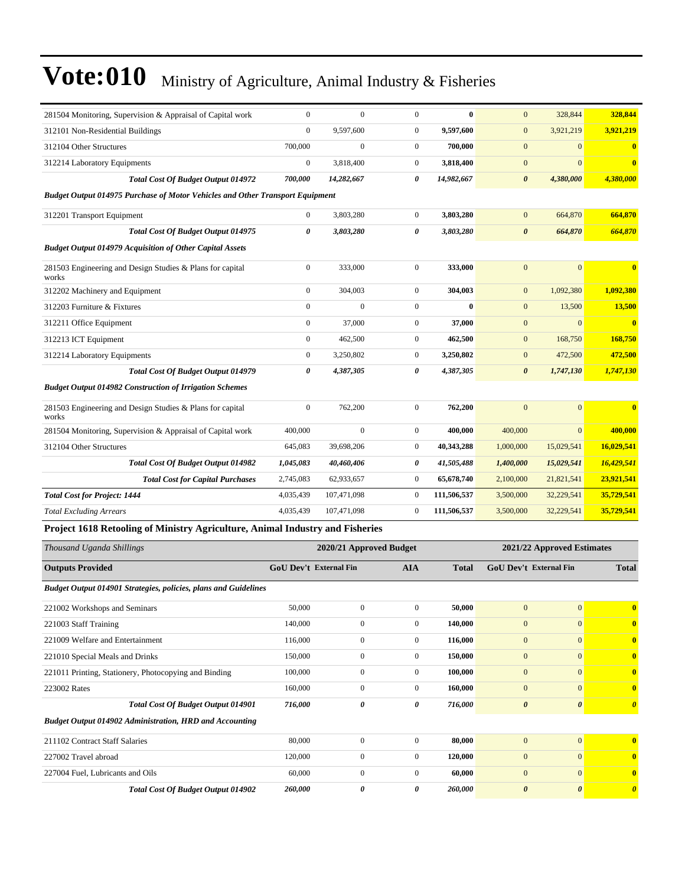# Vote:010 Ministry of Agriculture, Animal Industry & Fisheries

| | | | | | | | |
|---|---|---|---|---|---|---|---|
| 281504 Monitoring, Supervision & Appraisal of Capital work | 0 | 0 | 0 | **0** | 0 | 328,844 | **328,844** |
| 312101 Non-Residential Buildings | 0 | 9,597,600 | 0 | **9,597,600** | 0 | 3,921,219 | **3,921,219** |
| 312104 Other Structures | 700,000 | 0 | 0 | **700,000** | 0 | 0 | **0** |
| 312214 Laboratory Equipments | 0 | 3,818,400 | 0 | **3,818,400** | 0 | 0 | **0** |
| ***Total Cost Of Budget Output 014972*** | ***700,000*** | ***14,282,667*** | ***0*** | ***14,982,667*** | ***0*** | ***4,380,000*** | ***4,380,000*** |
| ***Budget Output 014975 Purchase of Motor Vehicles and Other Transport Equipment*** | | | | | | | |
| 312201 Transport Equipment | 0 | 3,803,280 | 0 | **3,803,280** | 0 | 664,870 | **664,870** |
| ***Total Cost Of Budget Output 014975*** | ***0*** | ***3,803,280*** | ***0*** | ***3,803,280*** | ***0*** | ***664,870*** | ***664,870*** |
| ***Budget Output 014979 Acquisition of Other Capital Assets*** | | | | | | | |
| 281503 Engineering and Design Studies & Plans for capital works | 0 | 333,000 | 0 | **333,000** | 0 | 0 | **0** |
| 312202 Machinery and Equipment | 0 | 304,003 | 0 | **304,003** | 0 | 1,092,380 | **1,092,380** |
| 312203 Furniture & Fixtures | 0 | 0 | 0 | **0** | 0 | 13,500 | **13,500** |
| 312211 Office Equipment | 0 | 37,000 | 0 | **37,000** | 0 | 0 | **0** |
| 312213 ICT Equipment | 0 | 462,500 | 0 | **462,500** | 0 | 168,750 | **168,750** |
| 312214 Laboratory Equipments | 0 | 3,250,802 | 0 | **3,250,802** | 0 | 472,500 | **472,500** |
| ***Total Cost Of Budget Output 014979*** | ***0*** | ***4,387,305*** | ***0*** | ***4,387,305*** | ***0*** | ***1,747,130*** | ***1,747,130*** |
| ***Budget Output 014982 Construction of Irrigation Schemes*** | | | | | | | |
| 281503 Engineering and Design Studies & Plans for capital works | 0 | 762,200 | 0 | **762,200** | 0 | 0 | **0** |
| 281504 Monitoring, Supervision & Appraisal of Capital work | 400,000 | 0 | 0 | **400,000** | 400,000 | 0 | **400,000** |
| 312104 Other Structures | 645,083 | 39,698,206 | 0 | **40,343,288** | 1,000,000 | 15,029,541 | **16,029,541** |
| ***Total Cost Of Budget Output 014982*** | ***1,045,083*** | ***40,460,406*** | ***0*** | ***41,505,488*** | ***1,400,000*** | ***15,029,541*** | ***16,429,541*** |
| ***Total Cost for Capital Purchases*** | 2,745,083 | 62,933,657 | 0 | 65,678,740 | 2,100,000 | 21,821,541 | **23,921,541** |
| ***Total Cost for Project: 1444*** | 4,035,439 | 107,471,098 | 0 | 111,506,537 | 3,500,000 | 32,229,541 | **35,729,541** |
| *Total Excluding Arrears* | 4,035,439 | 107,471,098 | 0 | 111,506,537 | 3,500,000 | 32,229,541 | **35,729,541** |

**Project 1618 Retooling of Ministry Agriculture, Animal Industry and Fisheries**

| *Thousand Uganda Shillings* | 2020/21 Approved Budget | | | | 2021/22 Approved Estimates | | |
|---|---|---|---|---|---|---|---|
| **Outputs Provided** | **GoU Dev't** | **External Fin** | **AIA** | **Total** | **GoU Dev't** | **External Fin** | **Total** |
| ***Budget Output 014901 Strategies, policies, plans and Guidelines*** | | | | | | | |
| 221002 Workshops and Seminars | 50,000 | 0 | 0 | **50,000** | 0 | 0 | **0** |
| 221003 Staff Training | 140,000 | 0 | 0 | **140,000** | 0 | 0 | **0** |
| 221009 Welfare and Entertainment | 116,000 | 0 | 0 | **116,000** | 0 | 0 | **0** |
| 221010 Special Meals and Drinks | 150,000 | 0 | 0 | **150,000** | 0 | 0 | **0** |
| 221011 Printing, Stationery, Photocopying and Binding | 100,000 | 0 | 0 | **100,000** | 0 | 0 | **0** |
| 223002 Rates | 160,000 | 0 | 0 | **160,000** | 0 | 0 | **0** |
| ***Total Cost Of Budget Output 014901*** | ***716,000*** | ***0*** | ***0*** | ***716,000*** | ***0*** | ***0*** | ***0*** |
| ***Budget Output 014902 Administration, HRD and Accounting*** | | | | | | | |
| 211102 Contract Staff Salaries | 80,000 | 0 | 0 | **80,000** | 0 | 0 | **0** |
| 227002 Travel abroad | 120,000 | 0 | 0 | **120,000** | 0 | 0 | **0** |
| 227004 Fuel, Lubricants and Oils | 60,000 | 0 | 0 | **60,000** | 0 | 0 | **0** |
| ***Total Cost Of Budget Output 014902*** | ***260,000*** | ***0*** | ***0*** | ***260,000*** | ***0*** | ***0*** | ***0*** |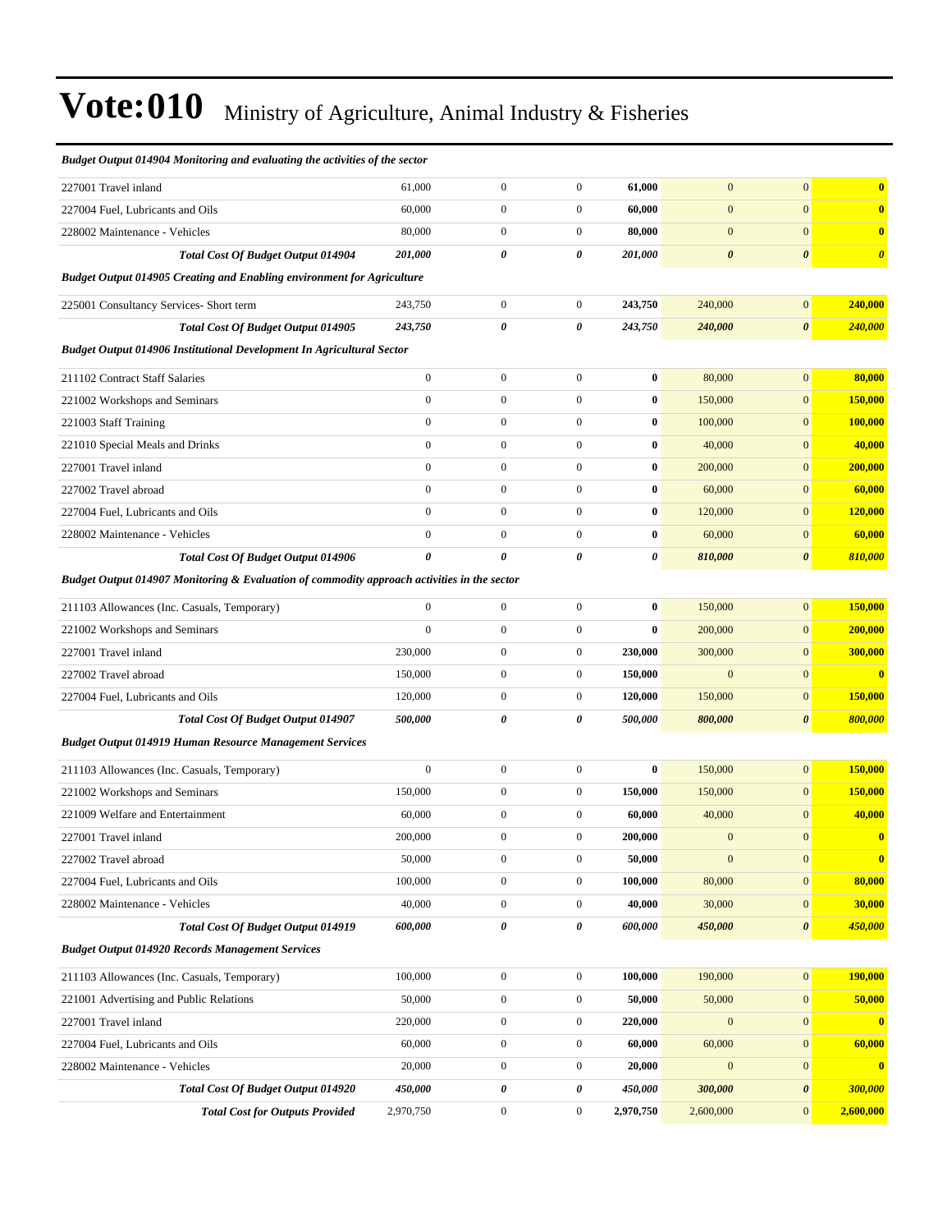# Vote:010 Ministry of Agriculture, Animal Industry & Fisheries

| | | | | | | | |
|---|---|---|---|---|---|---|---|
| ***Budget Output 014904 Monitoring and evaluating the activities of the sector*** | | | | | | | |
| 227001 Travel inland | 61,000 | 0 | 0 | **61,000** | 0 | 0 | **0** |
| 227004 Fuel, Lubricants and Oils | 60,000 | 0 | 0 | **60,000** | 0 | 0 | **0** |
| 228002 Maintenance - Vehicles | 80,000 | 0 | 0 | **80,000** | 0 | 0 | **0** |
| ***Total Cost Of Budget Output 014904*** | ***201,000*** | ***0*** | ***0*** | ***201,000*** | ***0*** | ***0*** | ***0*** |
| ***Budget Output 014905 Creating and Enabling environment for Agriculture*** | | | | | | | |
| 225001 Consultancy Services- Short term | 243,750 | 0 | 0 | **243,750** | 240,000 | 0 | **240,000** |
| ***Total Cost Of Budget Output 014905*** | ***243,750*** | ***0*** | ***0*** | ***243,750*** | ***240,000*** | ***0*** | ***240,000*** |
| ***Budget Output 014906 Institutional Development In Agricultural Sector*** | | | | | | | |
| 211102 Contract Staff Salaries | 0 | 0 | 0 | **0** | 80,000 | 0 | **80,000** |
| 221002 Workshops and Seminars | 0 | 0 | 0 | **0** | 150,000 | 0 | **150,000** |
| 221003 Staff Training | 0 | 0 | 0 | **0** | 100,000 | 0 | **100,000** |
| 221010 Special Meals and Drinks | 0 | 0 | 0 | **0** | 40,000 | 0 | **40,000** |
| 227001 Travel inland | 0 | 0 | 0 | **0** | 200,000 | 0 | **200,000** |
| 227002 Travel abroad | 0 | 0 | 0 | **0** | 60,000 | 0 | **60,000** |
| 227004 Fuel, Lubricants and Oils | 0 | 0 | 0 | **0** | 120,000 | 0 | **120,000** |
| 228002 Maintenance - Vehicles | 0 | 0 | 0 | **0** | 60,000 | 0 | **60,000** |
| ***Total Cost Of Budget Output 014906*** | ***0*** | ***0*** | ***0*** | ***0*** | ***810,000*** | ***0*** | ***810,000*** |
| ***Budget Output 014907 Monitoring & Evaluation of commodity approach activities in the sector*** | | | | | | | |
| 211103 Allowances (Inc. Casuals, Temporary) | 0 | 0 | 0 | **0** | 150,000 | 0 | **150,000** |
| 221002 Workshops and Seminars | 0 | 0 | 0 | **0** | 200,000 | 0 | **200,000** |
| 227001 Travel inland | 230,000 | 0 | 0 | **230,000** | 300,000 | 0 | **300,000** |
| 227002 Travel abroad | 150,000 | 0 | 0 | **150,000** | 0 | 0 | **0** |
| 227004 Fuel, Lubricants and Oils | 120,000 | 0 | 0 | **120,000** | 150,000 | 0 | **150,000** |
| ***Total Cost Of Budget Output 014907*** | ***500,000*** | ***0*** | ***0*** | ***500,000*** | ***800,000*** | ***0*** | ***800,000*** |
| ***Budget Output 014919 Human Resource Management Services*** | | | | | | | |
| 211103 Allowances (Inc. Casuals, Temporary) | 0 | 0 | 0 | **0** | 150,000 | 0 | **150,000** |
| 221002 Workshops and Seminars | 150,000 | 0 | 0 | **150,000** | 150,000 | 0 | **150,000** |
| 221009 Welfare and Entertainment | 60,000 | 0 | 0 | **60,000** | 40,000 | 0 | **40,000** |
| 227001 Travel inland | 200,000 | 0 | 0 | **200,000** | 0 | 0 | **0** |
| 227002 Travel abroad | 50,000 | 0 | 0 | **50,000** | 0 | 0 | **0** |
| 227004 Fuel, Lubricants and Oils | 100,000 | 0 | 0 | **100,000** | 80,000 | 0 | **80,000** |
| 228002 Maintenance - Vehicles | 40,000 | 0 | 0 | **40,000** | 30,000 | 0 | **30,000** |
| ***Total Cost Of Budget Output 014919*** | ***600,000*** | ***0*** | ***0*** | ***600,000*** | ***450,000*** | ***0*** | ***450,000*** |
| ***Budget Output 014920 Records Management Services*** | | | | | | | |
| 211103 Allowances (Inc. Casuals, Temporary) | 100,000 | 0 | 0 | **100,000** | 190,000 | 0 | **190,000** |
| 221001 Advertising and Public Relations | 50,000 | 0 | 0 | **50,000** | 50,000 | 0 | **50,000** |
| 227001 Travel inland | 220,000 | 0 | 0 | **220,000** | 0 | 0 | **0** |
| 227004 Fuel, Lubricants and Oils | 60,000 | 0 | 0 | **60,000** | 60,000 | 0 | **60,000** |
| 228002 Maintenance - Vehicles | 20,000 | 0 | 0 | **20,000** | 0 | 0 | **0** |
| ***Total Cost Of Budget Output 014920*** | ***450,000*** | ***0*** | ***0*** | ***450,000*** | ***300,000*** | ***0*** | ***300,000*** |
| ***Total Cost for Outputs Provided*** | 2,970,750 | 0 | 0 | **2,970,750** | 2,600,000 | 0 | **2,600,000** |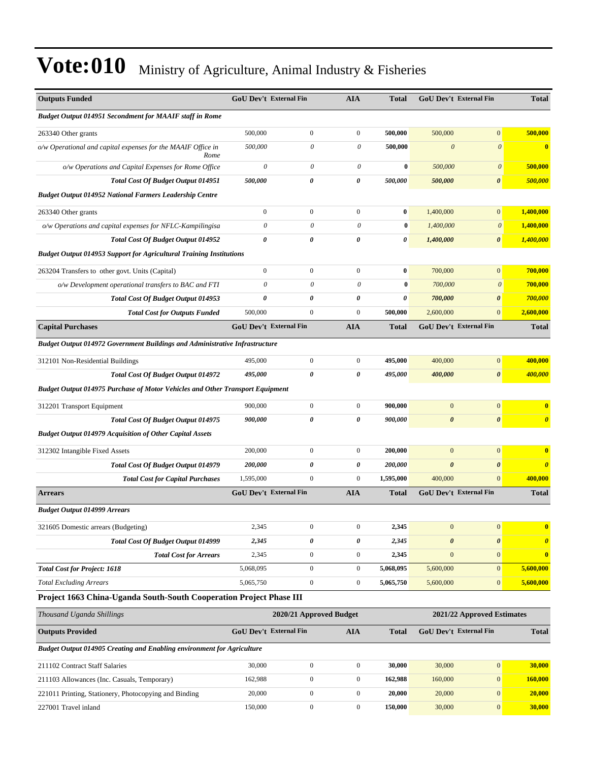# Vote:010 Ministry of Agriculture, Animal Industry & Fisheries

| Outputs Funded | GoU Dev't | External Fin | AIA | Total | GoU Dev't | External Fin | Total |
|---|---|---|---|---|---|---|---|
| ***Budget Output 014951 Secondment for MAAIF staff in Rome*** | | | | | | | |
| 263340 Other grants | 500,000 | 0 | 0 | **500,000** | 500,000 | 0 | **500,000** |
| *o/w Operational and capital expenses for the MAAIF Office in Rome* | *500,000* | *0* | *0* | **500,000** | *0* | *0* | **0** |
| *o/w Operations and Capital Expenses for Rome Office* | *0* | *0* | *0* | **0** | *500,000* | *0* | **500,000** |
| ***Total Cost Of Budget Output 014951*** | ***500,000*** | ***0*** | ***0*** | ***500,000*** | ***500,000*** | ***0*** | ***500,000*** |
| ***Budget Output 014952 National Farmers Leadership Centre*** | | | | | | | |
| 263340 Other grants | 0 | 0 | 0 | **0** | 1,400,000 | 0 | **1,400,000** |
| *o/w Operations and capital expenses for NFLC-Kampilingisa* | *0* | *0* | *0* | **0** | *1,400,000* | *0* | **1,400,000** |
| ***Total Cost Of Budget Output 014952*** | ***0*** | ***0*** | ***0*** | ***0*** | ***1,400,000*** | ***0*** | ***1,400,000*** |
| ***Budget Output 014953 Support for Agricultural Training Institutions*** | | | | | | | |
| 263204 Transfers to other govt. Units (Capital) | 0 | 0 | 0 | **0** | 700,000 | 0 | **700,000** |
| *o/w Development operational transfers to BAC and FTI* | *0* | *0* | *0* | **0** | *700,000* | *0* | **700,000** |
| ***Total Cost Of Budget Output 014953*** | ***0*** | ***0*** | ***0*** | ***0*** | ***700,000*** | ***0*** | ***700,000*** |
| ***Total Cost for Outputs Funded*** | 500,000 | 0 | 0 | **500,000** | 2,600,000 | 0 | **2,600,000** |
| **Capital Purchases** | **GoU Dev't** | **External Fin** | **AIA** | **Total** | **GoU Dev't** | **External Fin** | **Total** |
| ***Budget Output 014972 Government Buildings and Administrative Infrastructure*** | | | | | | | |
| 312101 Non-Residential Buildings | 495,000 | 0 | 0 | **495,000** | 400,000 | 0 | **400,000** |
| ***Total Cost Of Budget Output 014972*** | ***495,000*** | ***0*** | ***0*** | ***495,000*** | ***400,000*** | ***0*** | ***400,000*** |
| ***Budget Output 014975 Purchase of Motor Vehicles and Other Transport Equipment*** | | | | | | | |
| 312201 Transport Equipment | 900,000 | 0 | 0 | **900,000** | 0 | 0 | **0** |
| ***Total Cost Of Budget Output 014975*** | ***900,000*** | ***0*** | ***0*** | ***900,000*** | ***0*** | ***0*** | ***0*** |
| ***Budget Output 014979 Acquisition of Other Capital Assets*** | | | | | | | |
| 312302 Intangible Fixed Assets | 200,000 | 0 | 0 | **200,000** | 0 | 0 | **0** |
| ***Total Cost Of Budget Output 014979*** | ***200,000*** | ***0*** | ***0*** | ***200,000*** | ***0*** | ***0*** | ***0*** |
| ***Total Cost for Capital Purchases*** | 1,595,000 | 0 | 0 | **1,595,000** | 400,000 | 0 | **400,000** |
| **Arrears** | **GoU Dev't** | **External Fin** | **AIA** | **Total** | **GoU Dev't** | **External Fin** | **Total** |
| ***Budget Output 014999 Arrears*** | | | | | | | |
| 321605 Domestic arrears (Budgeting) | 2,345 | 0 | 0 | **2,345** | 0 | 0 | **0** |
| ***Total Cost Of Budget Output 014999*** | ***2,345*** | ***0*** | ***0*** | ***2,345*** | ***0*** | ***0*** | ***0*** |
| ***Total Cost for Arrears*** | 2,345 | 0 | 0 | **2,345** | 0 | 0 | **0** |
| ***Total Cost for Project: 1618*** | 5,068,095 | 0 | 0 | **5,068,095** | 5,600,000 | 0 | **5,600,000** |
| *Total Excluding Arrears* | 5,065,750 | 0 | 0 | **5,065,750** | 5,600,000 | 0 | **5,600,000** |

**Project 1663 China-Uganda South-South Cooperation Project Phase III**

| *Thousand Uganda Shillings* | 2020/21 Approved Budget | | | | 2021/22 Approved Estimates | | |
|---|---|---|---|---|---|---|---|
| **Outputs Provided** | **GoU Dev't** | **External Fin** | **AIA** | **Total** | **GoU Dev't** | **External Fin** | **Total** |
| ***Budget Output 014905 Creating and Enabling environment for Agriculture*** | | | | | | | |
| 211102 Contract Staff Salaries | 30,000 | 0 | 0 | **30,000** | 30,000 | 0 | **30,000** |
| 211103 Allowances (Inc. Casuals, Temporary) | 162,988 | 0 | 0 | **162,988** | 160,000 | 0 | **160,000** |
| 221011 Printing, Stationery, Photocopying and Binding | 20,000 | 0 | 0 | **20,000** | 20,000 | 0 | **20,000** |
| 227001 Travel inland | 150,000 | 0 | 0 | **150,000** | 30,000 | 0 | **30,000** |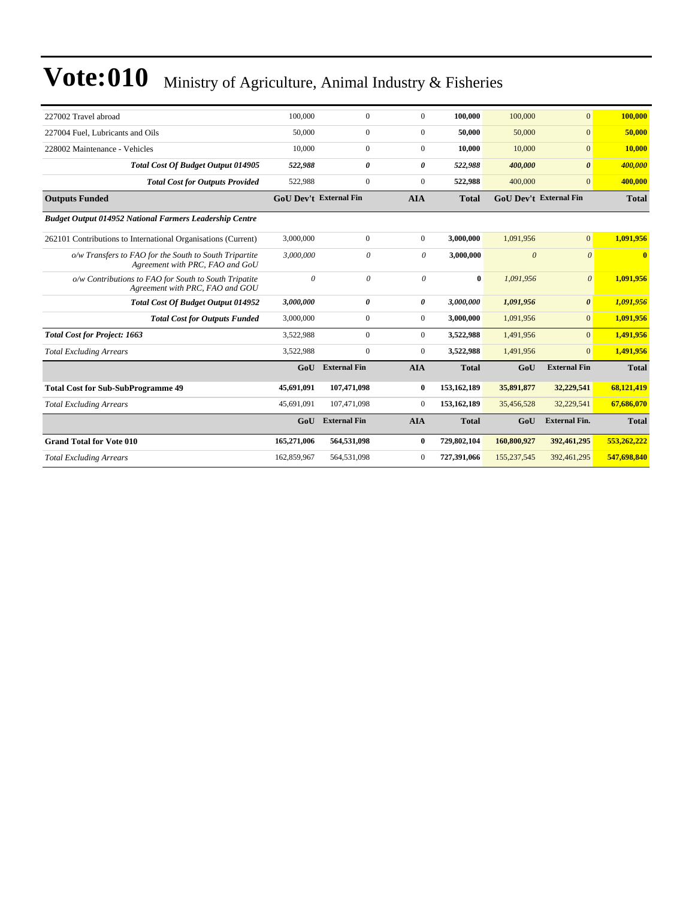# Vote:010 Ministry of Agriculture, Animal Industry & Fisheries

| | | | | | | | |
|---|---|---|---|---|---|---|---|
| 227002 Travel abroad | 100,000 | 0 | 0 | **100,000** | 100,000 | 0 | **100,000** |
| 227004 Fuel, Lubricants and Oils | 50,000 | 0 | 0 | **50,000** | 50,000 | 0 | **50,000** |
| 228002 Maintenance - Vehicles | 10,000 | 0 | 0 | **10,000** | 10,000 | 0 | **10,000** |
| ***Total Cost Of Budget Output 014905*** | ***522,988*** | ***0*** | ***0*** | ***522,988*** | ***400,000*** | ***0*** | ***400,000*** |
| ***Total Cost for Outputs Provided*** | 522,988 | 0 | 0 | **522,988** | 400,000 | 0 | **400,000** |
| **Outputs Funded** | **GoU Dev't** | **External Fin** | **AIA** | **Total** | **GoU Dev't** | **External Fin** | **Total** |
| ***Budget Output 014952 National Farmers Leadership Centre*** | | | | | | | |
| 262101 Contributions to International Organisations (Current) | 3,000,000 | 0 | 0 | **3,000,000** | 1,091,956 | 0 | **1,091,956** |
| *o/w Transfers to FAO for the South to South Tripartite Agreement with PRC, FAO and GoU* | *3,000,000* | *0* | *0* | **3,000,000** | *0* | *0* | **0** |
| *o/w Contributions to FAO for South to South Tripatite Agreement with PRC, FAO and GOU* | *0* | *0* | *0* | **0** | *1,091,956* | *0* | **1,091,956** |
| ***Total Cost Of Budget Output 014952*** | ***3,000,000*** | ***0*** | ***0*** | ***3,000,000*** | ***1,091,956*** | ***0*** | ***1,091,956*** |
| ***Total Cost for Outputs Funded*** | 3,000,000 | 0 | 0 | **3,000,000** | 1,091,956 | 0 | **1,091,956** |
| ***Total Cost for Project: 1663*** | 3,522,988 | 0 | 0 | **3,522,988** | 1,491,956 | 0 | **1,491,956** |
| *Total Excluding Arrears* | 3,522,988 | 0 | 0 | **3,522,988** | 1,491,956 | 0 | **1,491,956** |
| | **GoU** | **External Fin** | **AIA** | **Total** | **GoU** | **External Fin** | **Total** |
| **Total Cost for Sub-SubProgramme 49** | **45,691,091** | **107,471,098** | **0** | **153,162,189** | **35,891,877** | **32,229,541** | **68,121,419** |
| *Total Excluding Arrears* | 45,691,091 | 107,471,098 | 0 | **153,162,189** | 35,456,528 | 32,229,541 | **67,686,070** |
| | **GoU** | **External Fin** | **AIA** | **Total** | **GoU** | **External Fin.** | **Total** |
| **Grand Total for Vote 010** | **165,271,006** | **564,531,098** | **0** | **729,802,104** | **160,800,927** | **392,461,295** | **553,262,222** |
| *Total Excluding Arrears* | 162,859,967 | 564,531,098 | 0 | **727,391,066** | 155,237,545 | 392,461,295 | **547,698,840** |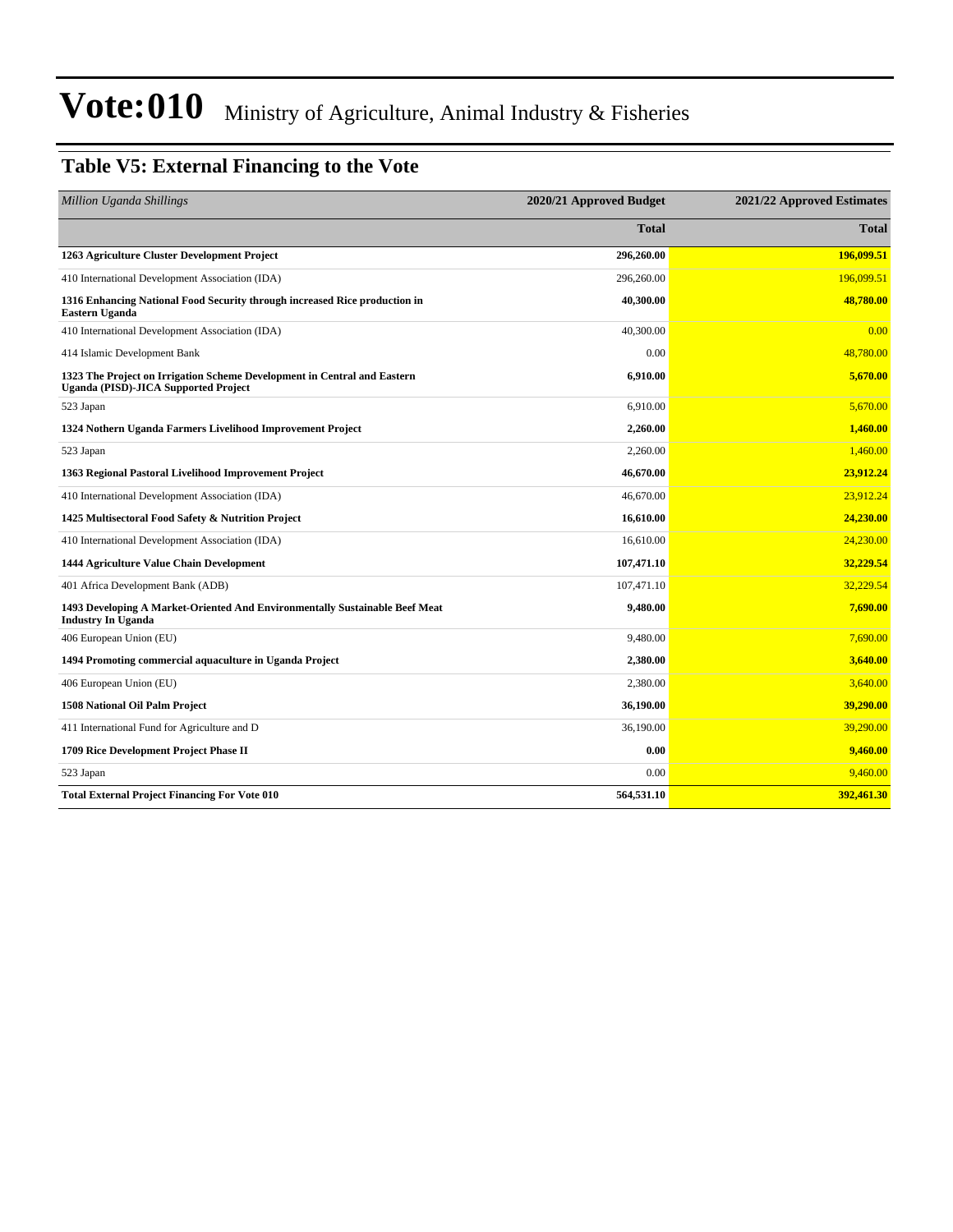# Vote:010 Ministry of Agriculture, Animal Industry & Fisheries

## Table V5: External Financing to the Vote

| *Million Uganda Shillings* | 2020/21 Approved Budget | 2021/22 Approved Estimates |
|---|---|---|
| | **Total** | **Total** |
| **1263 Agriculture Cluster Development Project** | **296,260.00** | **196,099.51** |
| 410 International Development Association (IDA) | 296,260.00 | 196,099.51 |
| **1316 Enhancing National Food Security through increased Rice production in Eastern Uganda** | **40,300.00** | **48,780.00** |
| 410 International Development Association (IDA) | 40,300.00 | 0.00 |
| 414 Islamic Development Bank | 0.00 | 48,780.00 |
| **1323 The Project on Irrigation Scheme Development in Central and Eastern Uganda (PISD)-JICA Supported Project** | **6,910.00** | **5,670.00** |
| 523 Japan | 6,910.00 | 5,670.00 |
| **1324 Nothern Uganda Farmers Livelihood Improvement Project** | **2,260.00** | **1,460.00** |
| 523 Japan | 2,260.00 | 1,460.00 |
| **1363 Regional Pastoral Livelihood Improvement Project** | **46,670.00** | **23,912.24** |
| 410 International Development Association (IDA) | 46,670.00 | 23,912.24 |
| **1425 Multisectoral Food Safety & Nutrition Project** | **16,610.00** | **24,230.00** |
| 410 International Development Association (IDA) | 16,610.00 | 24,230.00 |
| **1444 Agriculture Value Chain Development** | **107,471.10** | **32,229.54** |
| 401 Africa Development Bank (ADB) | 107,471.10 | 32,229.54 |
| **1493 Developing A Market-Oriented And Environmentally Sustainable Beef Meat Industry In Uganda** | **9,480.00** | **7,690.00** |
| 406 European Union (EU) | 9,480.00 | 7,690.00 |
| **1494 Promoting commercial aquaculture in Uganda Project** | **2,380.00** | **3,640.00** |
| 406 European Union (EU) | 2,380.00 | 3,640.00 |
| **1508 National Oil Palm Project** | **36,190.00** | **39,290.00** |
| 411 International Fund for Agriculture and D | 36,190.00 | 39,290.00 |
| **1709 Rice Development Project Phase II** | **0.00** | **9,460.00** |
| 523 Japan | 0.00 | 9,460.00 |
| **Total External Project Financing For Vote 010** | **564,531.10** | **392,461.30** |